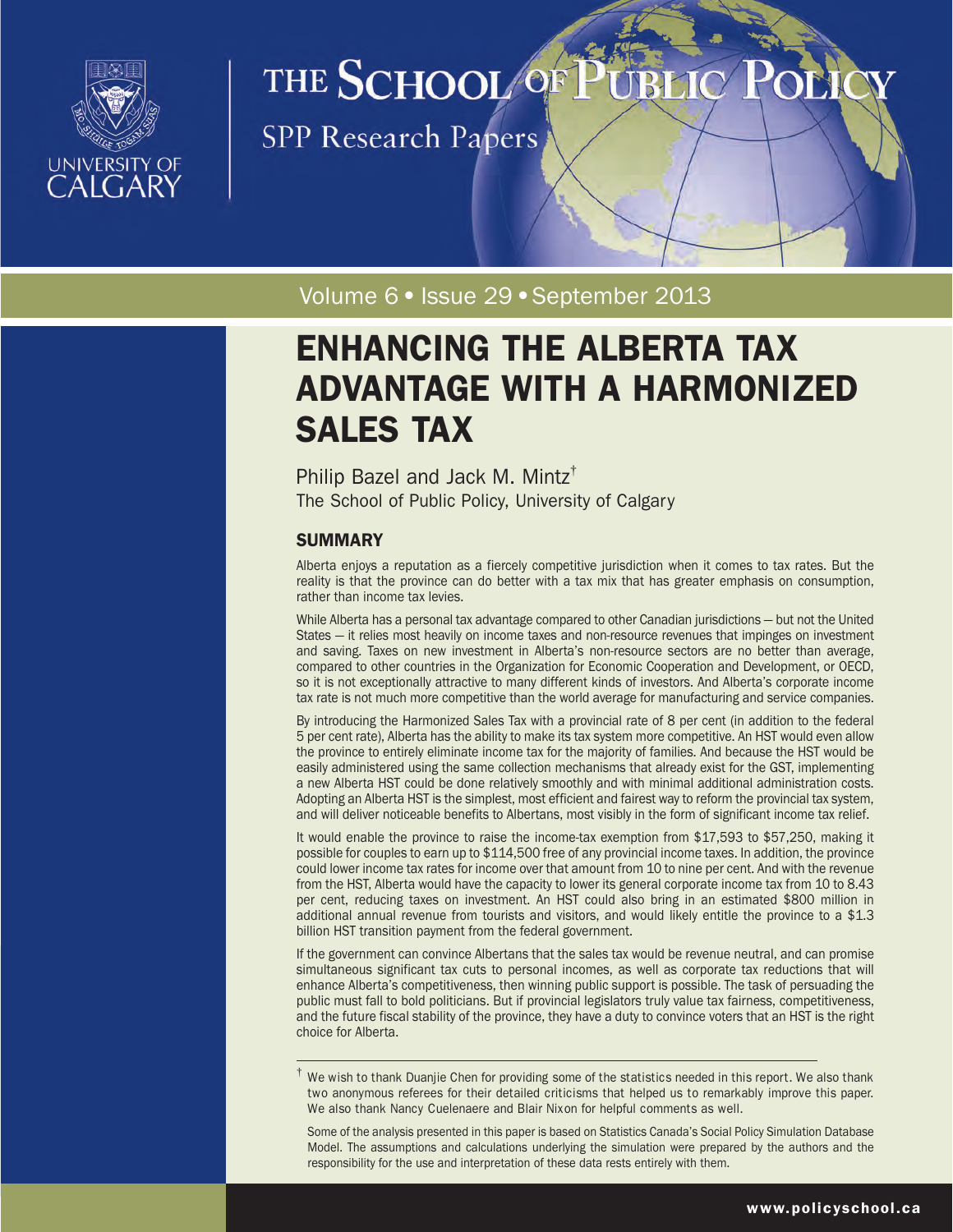# THE SCHOOL OF PUBLIC POLICY

SPP Research Papers

Volume 6 • Issue 29 • September 2013

# ENHANCING THE ALBERTA TAX ADVANTAGE WITH A HARMONIZED SALES TAX

Philip Bazel and Jack M. Mintz[†]

The School of Public Policy, University of Calgary

## SUMMARY

Alberta enjoys a reputation as a fiercely competitive jurisdiction when it comes to tax rates. But the reality is that the province can do better with a tax mix that has greater emphasis on consumption, rather than income tax levies.

While Alberta has a personal tax advantage compared to other Canadian jurisdictions — but not the United States — it relies most heavily on income taxes and non-resource revenues that impinges on investment and saving. Taxes on new investment in Alberta's non-resource sectors are no better than average, compared to other countries in the Organization for Economic Cooperation and Development, or OECD, so it is not exceptionally attractive to many different kinds of investors. And Alberta's corporate income tax rate is not much more competitive than the world average for manufacturing and service companies.

By introducing the Harmonized Sales Tax with a provincial rate of 8 per cent (in addition to the federal 5 per cent rate), Alberta has the ability to make its tax system more competitive. An HST would even allow the province to entirely eliminate income tax for the majority of families. And because the HST would be easily administered using the same collection mechanisms that already exist for the GST, implementing a new Alberta HST could be done relatively smoothly and with minimal additional administration costs. Adopting an Alberta HST is the simplest, most efficient and fairest way to reform the provincial tax system, and will deliver noticeable benefits to Albertans, most visibly in the form of significant income tax relief.

It would enable the province to raise the income-tax exemption from $17,593 to $57,250, making it possible for couples to earn up to $114,500 free of any provincial income taxes. In addition, the province could lower income tax rates for income over that amount from 10 to nine per cent. And with the revenue from the HST, Alberta would have the capacity to lower its general corporate income tax from 10 to 8.43 per cent, reducing taxes on investment. An HST could also bring in an estimated $800 million in additional annual revenue from tourists and visitors, and would likely entitle the province to a $1.3 billion HST transition payment from the federal government.

If the government can convince Albertans that the sales tax would be revenue neutral, and can promise simultaneous significant tax cuts to personal incomes, as well as corporate tax reductions that will enhance Alberta's competitiveness, then winning public support is possible. The task of persuading the public must fall to bold politicians. But if provincial legislators truly value tax fairness, competitiveness, and the future fiscal stability of the province, they have a duty to convince voters that an HST is the right choice for Alberta.

---

[†] We wish to thank Duanjie Chen for providing some of the statistics needed in this report. We also thank two anonymous referees for their detailed criticisms that helped us to remarkably improve this paper. We also thank Nancy Cuelenaere and Blair Nixon for helpful comments as well.

Some of the analysis presented in this paper is based on Statistics Canada's Social Policy Simulation Database Model. The assumptions and calculations underlying the simulation were prepared by the authors and the responsibility for the use and interpretation of these data rests entirely with them.

www.policyschool.ca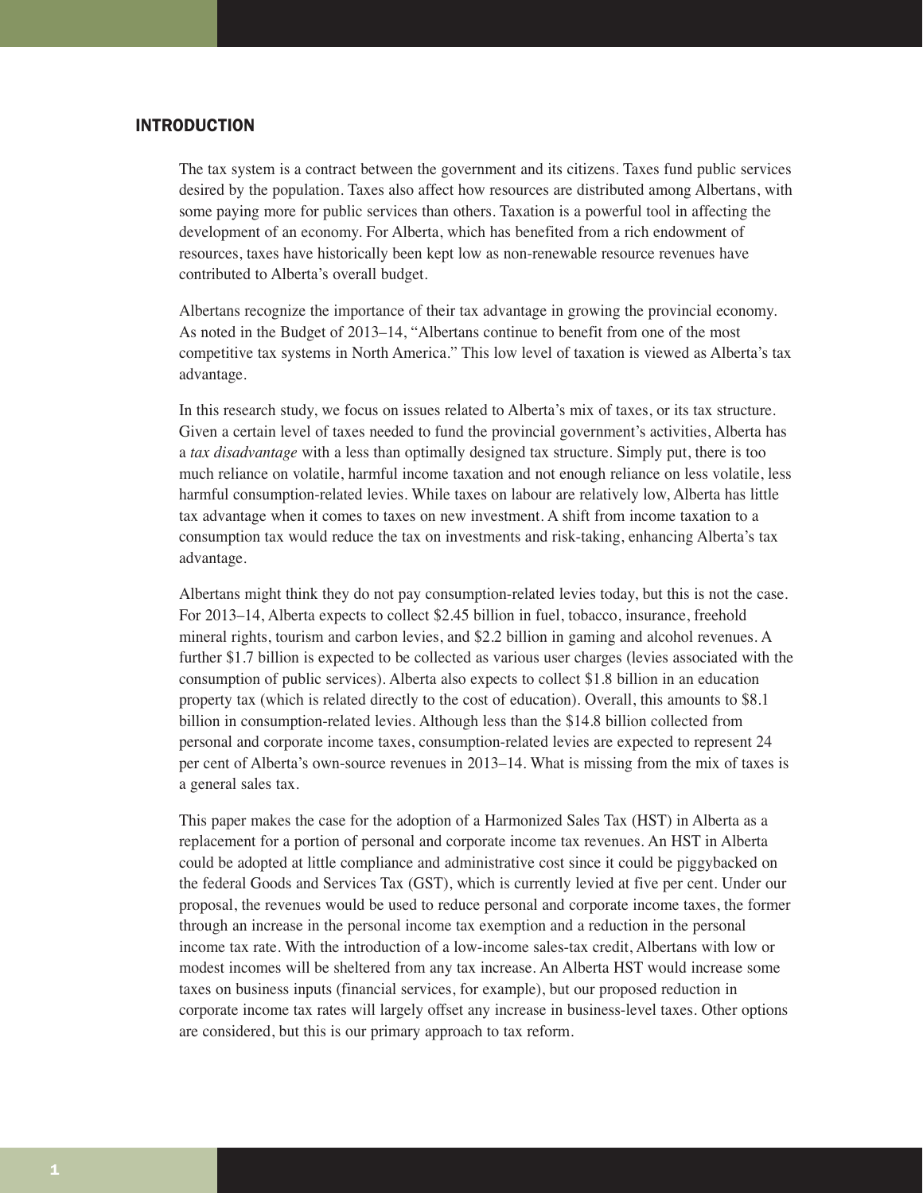## INTRODUCTION

The tax system is a contract between the government and its citizens. Taxes fund public services desired by the population. Taxes also affect how resources are distributed among Albertans, with some paying more for public services than others. Taxation is a powerful tool in affecting the development of an economy. For Alberta, which has benefited from a rich endowment of resources, taxes have historically been kept low as non-renewable resource revenues have contributed to Alberta's overall budget.

Albertans recognize the importance of their tax advantage in growing the provincial economy. As noted in the Budget of 2013–14, "Albertans continue to benefit from one of the most competitive tax systems in North America." This low level of taxation is viewed as Alberta's tax advantage.

In this research study, we focus on issues related to Alberta's mix of taxes, or its tax structure. Given a certain level of taxes needed to fund the provincial government's activities, Alberta has a *tax disadvantage* with a less than optimally designed tax structure. Simply put, there is too much reliance on volatile, harmful income taxation and not enough reliance on less volatile, less harmful consumption-related levies. While taxes on labour are relatively low, Alberta has little tax advantage when it comes to taxes on new investment. A shift from income taxation to a consumption tax would reduce the tax on investments and risk-taking, enhancing Alberta's tax advantage.

Albertans might think they do not pay consumption-related levies today, but this is not the case. For 2013–14, Alberta expects to collect $2.45 billion in fuel, tobacco, insurance, freehold mineral rights, tourism and carbon levies, and $2.2 billion in gaming and alcohol revenues. A further $1.7 billion is expected to be collected as various user charges (levies associated with the consumption of public services). Alberta also expects to collect $1.8 billion in an education property tax (which is related directly to the cost of education). Overall, this amounts to $8.1 billion in consumption-related levies. Although less than the $14.8 billion collected from personal and corporate income taxes, consumption-related levies are expected to represent 24 per cent of Alberta's own-source revenues in 2013–14. What is missing from the mix of taxes is a general sales tax.

This paper makes the case for the adoption of a Harmonized Sales Tax (HST) in Alberta as a replacement for a portion of personal and corporate income tax revenues. An HST in Alberta could be adopted at little compliance and administrative cost since it could be piggybacked on the federal Goods and Services Tax (GST), which is currently levied at five per cent. Under our proposal, the revenues would be used to reduce personal and corporate income taxes, the former through an increase in the personal income tax exemption and a reduction in the personal income tax rate. With the introduction of a low-income sales-tax credit, Albertans with low or modest incomes will be sheltered from any tax increase. An Alberta HST would increase some taxes on business inputs (financial services, for example), but our proposed reduction in corporate income tax rates will largely offset any increase in business-level taxes. Other options are considered, but this is our primary approach to tax reform.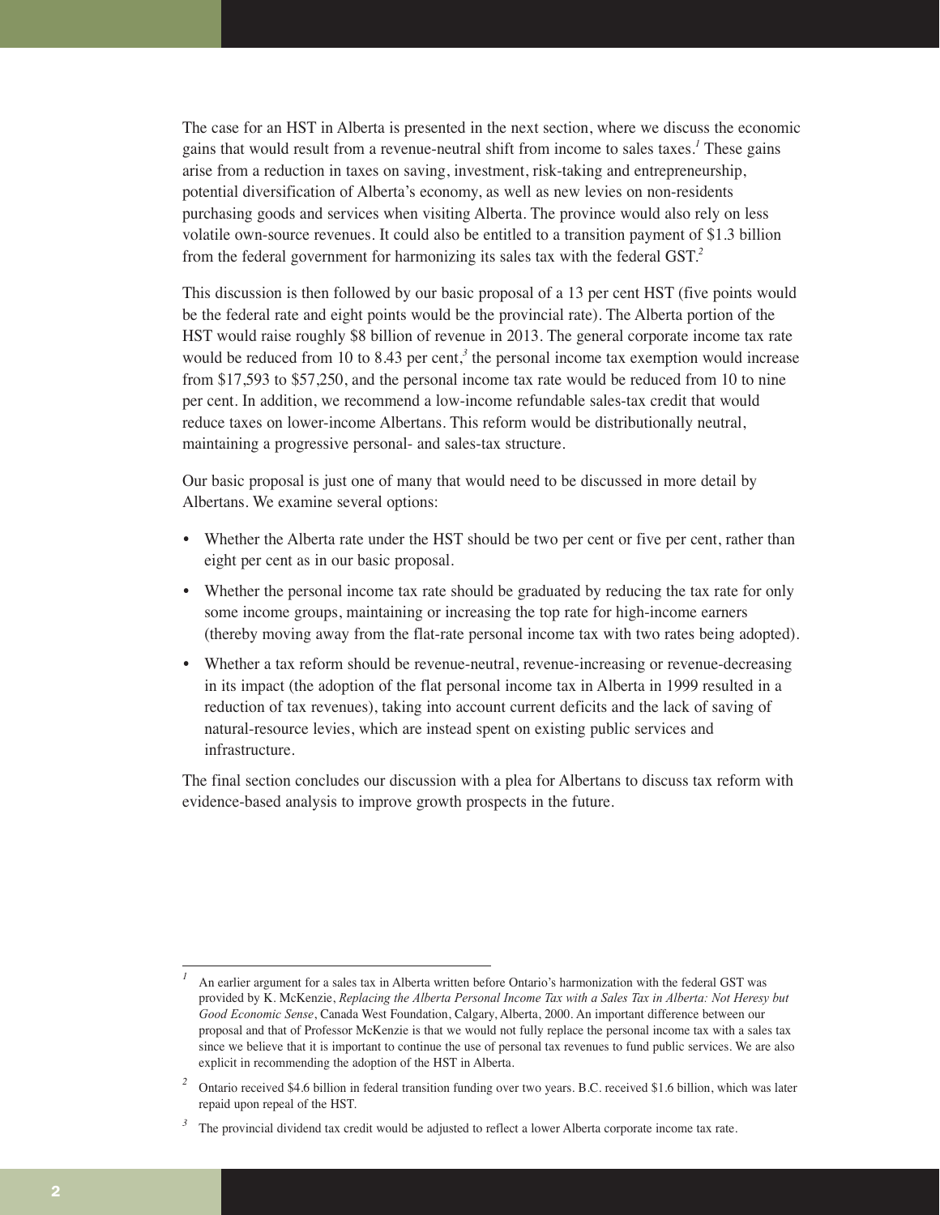The case for an HST in Alberta is presented in the next section, where we discuss the economic gains that would result from a revenue-neutral shift from income to sales taxes.[1] These gains arise from a reduction in taxes on saving, investment, risk-taking and entrepreneurship, potential diversification of Alberta's economy, as well as new levies on non-residents purchasing goods and services when visiting Alberta. The province would also rely on less volatile own-source revenues. It could also be entitled to a transition payment of $1.3 billion from the federal government for harmonizing its sales tax with the federal GST.[2]

This discussion is then followed by our basic proposal of a 13 per cent HST (five points would be the federal rate and eight points would be the provincial rate). The Alberta portion of the HST would raise roughly $8 billion of revenue in 2013. The general corporate income tax rate would be reduced from 10 to 8.43 per cent,[3] the personal income tax exemption would increase from $17,593 to $57,250, and the personal income tax rate would be reduced from 10 to nine per cent. In addition, we recommend a low-income refundable sales-tax credit that would reduce taxes on lower-income Albertans. This reform would be distributionally neutral, maintaining a progressive personal- and sales-tax structure.

Our basic proposal is just one of many that would need to be discussed in more detail by Albertans. We examine several options:

- Whether the Alberta rate under the HST should be two per cent or five per cent, rather than eight per cent as in our basic proposal.
- Whether the personal income tax rate should be graduated by reducing the tax rate for only some income groups, maintaining or increasing the top rate for high-income earners (thereby moving away from the flat-rate personal income tax with two rates being adopted).
- Whether a tax reform should be revenue-neutral, revenue-increasing or revenue-decreasing in its impact (the adoption of the flat personal income tax in Alberta in 1999 resulted in a reduction of tax revenues), taking into account current deficits and the lack of saving of natural-resource levies, which are instead spent on existing public services and infrastructure.

The final section concludes our discussion with a plea for Albertans to discuss tax reform with evidence-based analysis to improve growth prospects in the future.

---

[1] An earlier argument for a sales tax in Alberta written before Ontario's harmonization with the federal GST was provided by K. McKenzie, *Replacing the Alberta Personal Income Tax with a Sales Tax in Alberta: Not Heresy but Good Economic Sense*, Canada West Foundation, Calgary, Alberta, 2000. An important difference between our proposal and that of Professor McKenzie is that we would not fully replace the personal income tax with a sales tax since we believe that it is important to continue the use of personal tax revenues to fund public services. We are also explicit in recommending the adoption of the HST in Alberta.

[2] Ontario received $4.6 billion in federal transition funding over two years. B.C. received $1.6 billion, which was later repaid upon repeal of the HST.

[3] The provincial dividend tax credit would be adjusted to reflect a lower Alberta corporate income tax rate.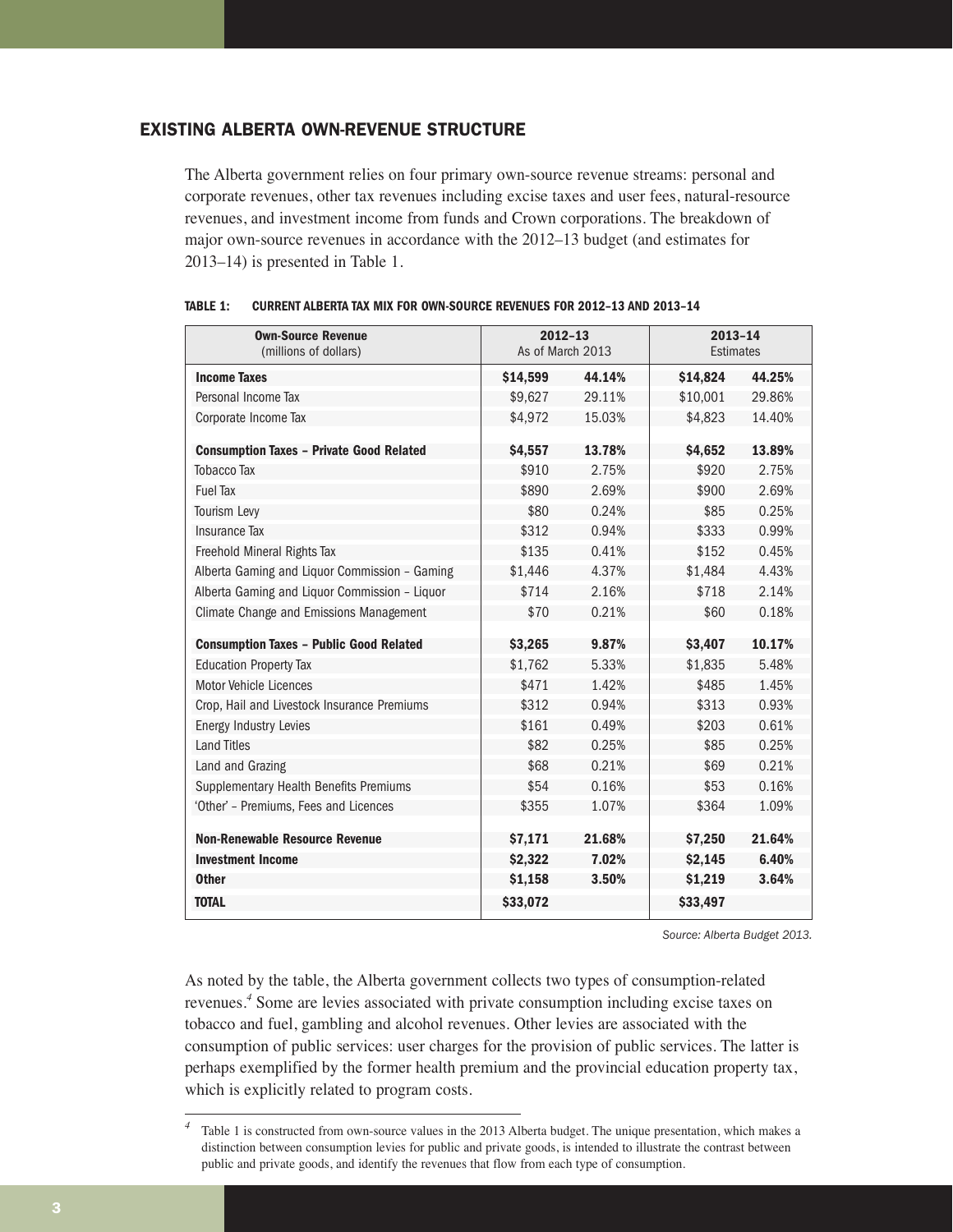## EXISTING ALBERTA OWN-REVENUE STRUCTURE

The Alberta government relies on four primary own-source revenue streams: personal and corporate revenues, other tax revenues including excise taxes and user fees, natural-resource revenues, and investment income from funds and Crown corporations. The breakdown of major own-source revenues in accordance with the 2012–13 budget (and estimates for 2013–14) is presented in Table 1.

**TABLE 1: CURRENT ALBERTA TAX MIX FOR OWN-SOURCE REVENUES FOR 2012–13 AND 2013–14**

| **Own-Source Revenue** (millions of dollars) | **2012–13** As of March 2013 | | **2013–14** Estimates | |
|---|---|---|---|---|
| **Income Taxes** | **$14,599** | **44.14%** | **$14,824** | **44.25%** |
| Personal Income Tax | $9,627 | 29.11% | $10,001 | 29.86% |
| Corporate Income Tax | $4,972 | 15.03% | $4,823 | 14.40% |
| **Consumption Taxes – Private Good Related** | **$4,557** | **13.78%** | **$4,652** | **13.89%** |
| Tobacco Tax | $910 | 2.75% | $920 | 2.75% |
| Fuel Tax | $890 | 2.69% | $900 | 2.69% |
| Tourism Levy | $80 | 0.24% | $85 | 0.25% |
| Insurance Tax | $312 | 0.94% | $333 | 0.99% |
| Freehold Mineral Rights Tax | $135 | 0.41% | $152 | 0.45% |
| Alberta Gaming and Liquor Commission – Gaming | $1,446 | 4.37% | $1,484 | 4.43% |
| Alberta Gaming and Liquor Commission – Liquor | $714 | 2.16% | $718 | 2.14% |
| Climate Change and Emissions Management | $70 | 0.21% | $60 | 0.18% |
| **Consumption Taxes – Public Good Related** | **$3,265** | **9.87%** | **$3,407** | **10.17%** |
| Education Property Tax | $1,762 | 5.33% | $1,835 | 5.48% |
| Motor Vehicle Licences | $471 | 1.42% | $485 | 1.45% |
| Crop, Hail and Livestock Insurance Premiums | $312 | 0.94% | $313 | 0.93% |
| Energy Industry Levies | $161 | 0.49% | $203 | 0.61% |
| Land Titles | $82 | 0.25% | $85 | 0.25% |
| Land and Grazing | $68 | 0.21% | $69 | 0.21% |
| Supplementary Health Benefits Premiums | $54 | 0.16% | $53 | 0.16% |
| 'Other' – Premiums, Fees and Licences | $355 | 1.07% | $364 | 1.09% |
| **Non-Renewable Resource Revenue** | **$7,171** | **21.68%** | **$7,250** | **21.64%** |
| **Investment Income** | **$2,322** | **7.02%** | **$2,145** | **6.40%** |
| **Other** | **$1,158** | **3.50%** | **$1,219** | **3.64%** |
| **TOTAL** | **$33,072** | | **$33,497** | |

*Source: Alberta Budget 2013.*

As noted by the table, the Alberta government collects two types of consumption-related revenues.[4] Some are levies associated with private consumption including excise taxes on tobacco and fuel, gambling and alcohol revenues. Other levies are associated with the consumption of public services: user charges for the provision of public services. The latter is perhaps exemplified by the former health premium and the provincial education property tax, which is explicitly related to program costs.

[4] Table 1 is constructed from own-source values in the 2013 Alberta budget. The unique presentation, which makes a distinction between consumption levies for public and private goods, is intended to illustrate the contrast between public and private goods, and identify the revenues that flow from each type of consumption.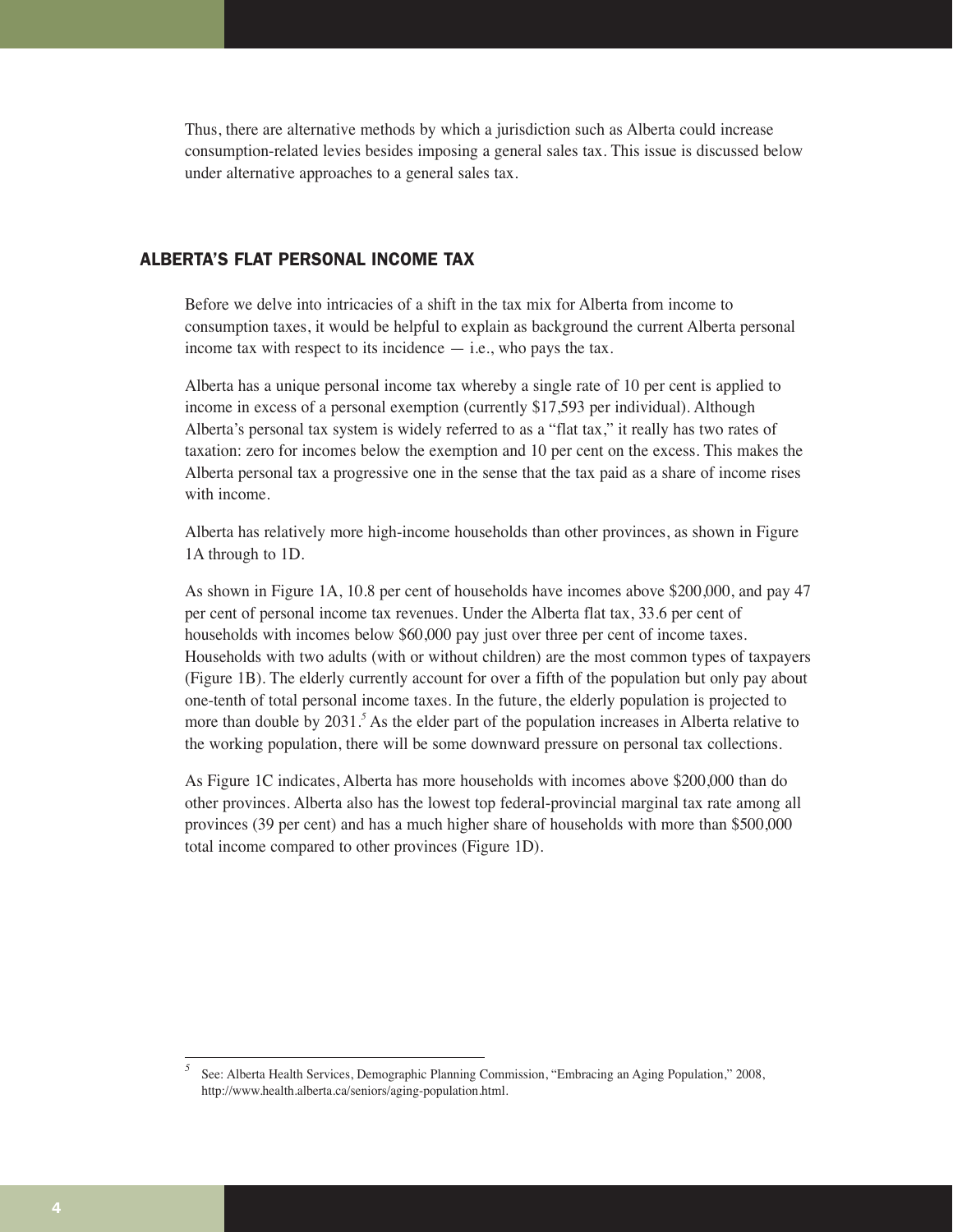Thus, there are alternative methods by which a jurisdiction such as Alberta could increase consumption-related levies besides imposing a general sales tax. This issue is discussed below under alternative approaches to a general sales tax.

## ALBERTA'S FLAT PERSONAL INCOME TAX

Before we delve into intricacies of a shift in the tax mix for Alberta from income to consumption taxes, it would be helpful to explain as background the current Alberta personal income tax with respect to its incidence — i.e., who pays the tax.

Alberta has a unique personal income tax whereby a single rate of 10 per cent is applied to income in excess of a personal exemption (currently $17,593 per individual). Although Alberta's personal tax system is widely referred to as a "flat tax," it really has two rates of taxation: zero for incomes below the exemption and 10 per cent on the excess. This makes the Alberta personal tax a progressive one in the sense that the tax paid as a share of income rises with income.

Alberta has relatively more high-income households than other provinces, as shown in Figure 1A through to 1D.

As shown in Figure 1A, 10.8 per cent of households have incomes above $200,000, and pay 47 per cent of personal income tax revenues. Under the Alberta flat tax, 33.6 per cent of households with incomes below $60,000 pay just over three per cent of income taxes. Households with two adults (with or without children) are the most common types of taxpayers (Figure 1B). The elderly currently account for over a fifth of the population but only pay about one-tenth of total personal income taxes. In the future, the elderly population is projected to more than double by 2031.[5] As the elder part of the population increases in Alberta relative to the working population, there will be some downward pressure on personal tax collections.

As Figure 1C indicates, Alberta has more households with incomes above $200,000 than do other provinces. Alberta also has the lowest top federal-provincial marginal tax rate among all provinces (39 per cent) and has a much higher share of households with more than $500,000 total income compared to other provinces (Figure 1D).

---

[5] See: Alberta Health Services, Demographic Planning Commission, "Embracing an Aging Population," 2008, http://www.health.alberta.ca/seniors/aging-population.html.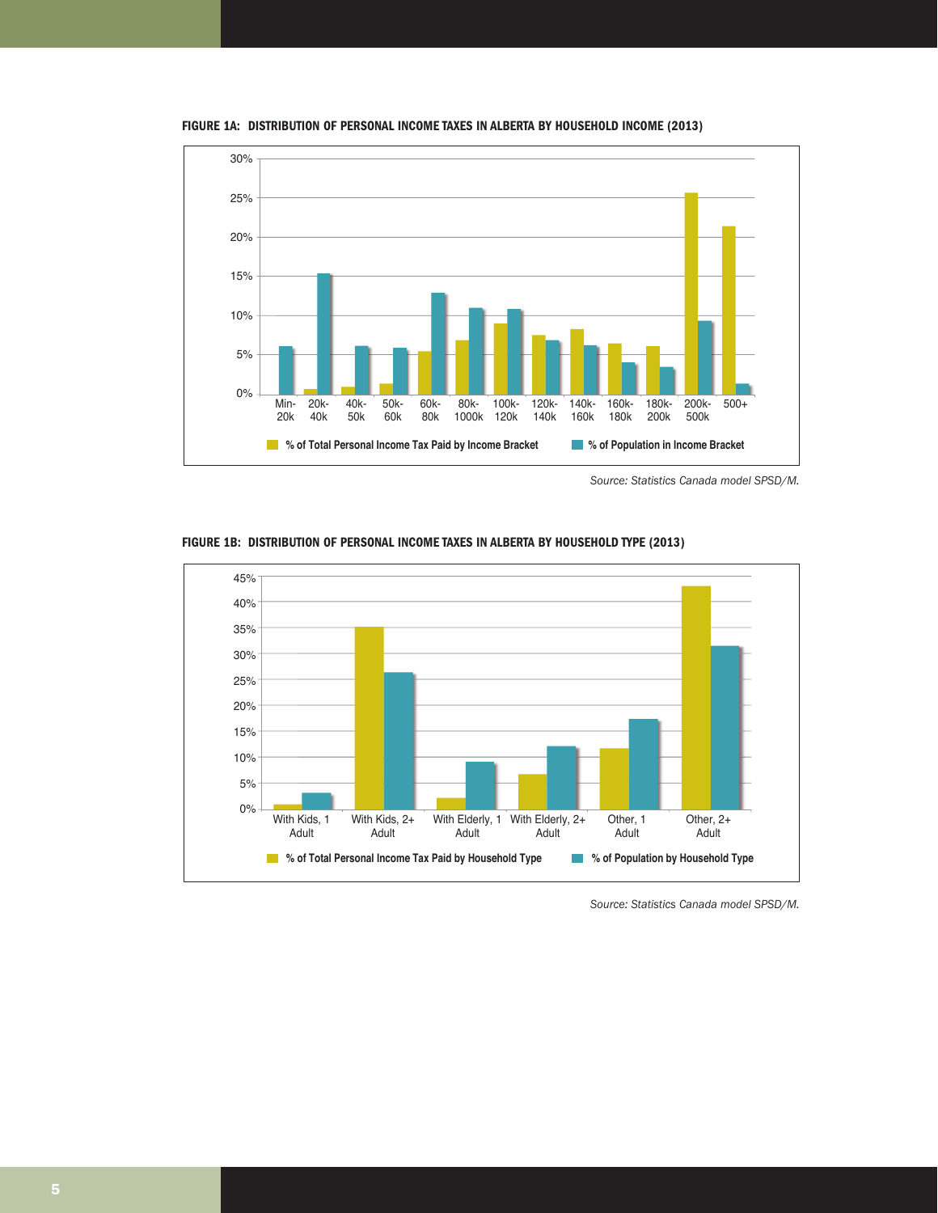**FIGURE 1A: DISTRIBUTION OF PERSONAL INCOME TAXES IN ALBERTA BY HOUSEHOLD INCOME (2013)**

*Source: Statistics Canada model SPSD/M.*

**FIGURE 1B: DISTRIBUTION OF PERSONAL INCOME TAXES IN ALBERTA BY HOUSEHOLD TYPE (2013)**

*Source: Statistics Canada model SPSD/M.*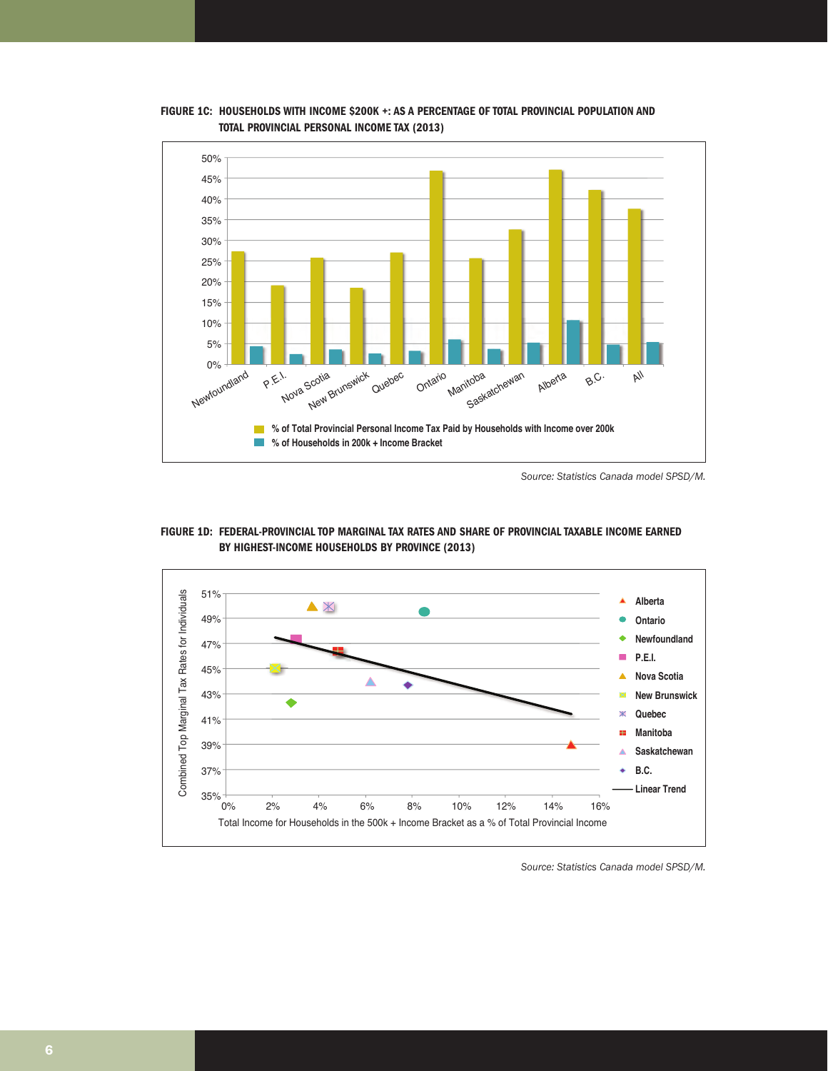**FIGURE 1C: HOUSEHOLDS WITH INCOME $200K +: AS A PERCENTAGE OF TOTAL PROVINCIAL POPULATION AND TOTAL PROVINCIAL PERSONAL INCOME TAX (2013)**

*Source: Statistics Canada model SPSD/M.*

**FIGURE 1D: FEDERAL-PROVINCIAL TOP MARGINAL TAX RATES AND SHARE OF PROVINCIAL TAXABLE INCOME EARNED BY HIGHEST-INCOME HOUSEHOLDS BY PROVINCE (2013)**

*Source: Statistics Canada model SPSD/M.*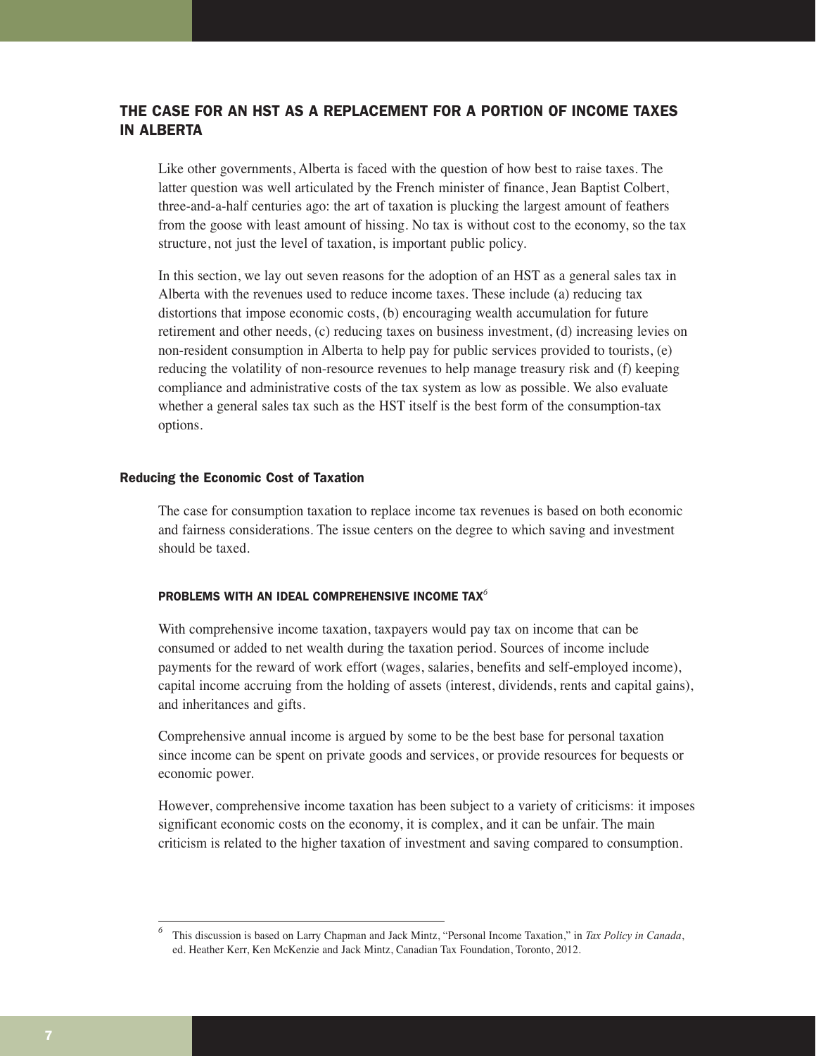## THE CASE FOR AN HST AS A REPLACEMENT FOR A PORTION OF INCOME TAXES IN ALBERTA

Like other governments, Alberta is faced with the question of how best to raise taxes. The latter question was well articulated by the French minister of finance, Jean Baptist Colbert, three-and-a-half centuries ago: the art of taxation is plucking the largest amount of feathers from the goose with least amount of hissing. No tax is without cost to the economy, so the tax structure, not just the level of taxation, is important public policy.

In this section, we lay out seven reasons for the adoption of an HST as a general sales tax in Alberta with the revenues used to reduce income taxes. These include (a) reducing tax distortions that impose economic costs, (b) encouraging wealth accumulation for future retirement and other needs, (c) reducing taxes on business investment, (d) increasing levies on non-resident consumption in Alberta to help pay for public services provided to tourists, (e) reducing the volatility of non-resource revenues to help manage treasury risk and (f) keeping compliance and administrative costs of the tax system as low as possible. We also evaluate whether a general sales tax such as the HST itself is the best form of the consumption-tax options.

### Reducing the Economic Cost of Taxation

The case for consumption taxation to replace income tax revenues is based on both economic and fairness considerations. The issue centers on the degree to which saving and investment should be taxed.

#### PROBLEMS WITH AN IDEAL COMPREHENSIVE INCOME TAX[6]

With comprehensive income taxation, taxpayers would pay tax on income that can be consumed or added to net wealth during the taxation period. Sources of income include payments for the reward of work effort (wages, salaries, benefits and self-employed income), capital income accruing from the holding of assets (interest, dividends, rents and capital gains), and inheritances and gifts.

Comprehensive annual income is argued by some to be the best base for personal taxation since income can be spent on private goods and services, or provide resources for bequests or economic power.

However, comprehensive income taxation has been subject to a variety of criticisms: it imposes significant economic costs on the economy, it is complex, and it can be unfair. The main criticism is related to the higher taxation of investment and saving compared to consumption.

---

[6] This discussion is based on Larry Chapman and Jack Mintz, "Personal Income Taxation," in *Tax Policy in Canada*, ed. Heather Kerr, Ken McKenzie and Jack Mintz, Canadian Tax Foundation, Toronto, 2012.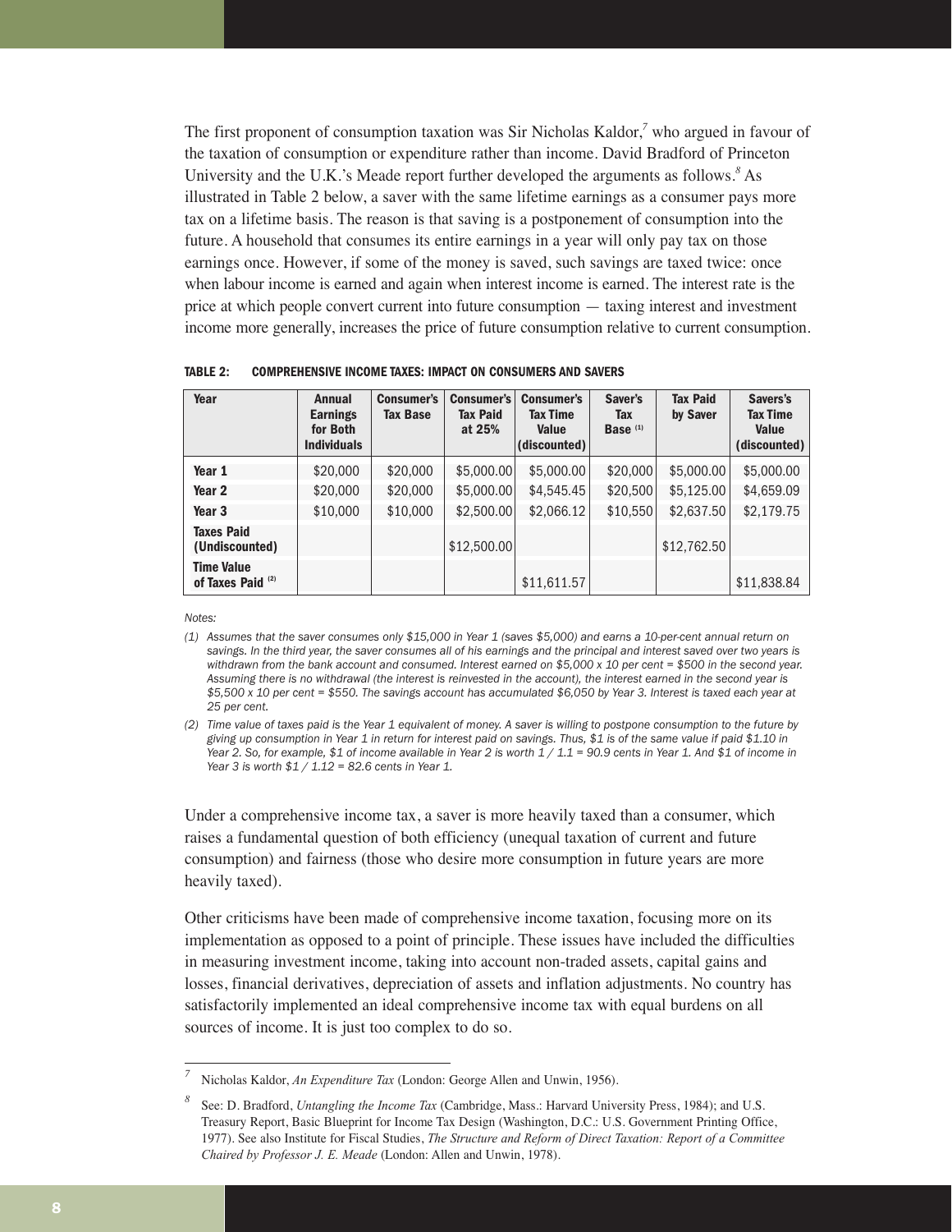The first proponent of consumption taxation was Sir Nicholas Kaldor,[7] who argued in favour of the taxation of consumption or expenditure rather than income. David Bradford of Princeton University and the U.K.'s Meade report further developed the arguments as follows.[8] As illustrated in Table 2 below, a saver with the same lifetime earnings as a consumer pays more tax on a lifetime basis. The reason is that saving is a postponement of consumption into the future. A household that consumes its entire earnings in a year will only pay tax on those earnings once. However, if some of the money is saved, such savings are taxed twice: once when labour income is earned and again when interest income is earned. The interest rate is the price at which people convert current into future consumption — taxing interest and investment income more generally, increases the price of future consumption relative to current consumption.

**TABLE 2: COMPREHENSIVE INCOME TAXES: IMPACT ON CONSUMERS AND SAVERS**

| Year | Annual Earnings for Both Individuals | Consumer's Tax Base | Consumer's Tax Paid at 25% | Consumer's Tax Time Value (discounted) | Saver's Tax Base [(1)] | Tax Paid by Saver | Savers's Tax Time Value (discounted) |
|---|---|---|---|---|---|---|---|
| Year 1 | $20,000 | $20,000 | $5,000.00 | $5,000.00 | $20,000 | $5,000.00 | $5,000.00 |
| Year 2 | $20,000 | $20,000 | $5,000.00 | $4,545.45 | $20,500 | $5,125.00 | $4,659.09 |
| Year 3 | $10,000 | $10,000 | $2,500.00 | $2,066.12 | $10,550 | $2,637.50 | $2,179.75 |
| Taxes Paid (Undiscounted) | | | $12,500.00 | | | $12,762.50 | |
| Time Value of Taxes Paid [(2)] | | | | $11,611.57 | | | $11,838.84 |

*Notes:*

*(1) Assumes that the saver consumes only $15,000 in Year 1 (saves $5,000) and earns a 10-per-cent annual return on savings. In the third year, the saver consumes all of his earnings and the principal and interest saved over two years is withdrawn from the bank account and consumed. Interest earned on $5,000 x 10 per cent = $500 in the second year. Assuming there is no withdrawal (the interest is reinvested in the account), the interest earned in the second year is $5,500 x 10 per cent = $550. The savings account has accumulated $6,050 by Year 3. Interest is taxed each year at 25 per cent.*

*(2) Time value of taxes paid is the Year 1 equivalent of money. A saver is willing to postpone consumption to the future by giving up consumption in Year 1 in return for interest paid on savings. Thus, $1 is of the same value if paid $1.10 in Year 2. So, for example, $1 of income available in Year 2 is worth 1 / 1.1 = 90.9 cents in Year 1. And $1 of income in Year 3 is worth $1 / 1.12 = 82.6 cents in Year 1.*

Under a comprehensive income tax, a saver is more heavily taxed than a consumer, which raises a fundamental question of both efficiency (unequal taxation of current and future consumption) and fairness (those who desire more consumption in future years are more heavily taxed).

Other criticisms have been made of comprehensive income taxation, focusing more on its implementation as opposed to a point of principle. These issues have included the difficulties in measuring investment income, taking into account non-traded assets, capital gains and losses, financial derivatives, depreciation of assets and inflation adjustments. No country has satisfactorily implemented an ideal comprehensive income tax with equal burdens on all sources of income. It is just too complex to do so.

---

[7] Nicholas Kaldor, *An Expenditure Tax* (London: George Allen and Unwin, 1956).

[8] See: D. Bradford, *Untangling the Income Tax* (Cambridge, Mass.: Harvard University Press, 1984); and U.S. Treasury Report, Basic Blueprint for Income Tax Design (Washington, D.C.: U.S. Government Printing Office, 1977). See also Institute for Fiscal Studies, *The Structure and Reform of Direct Taxation: Report of a Committee Chaired by Professor J. E. Meade* (London: Allen and Unwin, 1978).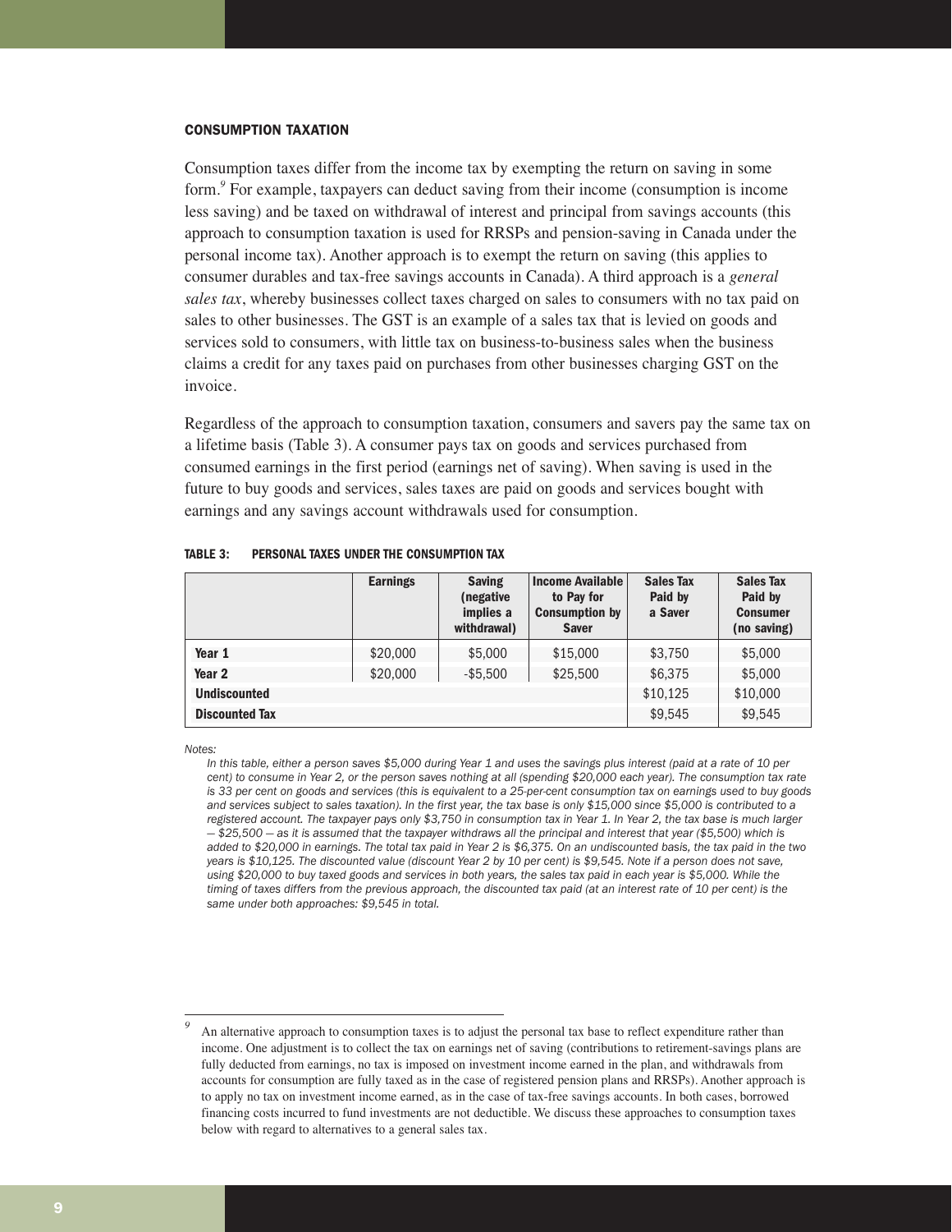### CONSUMPTION TAXATION

Consumption taxes differ from the income tax by exempting the return on saving in some form.[9] For example, taxpayers can deduct saving from their income (consumption is income less saving) and be taxed on withdrawal of interest and principal from savings accounts (this approach to consumption taxation is used for RRSPs and pension-saving in Canada under the personal income tax). Another approach is to exempt the return on saving (this applies to consumer durables and tax-free savings accounts in Canada). A third approach is a *general sales tax*, whereby businesses collect taxes charged on sales to consumers with no tax paid on sales to other businesses. The GST is an example of a sales tax that is levied on goods and services sold to consumers, with little tax on business-to-business sales when the business claims a credit for any taxes paid on purchases from other businesses charging GST on the invoice.

Regardless of the approach to consumption taxation, consumers and savers pay the same tax on a lifetime basis (Table 3). A consumer pays tax on goods and services purchased from consumed earnings in the first period (earnings net of saving). When saving is used in the future to buy goods and services, sales taxes are paid on goods and services bought with earnings and any savings account withdrawals used for consumption.

**TABLE 3: PERSONAL TAXES UNDER THE CONSUMPTION TAX**

| | Earnings | Saving (negative implies a withdrawal) | Income Available to Pay for Consumption by Saver | Sales Tax Paid by a Saver | Sales Tax Paid by Consumer (no saving) |
|---|---|---|---|---|---|
| **Year 1** | $20,000 | $5,000 | $15,000 | $3,750 | $5,000 |
| **Year 2** | $20,000 | -$5,500 | $25,500 | $6,375 | $5,000 |
| **Undiscounted** | | | | $10,125 | $10,000 |
| **Discounted Tax** | | | | $9,545 | $9,545 |

*Notes:*

*In this table, either a person saves $5,000 during Year 1 and uses the savings plus interest (paid at a rate of 10 per cent) to consume in Year 2, or the person saves nothing at all (spending $20,000 each year). The consumption tax rate is 33 per cent on goods and services (this is equivalent to a 25-per-cent consumption tax on earnings used to buy goods and services subject to sales taxation). In the first year, the tax base is only $15,000 since $5,000 is contributed to a registered account. The taxpayer pays only $3,750 in consumption tax in Year 1. In Year 2, the tax base is much larger — $25,500 — as it is assumed that the taxpayer withdraws all the principal and interest that year ($5,500) which is added to $20,000 in earnings. The total tax paid in Year 2 is $6,375. On an undiscounted basis, the tax paid in the two years is $10,125. The discounted value (discount Year 2 by 10 per cent) is $9,545. Note if a person does not save, using $20,000 to buy taxed goods and services in both years, the sales tax paid in each year is $5,000. While the timing of taxes differs from the previous approach, the discounted tax paid (at an interest rate of 10 per cent) is the same under both approaches: $9,545 in total.*

---

[9] An alternative approach to consumption taxes is to adjust the personal tax base to reflect expenditure rather than income. One adjustment is to collect the tax on earnings net of saving (contributions to retirement-savings plans are fully deducted from earnings, no tax is imposed on investment income earned in the plan, and withdrawals from accounts for consumption are fully taxed as in the case of registered pension plans and RRSPs). Another approach is to apply no tax on investment income earned, as in the case of tax-free savings accounts. In both cases, borrowed financing costs incurred to fund investments are not deductible. We discuss these approaches to consumption taxes below with regard to alternatives to a general sales tax.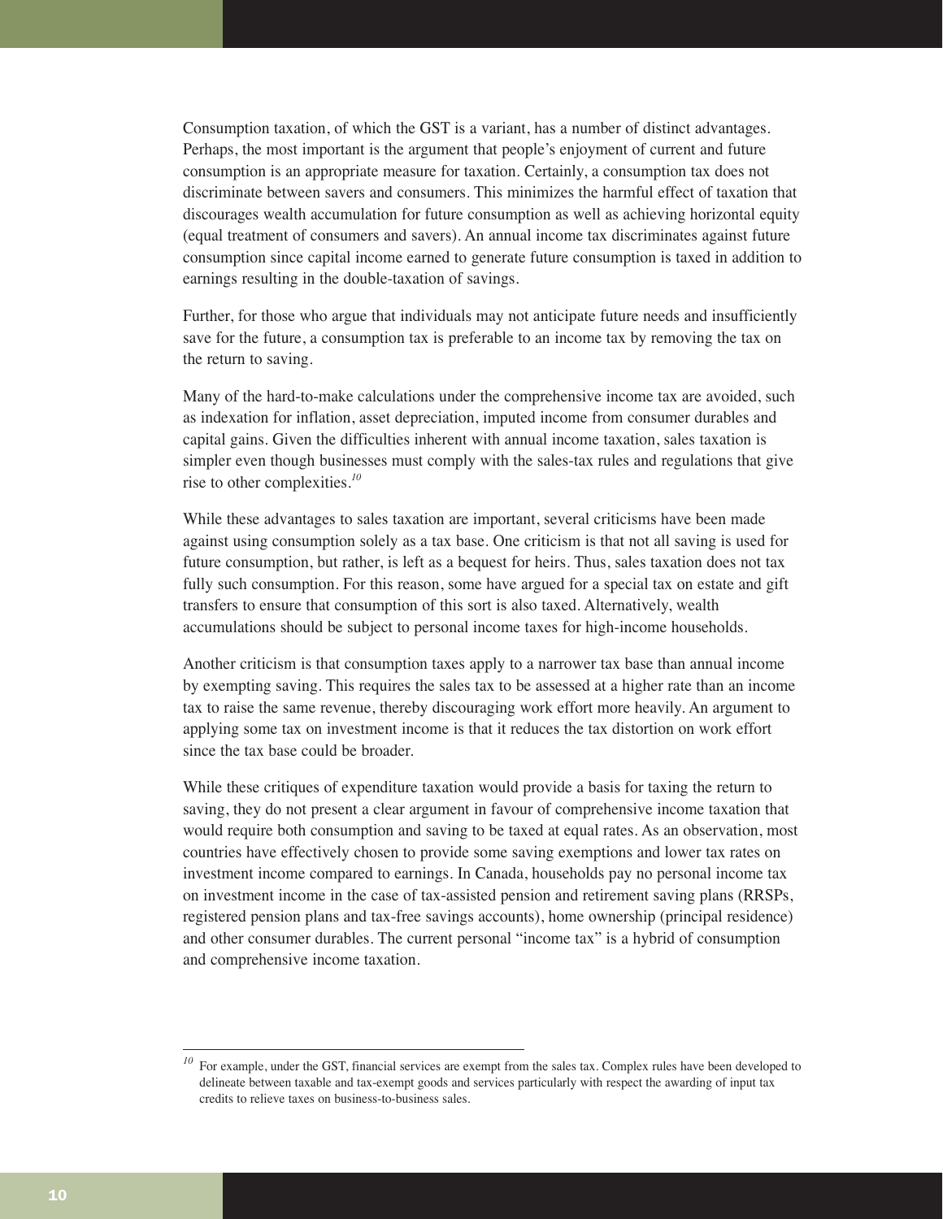Consumption taxation, of which the GST is a variant, has a number of distinct advantages. Perhaps, the most important is the argument that people's enjoyment of current and future consumption is an appropriate measure for taxation. Certainly, a consumption tax does not discriminate between savers and consumers. This minimizes the harmful effect of taxation that discourages wealth accumulation for future consumption as well as achieving horizontal equity (equal treatment of consumers and savers). An annual income tax discriminates against future consumption since capital income earned to generate future consumption is taxed in addition to earnings resulting in the double-taxation of savings.

Further, for those who argue that individuals may not anticipate future needs and insufficiently save for the future, a consumption tax is preferable to an income tax by removing the tax on the return to saving.

Many of the hard-to-make calculations under the comprehensive income tax are avoided, such as indexation for inflation, asset depreciation, imputed income from consumer durables and capital gains. Given the difficulties inherent with annual income taxation, sales taxation is simpler even though businesses must comply with the sales-tax rules and regulations that give rise to other complexities.[10]

While these advantages to sales taxation are important, several criticisms have been made against using consumption solely as a tax base. One criticism is that not all saving is used for future consumption, but rather, is left as a bequest for heirs. Thus, sales taxation does not tax fully such consumption. For this reason, some have argued for a special tax on estate and gift transfers to ensure that consumption of this sort is also taxed. Alternatively, wealth accumulations should be subject to personal income taxes for high-income households.

Another criticism is that consumption taxes apply to a narrower tax base than annual income by exempting saving. This requires the sales tax to be assessed at a higher rate than an income tax to raise the same revenue, thereby discouraging work effort more heavily. An argument to applying some tax on investment income is that it reduces the tax distortion on work effort since the tax base could be broader.

While these critiques of expenditure taxation would provide a basis for taxing the return to saving, they do not present a clear argument in favour of comprehensive income taxation that would require both consumption and saving to be taxed at equal rates. As an observation, most countries have effectively chosen to provide some saving exemptions and lower tax rates on investment income compared to earnings. In Canada, households pay no personal income tax on investment income in the case of tax-assisted pension and retirement saving plans (RRSPs, registered pension plans and tax-free savings accounts), home ownership (principal residence) and other consumer durables. The current personal "income tax" is a hybrid of consumption and comprehensive income taxation.

---

[10] For example, under the GST, financial services are exempt from the sales tax. Complex rules have been developed to delineate between taxable and tax-exempt goods and services particularly with respect the awarding of input tax credits to relieve taxes on business-to-business sales.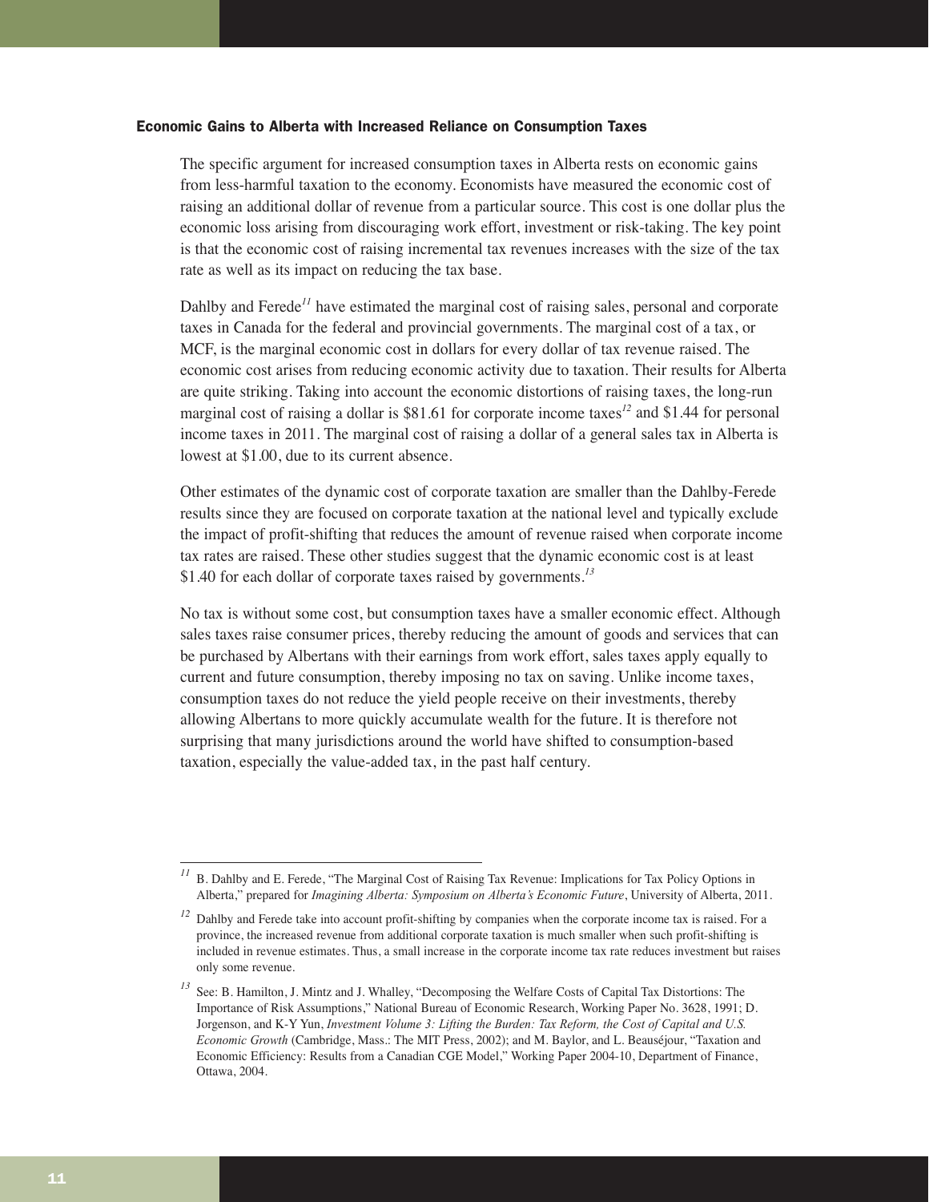### Economic Gains to Alberta with Increased Reliance on Consumption Taxes

The specific argument for increased consumption taxes in Alberta rests on economic gains from less-harmful taxation to the economy. Economists have measured the economic cost of raising an additional dollar of revenue from a particular source. This cost is one dollar plus the economic loss arising from discouraging work effort, investment or risk-taking. The key point is that the economic cost of raising incremental tax revenues increases with the size of the tax rate as well as its impact on reducing the tax base.

Dahlby and Ferede[11] have estimated the marginal cost of raising sales, personal and corporate taxes in Canada for the federal and provincial governments. The marginal cost of a tax, or MCF, is the marginal economic cost in dollars for every dollar of tax revenue raised. The economic cost arises from reducing economic activity due to taxation. Their results for Alberta are quite striking. Taking into account the economic distortions of raising taxes, the long-run marginal cost of raising a dollar is $81.61 for corporate income taxes[12] and $1.44 for personal income taxes in 2011. The marginal cost of raising a dollar of a general sales tax in Alberta is lowest at $1.00, due to its current absence.

Other estimates of the dynamic cost of corporate taxation are smaller than the Dahlby-Ferede results since they are focused on corporate taxation at the national level and typically exclude the impact of profit-shifting that reduces the amount of revenue raised when corporate income tax rates are raised. These other studies suggest that the dynamic economic cost is at least $1.40 for each dollar of corporate taxes raised by governments.[13]

No tax is without some cost, but consumption taxes have a smaller economic effect. Although sales taxes raise consumer prices, thereby reducing the amount of goods and services that can be purchased by Albertans with their earnings from work effort, sales taxes apply equally to current and future consumption, thereby imposing no tax on saving. Unlike income taxes, consumption taxes do not reduce the yield people receive on their investments, thereby allowing Albertans to more quickly accumulate wealth for the future. It is therefore not surprising that many jurisdictions around the world have shifted to consumption-based taxation, especially the value-added tax, in the past half century.

---

[11] B. Dahlby and E. Ferede, "The Marginal Cost of Raising Tax Revenue: Implications for Tax Policy Options in Alberta," prepared for *Imagining Alberta: Symposium on Alberta's Economic Future*, University of Alberta, 2011.

[12] Dahlby and Ferede take into account profit-shifting by companies when the corporate income tax is raised. For a province, the increased revenue from additional corporate taxation is much smaller when such profit-shifting is included in revenue estimates. Thus, a small increase in the corporate income tax rate reduces investment but raises only some revenue.

[13] See: B. Hamilton, J. Mintz and J. Whalley, "Decomposing the Welfare Costs of Capital Tax Distortions: The Importance of Risk Assumptions," National Bureau of Economic Research, Working Paper No. 3628, 1991; D. Jorgenson, and K-Y Yun, *Investment Volume 3: Lifting the Burden: Tax Reform, the Cost of Capital and U.S. Economic Growth* (Cambridge, Mass.: The MIT Press, 2002); and M. Baylor, and L. Beauséjour, "Taxation and Economic Efficiency: Results from a Canadian CGE Model," Working Paper 2004-10, Department of Finance, Ottawa, 2004.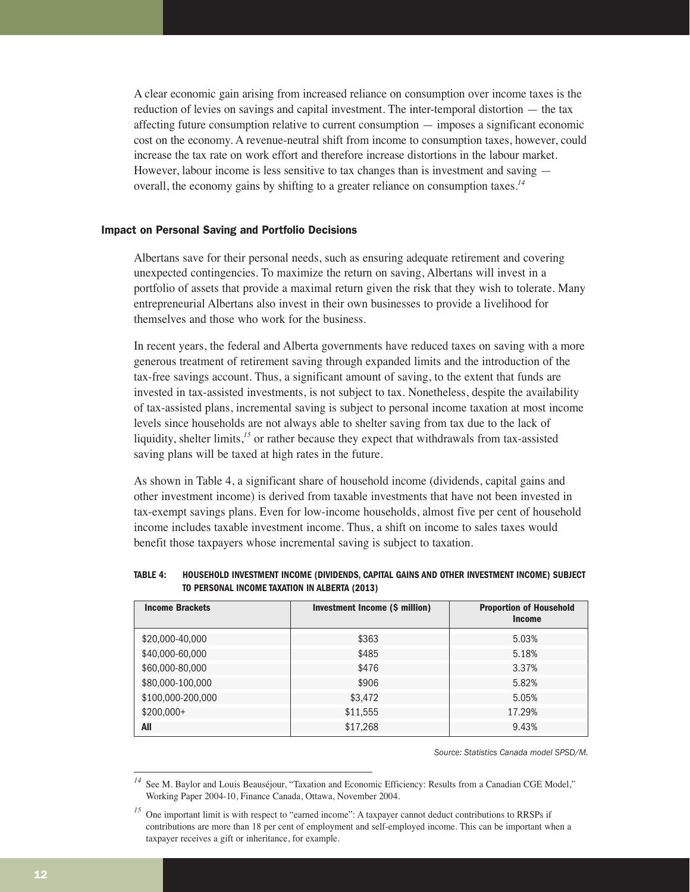A clear economic gain arising from increased reliance on consumption over income taxes is the reduction of levies on savings and capital investment. The inter-temporal distortion — the tax affecting future consumption relative to current consumption — imposes a significant economic cost on the economy. A revenue-neutral shift from income to consumption taxes, however, could increase the tax rate on work effort and therefore increase distortions in the labour market. However, labour income is less sensitive to tax changes than is investment and saving — overall, the economy gains by shifting to a greater reliance on consumption taxes.[14]

### Impact on Personal Saving and Portfolio Decisions

Albertans save for their personal needs, such as ensuring adequate retirement and covering unexpected contingencies. To maximize the return on saving, Albertans will invest in a portfolio of assets that provide a maximal return given the risk that they wish to tolerate. Many entrepreneurial Albertans also invest in their own businesses to provide a livelihood for themselves and those who work for the business.

In recent years, the federal and Alberta governments have reduced taxes on saving with a more generous treatment of retirement saving through expanded limits and the introduction of the tax-free savings account. Thus, a significant amount of saving, to the extent that funds are invested in tax-assisted investments, is not subject to tax. Nonetheless, despite the availability of tax-assisted plans, incremental saving is subject to personal income taxation at most income levels since households are not always able to shelter saving from tax due to the lack of liquidity, shelter limits,[15] or rather because they expect that withdrawals from tax-assisted saving plans will be taxed at high rates in the future.

As shown in Table 4, a significant share of household income (dividends, capital gains and other investment income) is derived from taxable investments that have not been invested in tax-exempt savings plans. Even for low-income households, almost five per cent of household income includes taxable investment income. Thus, a shift on income to sales taxes would benefit those taxpayers whose incremental saving is subject to taxation.

**TABLE 4: HOUSEHOLD INVESTMENT INCOME (DIVIDENDS, CAPITAL GAINS AND OTHER INVESTMENT INCOME) SUBJECT TO PERSONAL INCOME TAXATION IN ALBERTA (2013)**

| Income Brackets | Investment Income ($ million) | Proportion of Household Income |
|---|---|---|
| $20,000-40,000 | $363 | 5.03% |
| $40,000-60,000 | $485 | 5.18% |
| $60,000-80,000 | $476 | 3.37% |
| $80,000-100,000 | $906 | 5.82% |
| $100,000-200,000 | $3,472 | 5.05% |
| $200,000+ | $11,555 | 17.29% |
| **All** | $17,268 | 9.43% |

*Source: Statistics Canada model SPSD/M.*

[14] See M. Baylor and Louis Beauséjour, "Taxation and Economic Efficiency: Results from a Canadian CGE Model," Working Paper 2004-10, Finance Canada, Ottawa, November 2004.

[15] One important limit is with respect to "earned income": A taxpayer cannot deduct contributions to RRSPs if contributions are more than 18 per cent of employment and self-employed income. This can be important when a taxpayer receives a gift or inheritance, for example.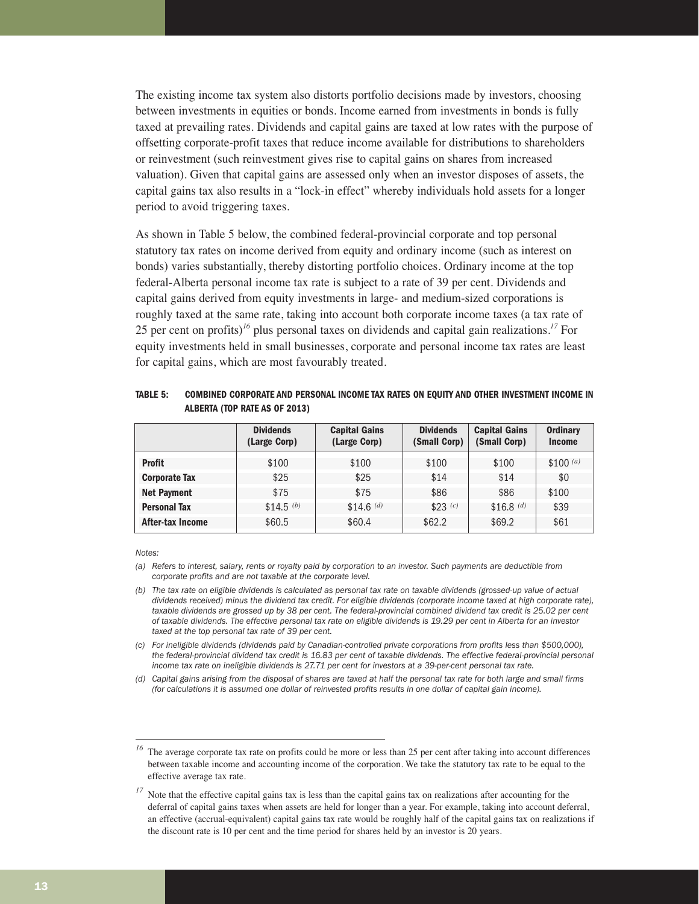The existing income tax system also distorts portfolio decisions made by investors, choosing between investments in equities or bonds. Income earned from investments in bonds is fully taxed at prevailing rates. Dividends and capital gains are taxed at low rates with the purpose of offsetting corporate-profit taxes that reduce income available for distributions to shareholders or reinvestment (such reinvestment gives rise to capital gains on shares from increased valuation). Given that capital gains are assessed only when an investor disposes of assets, the capital gains tax also results in a "lock-in effect" whereby individuals hold assets for a longer period to avoid triggering taxes.

As shown in Table 5 below, the combined federal-provincial corporate and top personal statutory tax rates on income derived from equity and ordinary income (such as interest on bonds) varies substantially, thereby distorting portfolio choices. Ordinary income at the top federal-Alberta personal income tax rate is subject to a rate of 39 per cent. Dividends and capital gains derived from equity investments in large- and medium-sized corporations is roughly taxed at the same rate, taking into account both corporate income taxes (a tax rate of 25 per cent on profits)[16] plus personal taxes on dividends and capital gain realizations.[17] For equity investments held in small businesses, corporate and personal income tax rates are least for capital gains, which are most favourably treated.

**TABLE 5: COMBINED CORPORATE AND PERSONAL INCOME TAX RATES ON EQUITY AND OTHER INVESTMENT INCOME IN ALBERTA (TOP RATE AS OF 2013)**

| | Dividends (Large Corp) | Capital Gains (Large Corp) | Dividends (Small Corp) | Capital Gains (Small Corp) | Ordinary Income |
|---|---|---|---|---|---|
| **Profit** | $100 | $100 | $100 | $100 | $100 *(a)* |
| **Corporate Tax** | $25 | $25 | $14 | $14 | $0 |
| **Net Payment** | $75 | $75 | $86 | $86 | $100 |
| **Personal Tax** | $14.5 *(b)* | $14.6 *(d)* | $23 *(c)* | $16.8 *(d)* | $39 |
| **After-tax Income** | $60.5 | $60.4 | $62.2 | $69.2 | $61 |

*Notes:*

*(a) Refers to interest, salary, rents or royalty paid by corporation to an investor. Such payments are deductible from corporate profits and are not taxable at the corporate level.*

*(b) The tax rate on eligible dividends is calculated as personal tax rate on taxable dividends (grossed-up value of actual dividends received) minus the dividend tax credit. For eligible dividends (corporate income taxed at high corporate rate), taxable dividends are grossed up by 38 per cent. The federal-provincial combined dividend tax credit is 25.02 per cent of taxable dividends. The effective personal tax rate on eligible dividends is 19.29 per cent in Alberta for an investor taxed at the top personal tax rate of 39 per cent.*

*(c) For ineligible dividends (dividends paid by Canadian-controlled private corporations from profits less than $500,000), the federal-provincial dividend tax credit is 16.83 per cent of taxable dividends. The effective federal-provincial personal income tax rate on ineligible dividends is 27.71 per cent for investors at a 39-per-cent personal tax rate.*

*(d) Capital gains arising from the disposal of shares are taxed at half the personal tax rate for both large and small firms (for calculations it is assumed one dollar of reinvested profits results in one dollar of capital gain income).*

---

[16] The average corporate tax rate on profits could be more or less than 25 per cent after taking into account differences between taxable income and accounting income of the corporation. We take the statutory tax rate to be equal to the effective average tax rate.

[17] Note that the effective capital gains tax is less than the capital gains tax on realizations after accounting for the deferral of capital gains taxes when assets are held for longer than a year. For example, taking into account deferral, an effective (accrual-equivalent) capital gains tax rate would be roughly half of the capital gains tax on realizations if the discount rate is 10 per cent and the time period for shares held by an investor is 20 years.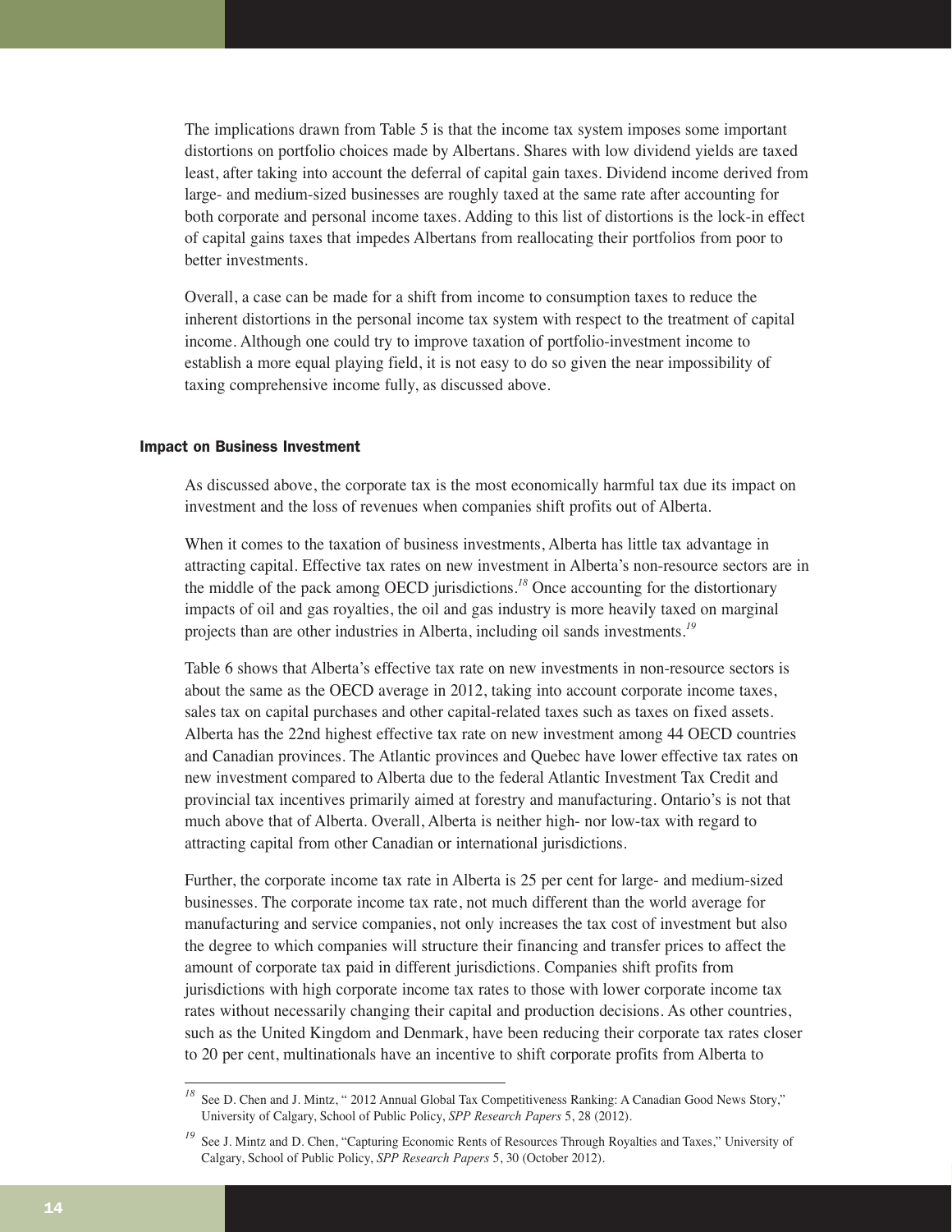The implications drawn from Table 5 is that the income tax system imposes some important distortions on portfolio choices made by Albertans. Shares with low dividend yields are taxed least, after taking into account the deferral of capital gain taxes. Dividend income derived from large- and medium-sized businesses are roughly taxed at the same rate after accounting for both corporate and personal income taxes. Adding to this list of distortions is the lock-in effect of capital gains taxes that impedes Albertans from reallocating their portfolios from poor to better investments.

Overall, a case can be made for a shift from income to consumption taxes to reduce the inherent distortions in the personal income tax system with respect to the treatment of capital income. Although one could try to improve taxation of portfolio-investment income to establish a more equal playing field, it is not easy to do so given the near impossibility of taxing comprehensive income fully, as discussed above.

### Impact on Business Investment

As discussed above, the corporate tax is the most economically harmful tax due its impact on investment and the loss of revenues when companies shift profits out of Alberta.

When it comes to the taxation of business investments, Alberta has little tax advantage in attracting capital. Effective tax rates on new investment in Alberta's non-resource sectors are in the middle of the pack among OECD jurisdictions.[18] Once accounting for the distortionary impacts of oil and gas royalties, the oil and gas industry is more heavily taxed on marginal projects than are other industries in Alberta, including oil sands investments.[19]

Table 6 shows that Alberta's effective tax rate on new investments in non-resource sectors is about the same as the OECD average in 2012, taking into account corporate income taxes, sales tax on capital purchases and other capital-related taxes such as taxes on fixed assets. Alberta has the 22nd highest effective tax rate on new investment among 44 OECD countries and Canadian provinces. The Atlantic provinces and Quebec have lower effective tax rates on new investment compared to Alberta due to the federal Atlantic Investment Tax Credit and provincial tax incentives primarily aimed at forestry and manufacturing. Ontario's is not that much above that of Alberta. Overall, Alberta is neither high- nor low-tax with regard to attracting capital from other Canadian or international jurisdictions.

Further, the corporate income tax rate in Alberta is 25 per cent for large- and medium-sized businesses. The corporate income tax rate, not much different than the world average for manufacturing and service companies, not only increases the tax cost of investment but also the degree to which companies will structure their financing and transfer prices to affect the amount of corporate tax paid in different jurisdictions. Companies shift profits from jurisdictions with high corporate income tax rates to those with lower corporate income tax rates without necessarily changing their capital and production decisions. As other countries, such as the United Kingdom and Denmark, have been reducing their corporate tax rates closer to 20 per cent, multinationals have an incentive to shift corporate profits from Alberta to

---

[18] See D. Chen and J. Mintz, " 2012 Annual Global Tax Competitiveness Ranking: A Canadian Good News Story," University of Calgary, School of Public Policy, *SPP Research Papers* 5, 28 (2012).

[19] See J. Mintz and D. Chen, "Capturing Economic Rents of Resources Through Royalties and Taxes," University of Calgary, School of Public Policy, *SPP Research Papers* 5, 30 (October 2012).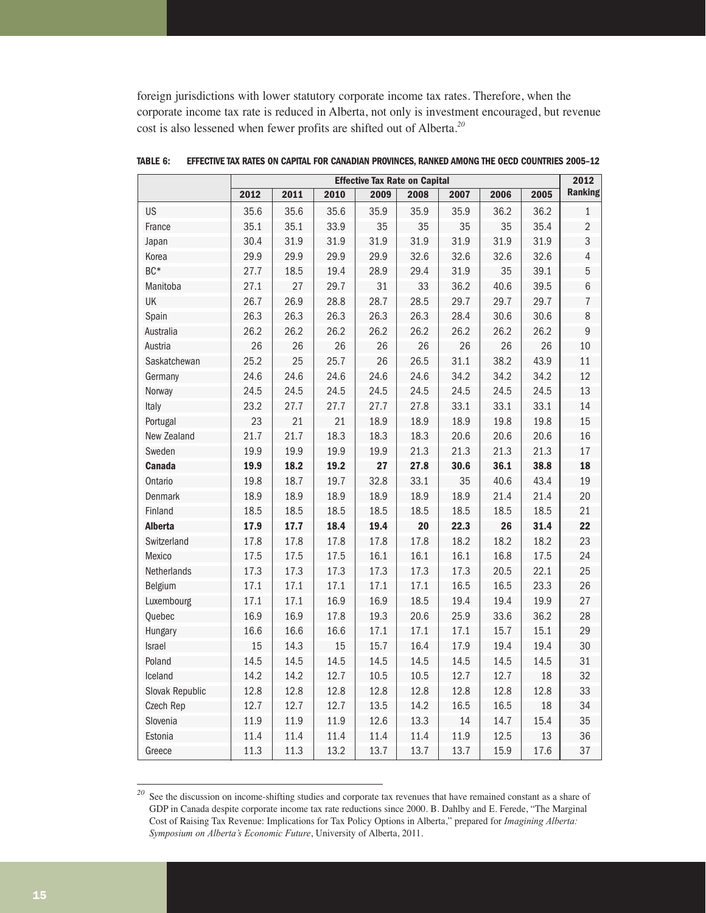foreign jurisdictions with lower statutory corporate income tax rates. Therefore, when the corporate income tax rate is reduced in Alberta, not only is investment encouraged, but revenue cost is also lessened when fewer profits are shifted out of Alberta.[20]

**TABLE 6: EFFECTIVE TAX RATES ON CAPITAL FOR CANADIAN PROVINCES, RANKED AMONG THE OECD COUNTRIES 2005–12**

| | Effective Tax Rate on Capital | | | | | | | | 2012 |
|---|---|---|---|---|---|---|---|---|---|
| | 2012 | 2011 | 2010 | 2009 | 2008 | 2007 | 2006 | 2005 | Ranking |
| US | 35.6 | 35.6 | 35.6 | 35.9 | 35.9 | 35.9 | 36.2 | 36.2 | 1 |
| France | 35.1 | 35.1 | 33.9 | 35 | 35 | 35 | 35 | 35.4 | 2 |
| Japan | 30.4 | 31.9 | 31.9 | 31.9 | 31.9 | 31.9 | 31.9 | 31.9 | 3 |
| Korea | 29.9 | 29.9 | 29.9 | 29.9 | 32.6 | 32.6 | 32.6 | 32.6 | 4 |
| BC* | 27.7 | 18.5 | 19.4 | 28.9 | 29.4 | 31.9 | 35 | 39.1 | 5 |
| Manitoba | 27.1 | 27 | 29.7 | 31 | 33 | 36.2 | 40.6 | 39.5 | 6 |
| UK | 26.7 | 26.9 | 28.8 | 28.7 | 28.5 | 29.7 | 29.7 | 29.7 | 7 |
| Spain | 26.3 | 26.3 | 26.3 | 26.3 | 26.3 | 28.4 | 30.6 | 30.6 | 8 |
| Australia | 26.2 | 26.2 | 26.2 | 26.2 | 26.2 | 26.2 | 26.2 | 26.2 | 9 |
| Austria | 26 | 26 | 26 | 26 | 26 | 26 | 26 | 26 | 10 |
| Saskatchewan | 25.2 | 25 | 25.7 | 26 | 26.5 | 31.1 | 38.2 | 43.9 | 11 |
| Germany | 24.6 | 24.6 | 24.6 | 24.6 | 24.6 | 34.2 | 34.2 | 34.2 | 12 |
| Norway | 24.5 | 24.5 | 24.5 | 24.5 | 24.5 | 24.5 | 24.5 | 24.5 | 13 |
| Italy | 23.2 | 27.7 | 27.7 | 27.7 | 27.8 | 33.1 | 33.1 | 33.1 | 14 |
| Portugal | 23 | 21 | 21 | 18.9 | 18.9 | 18.9 | 19.8 | 19.8 | 15 |
| New Zealand | 21.7 | 21.7 | 18.3 | 18.3 | 18.3 | 20.6 | 20.6 | 20.6 | 16 |
| Sweden | 19.9 | 19.9 | 19.9 | 19.9 | 21.3 | 21.3 | 21.3 | 21.3 | 17 |
| **Canada** | **19.9** | **18.2** | **19.2** | **27** | **27.8** | **30.6** | **36.1** | **38.8** | **18** |
| Ontario | 19.8 | 18.7 | 19.7 | 32.8 | 33.1 | 35 | 40.6 | 43.4 | 19 |
| Denmark | 18.9 | 18.9 | 18.9 | 18.9 | 18.9 | 18.9 | 21.4 | 21.4 | 20 |
| Finland | 18.5 | 18.5 | 18.5 | 18.5 | 18.5 | 18.5 | 18.5 | 18.5 | 21 |
| **Alberta** | **17.9** | **17.7** | **18.4** | **19.4** | **20** | **22.3** | **26** | **31.4** | **22** |
| Switzerland | 17.8 | 17.8 | 17.8 | 17.8 | 17.8 | 18.2 | 18.2 | 18.2 | 23 |
| Mexico | 17.5 | 17.5 | 17.5 | 16.1 | 16.1 | 16.1 | 16.8 | 17.5 | 24 |
| Netherlands | 17.3 | 17.3 | 17.3 | 17.3 | 17.3 | 17.3 | 20.5 | 22.1 | 25 |
| Belgium | 17.1 | 17.1 | 17.1 | 17.1 | 17.1 | 16.5 | 16.5 | 23.3 | 26 |
| Luxembourg | 17.1 | 17.1 | 16.9 | 16.9 | 18.5 | 19.4 | 19.4 | 19.9 | 27 |
| Quebec | 16.9 | 16.9 | 17.8 | 19.3 | 20.6 | 25.9 | 33.6 | 36.2 | 28 |
| Hungary | 16.6 | 16.6 | 16.6 | 17.1 | 17.1 | 17.1 | 15.7 | 15.1 | 29 |
| Israel | 15 | 14.3 | 15 | 15.7 | 16.4 | 17.9 | 19.4 | 19.4 | 30 |
| Poland | 14.5 | 14.5 | 14.5 | 14.5 | 14.5 | 14.5 | 14.5 | 14.5 | 31 |
| Iceland | 14.2 | 14.2 | 12.7 | 10.5 | 10.5 | 12.7 | 12.7 | 18 | 32 |
| Slovak Republic | 12.8 | 12.8 | 12.8 | 12.8 | 12.8 | 12.8 | 12.8 | 12.8 | 33 |
| Czech Rep | 12.7 | 12.7 | 12.7 | 13.5 | 14.2 | 16.5 | 16.5 | 18 | 34 |
| Slovenia | 11.9 | 11.9 | 11.9 | 12.6 | 13.3 | 14 | 14.7 | 15.4 | 35 |
| Estonia | 11.4 | 11.4 | 11.4 | 11.4 | 11.4 | 11.9 | 12.5 | 13 | 36 |
| Greece | 11.3 | 11.3 | 13.2 | 13.7 | 13.7 | 13.7 | 15.9 | 17.6 | 37 |

[20] See the discussion on income-shifting studies and corporate tax revenues that have remained constant as a share of GDP in Canada despite corporate income tax rate reductions since 2000. B. Dahlby and E. Ferede, "The Marginal Cost of Raising Tax Revenue: Implications for Tax Policy Options in Alberta," prepared for *Imagining Alberta: Symposium on Alberta's Economic Future*, University of Alberta, 2011.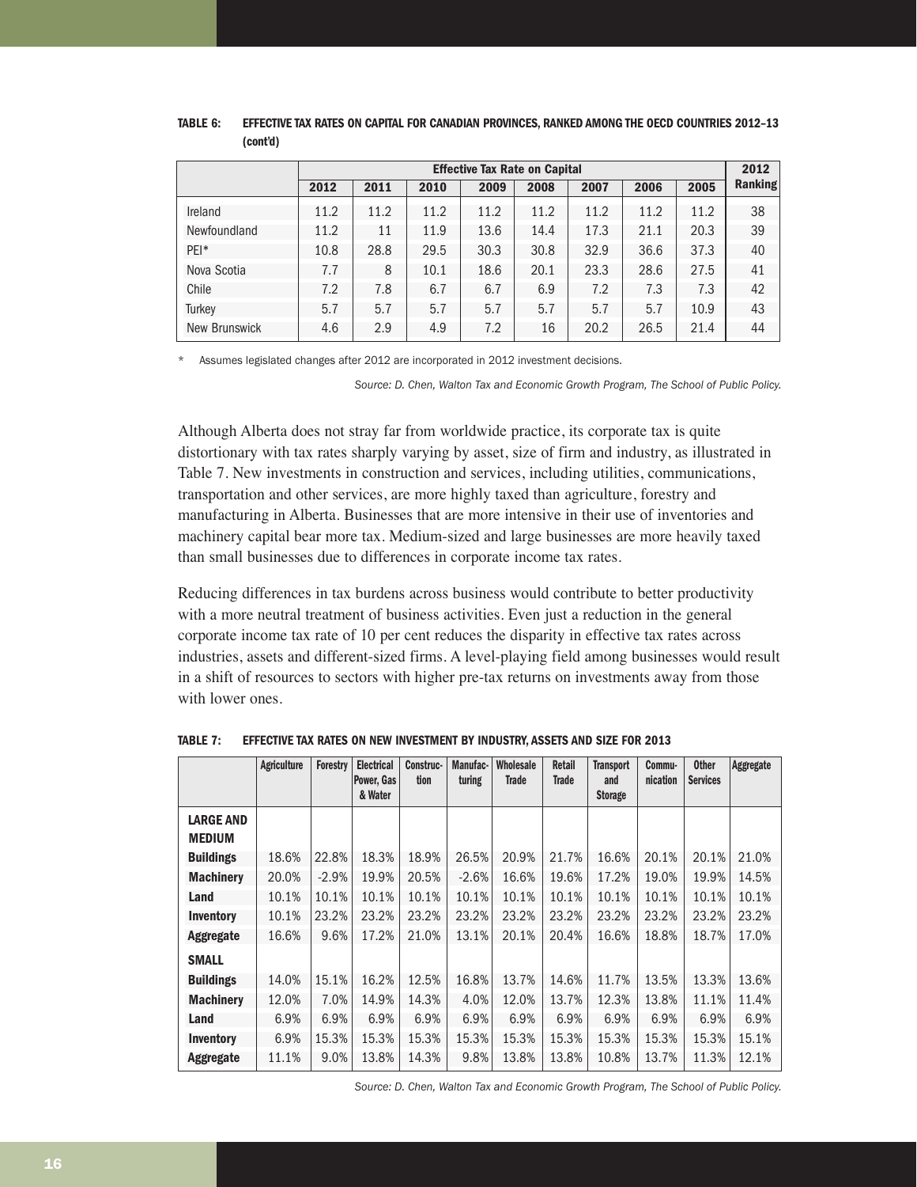**TABLE 6: EFFECTIVE TAX RATES ON CAPITAL FOR CANADIAN PROVINCES, RANKED AMONG THE OECD COUNTRIES 2012–13 (cont'd)**

| | Effective Tax Rate on Capital | | | | | | | | 2012 |
|---|---|---|---|---|---|---|---|---|---|
| | 2012 | 2011 | 2010 | 2009 | 2008 | 2007 | 2006 | 2005 | Ranking |
| Ireland | 11.2 | 11.2 | 11.2 | 11.2 | 11.2 | 11.2 | 11.2 | 11.2 | 38 |
| Newfoundland | 11.2 | 11 | 11.9 | 13.6 | 14.4 | 17.3 | 21.1 | 20.3 | 39 |
| PEI* | 10.8 | 28.8 | 29.5 | 30.3 | 30.8 | 32.9 | 36.6 | 37.3 | 40 |
| Nova Scotia | 7.7 | 8 | 10.1 | 18.6 | 20.1 | 23.3 | 28.6 | 27.5 | 41 |
| Chile | 7.2 | 7.8 | 6.7 | 6.7 | 6.9 | 7.2 | 7.3 | 7.3 | 42 |
| Turkey | 5.7 | 5.7 | 5.7 | 5.7 | 5.7 | 5.7 | 5.7 | 10.9 | 43 |
| New Brunswick | 4.6 | 2.9 | 4.9 | 7.2 | 16 | 20.2 | 26.5 | 21.4 | 44 |

\* Assumes legislated changes after 2012 are incorporated in 2012 investment decisions.

*Source: D. Chen, Walton Tax and Economic Growth Program, The School of Public Policy.*

Although Alberta does not stray far from worldwide practice, its corporate tax is quite distortionary with tax rates sharply varying by asset, size of firm and industry, as illustrated in Table 7. New investments in construction and services, including utilities, communications, transportation and other services, are more highly taxed than agriculture, forestry and manufacturing in Alberta. Businesses that are more intensive in their use of inventories and machinery capital bear more tax. Medium-sized and large businesses are more heavily taxed than small businesses due to differences in corporate income tax rates.

Reducing differences in tax burdens across business would contribute to better productivity with a more neutral treatment of business activities. Even just a reduction in the general corporate income tax rate of 10 per cent reduces the disparity in effective tax rates across industries, assets and different-sized firms. A level-playing field among businesses would result in a shift of resources to sectors with higher pre-tax returns on investments away from those with lower ones.

**TABLE 7: EFFECTIVE TAX RATES ON NEW INVESTMENT BY INDUSTRY, ASSETS AND SIZE FOR 2013**

| | Agriculture | Forestry | Electrical Power, Gas & Water | Construction | Manufacturing | Wholesale Trade | Retail Trade | Transport and Storage | Communication | Other Services | Aggregate |
|---|---|---|---|---|---|---|---|---|---|---|---|
| **LARGE AND MEDIUM** | | | | | | | | | | | |
| **Buildings** | 18.6% | 22.8% | 18.3% | 18.9% | 26.5% | 20.9% | 21.7% | 16.6% | 20.1% | 20.1% | 21.0% |
| **Machinery** | 20.0% | -2.9% | 19.9% | 20.5% | -2.6% | 16.6% | 19.6% | 17.2% | 19.0% | 19.9% | 14.5% |
| **Land** | 10.1% | 10.1% | 10.1% | 10.1% | 10.1% | 10.1% | 10.1% | 10.1% | 10.1% | 10.1% | 10.1% |
| **Inventory** | 10.1% | 23.2% | 23.2% | 23.2% | 23.2% | 23.2% | 23.2% | 23.2% | 23.2% | 23.2% | 23.2% |
| **Aggregate** | 16.6% | 9.6% | 17.2% | 21.0% | 13.1% | 20.1% | 20.4% | 16.6% | 18.8% | 18.7% | 17.0% |
| **SMALL** | | | | | | | | | | | |
| **Buildings** | 14.0% | 15.1% | 16.2% | 12.5% | 16.8% | 13.7% | 14.6% | 11.7% | 13.5% | 13.3% | 13.6% |
| **Machinery** | 12.0% | 7.0% | 14.9% | 14.3% | 4.0% | 12.0% | 13.7% | 12.3% | 13.8% | 11.1% | 11.4% |
| **Land** | 6.9% | 6.9% | 6.9% | 6.9% | 6.9% | 6.9% | 6.9% | 6.9% | 6.9% | 6.9% | 6.9% |
| **Inventory** | 6.9% | 15.3% | 15.3% | 15.3% | 15.3% | 15.3% | 15.3% | 15.3% | 15.3% | 15.3% | 15.1% |
| **Aggregate** | 11.1% | 9.0% | 13.8% | 14.3% | 9.8% | 13.8% | 13.8% | 10.8% | 13.7% | 11.3% | 12.1% |

*Source: D. Chen, Walton Tax and Economic Growth Program, The School of Public Policy.*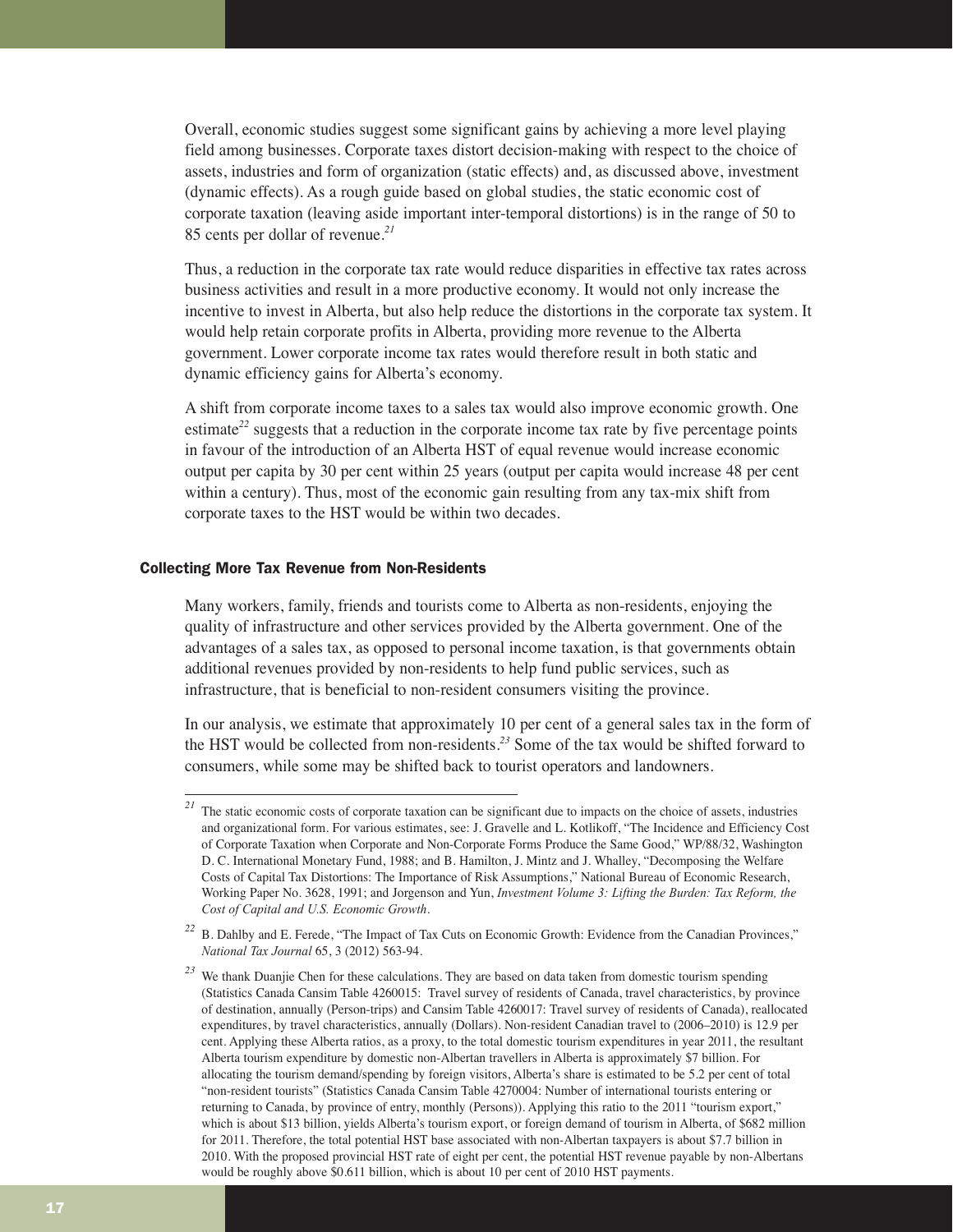Overall, economic studies suggest some significant gains by achieving a more level playing field among businesses. Corporate taxes distort decision-making with respect to the choice of assets, industries and form of organization (static effects) and, as discussed above, investment (dynamic effects). As a rough guide based on global studies, the static economic cost of corporate taxation (leaving aside important inter-temporal distortions) is in the range of 50 to 85 cents per dollar of revenue.[21]

Thus, a reduction in the corporate tax rate would reduce disparities in effective tax rates across business activities and result in a more productive economy. It would not only increase the incentive to invest in Alberta, but also help reduce the distortions in the corporate tax system. It would help retain corporate profits in Alberta, providing more revenue to the Alberta government. Lower corporate income tax rates would therefore result in both static and dynamic efficiency gains for Alberta's economy.

A shift from corporate income taxes to a sales tax would also improve economic growth. One estimate[22] suggests that a reduction in the corporate income tax rate by five percentage points in favour of the introduction of an Alberta HST of equal revenue would increase economic output per capita by 30 per cent within 25 years (output per capita would increase 48 per cent within a century). Thus, most of the economic gain resulting from any tax-mix shift from corporate taxes to the HST would be within two decades.

### Collecting More Tax Revenue from Non-Residents

Many workers, family, friends and tourists come to Alberta as non-residents, enjoying the quality of infrastructure and other services provided by the Alberta government. One of the advantages of a sales tax, as opposed to personal income taxation, is that governments obtain additional revenues provided by non-residents to help fund public services, such as infrastructure, that is beneficial to non-resident consumers visiting the province.

In our analysis, we estimate that approximately 10 per cent of a general sales tax in the form of the HST would be collected from non-residents.[23] Some of the tax would be shifted forward to consumers, while some may be shifted back to tourist operators and landowners.

---

[21] The static economic costs of corporate taxation can be significant due to impacts on the choice of assets, industries and organizational form. For various estimates, see: J. Gravelle and L. Kotlikoff, "The Incidence and Efficiency Cost of Corporate Taxation when Corporate and Non-Corporate Forms Produce the Same Good," WP/88/32, Washington D. C. International Monetary Fund, 1988; and B. Hamilton, J. Mintz and J. Whalley, "Decomposing the Welfare Costs of Capital Tax Distortions: The Importance of Risk Assumptions," National Bureau of Economic Research, Working Paper No. 3628, 1991; and Jorgenson and Yun, *Investment Volume 3: Lifting the Burden: Tax Reform, the Cost of Capital and U.S. Economic Growth*.

[22] B. Dahlby and E. Ferede, "The Impact of Tax Cuts on Economic Growth: Evidence from the Canadian Provinces," *National Tax Journal* 65, 3 (2012) 563-94.

[23] We thank Duanjie Chen for these calculations. They are based on data taken from domestic tourism spending (Statistics Canada Cansim Table 4260015: Travel survey of residents of Canada, travel characteristics, by province of destination, annually (Person-trips) and Cansim Table 4260017: Travel survey of residents of Canada), reallocated expenditures, by travel characteristics, annually (Dollars). Non-resident Canadian travel to (2006–2010) is 12.9 per cent. Applying these Alberta ratios, as a proxy, to the total domestic tourism expenditures in year 2011, the resultant Alberta tourism expenditure by domestic non-Albertan travellers in Alberta is approximately $7 billion. For allocating the tourism demand/spending by foreign visitors, Alberta's share is estimated to be 5.2 per cent of total "non-resident tourists" (Statistics Canada Cansim Table 4270004: Number of international tourists entering or returning to Canada, by province of entry, monthly (Persons)). Applying this ratio to the 2011 "tourism export," which is about $13 billion, yields Alberta's tourism export, or foreign demand of tourism in Alberta, of $682 million for 2011. Therefore, the total potential HST base associated with non-Albertan taxpayers is about $7.7 billion in 2010. With the proposed provincial HST rate of eight per cent, the potential HST revenue payable by non-Albertans would be roughly above $0.611 billion, which is about 10 per cent of 2010 HST payments.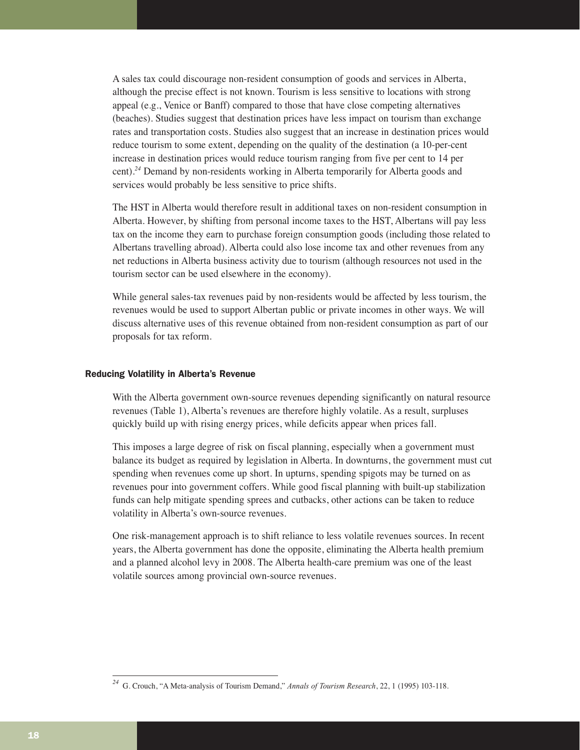A sales tax could discourage non-resident consumption of goods and services in Alberta, although the precise effect is not known. Tourism is less sensitive to locations with strong appeal (e.g., Venice or Banff) compared to those that have close competing alternatives (beaches). Studies suggest that destination prices have less impact on tourism than exchange rates and transportation costs. Studies also suggest that an increase in destination prices would reduce tourism to some extent, depending on the quality of the destination (a 10-per-cent increase in destination prices would reduce tourism ranging from five per cent to 14 per cent).[24] Demand by non-residents working in Alberta temporarily for Alberta goods and services would probably be less sensitive to price shifts.

The HST in Alberta would therefore result in additional taxes on non-resident consumption in Alberta. However, by shifting from personal income taxes to the HST, Albertans will pay less tax on the income they earn to purchase foreign consumption goods (including those related to Albertans travelling abroad). Alberta could also lose income tax and other revenues from any net reductions in Alberta business activity due to tourism (although resources not used in the tourism sector can be used elsewhere in the economy).

While general sales-tax revenues paid by non-residents would be affected by less tourism, the revenues would be used to support Albertan public or private incomes in other ways. We will discuss alternative uses of this revenue obtained from non-resident consumption as part of our proposals for tax reform.

### Reducing Volatility in Alberta's Revenue

With the Alberta government own-source revenues depending significantly on natural resource revenues (Table 1), Alberta's revenues are therefore highly volatile. As a result, surpluses quickly build up with rising energy prices, while deficits appear when prices fall.

This imposes a large degree of risk on fiscal planning, especially when a government must balance its budget as required by legislation in Alberta. In downturns, the government must cut spending when revenues come up short. In upturns, spending spigots may be turned on as revenues pour into government coffers. While good fiscal planning with built-up stabilization funds can help mitigate spending sprees and cutbacks, other actions can be taken to reduce volatility in Alberta's own-source revenues.

One risk-management approach is to shift reliance to less volatile revenues sources. In recent years, the Alberta government has done the opposite, eliminating the Alberta health premium and a planned alcohol levy in 2008. The Alberta health-care premium was one of the least volatile sources among provincial own-source revenues.

---

[24] G. Crouch, "A Meta-analysis of Tourism Demand," *Annals of Tourism Research*, 22, 1 (1995) 103-118.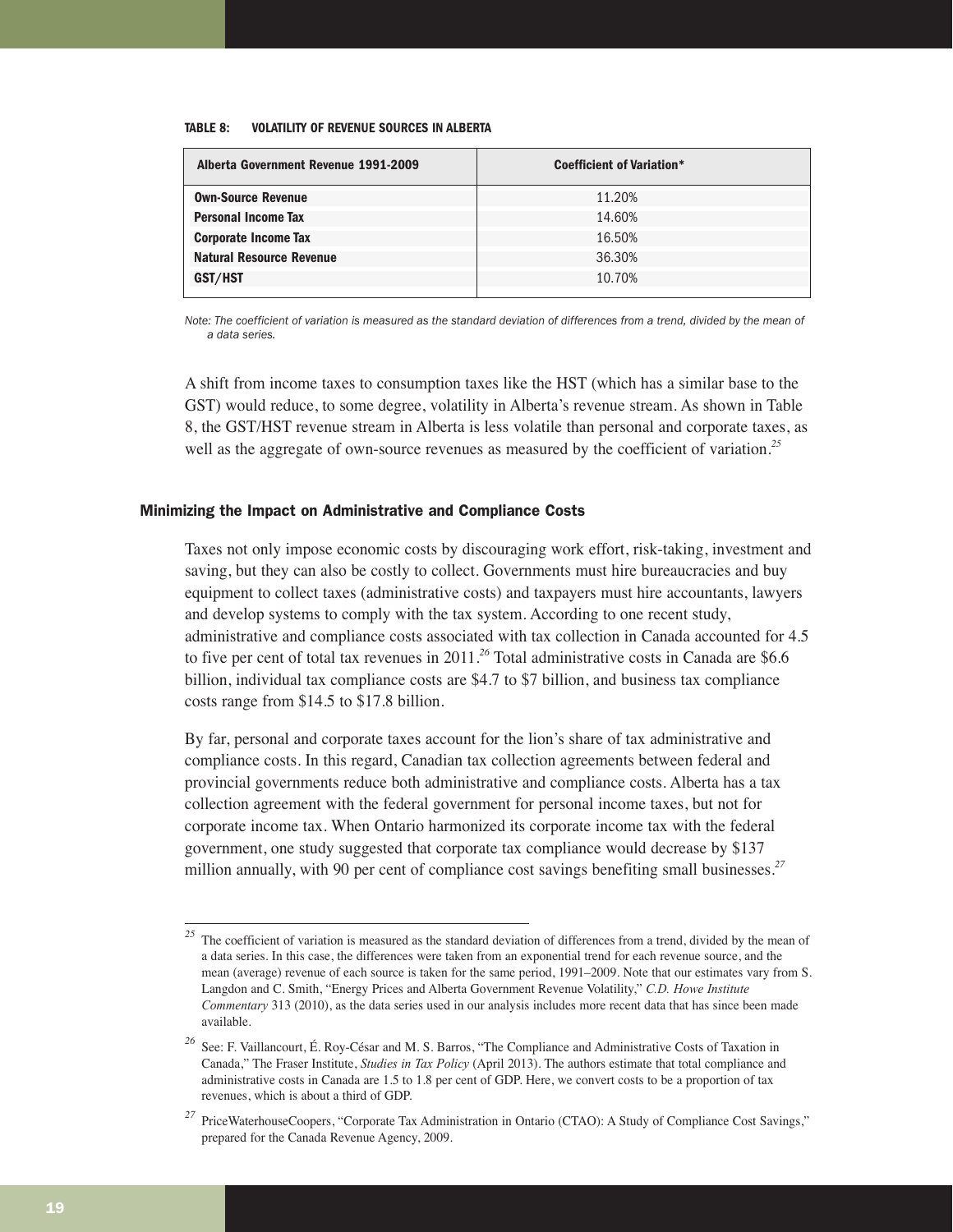**TABLE 8: VOLATILITY OF REVENUE SOURCES IN ALBERTA**

| Alberta Government Revenue 1991-2009 | Coefficient of Variation* |
|---|---|
| **Own-Source Revenue** | 11.20% |
| **Personal Income Tax** | 14.60% |
| **Corporate Income Tax** | 16.50% |
| **Natural Resource Revenue** | 36.30% |
| **GST/HST** | 10.70% |

*Note: The coefficient of variation is measured as the standard deviation of differences from a trend, divided by the mean of a data series.*

A shift from income taxes to consumption taxes like the HST (which has a similar base to the GST) would reduce, to some degree, volatility in Alberta's revenue stream. As shown in Table 8, the GST/HST revenue stream in Alberta is less volatile than personal and corporate taxes, as well as the aggregate of own-source revenues as measured by the coefficient of variation.[25]

### Minimizing the Impact on Administrative and Compliance Costs

Taxes not only impose economic costs by discouraging work effort, risk-taking, investment and saving, but they can also be costly to collect. Governments must hire bureaucracies and buy equipment to collect taxes (administrative costs) and taxpayers must hire accountants, lawyers and develop systems to comply with the tax system. According to one recent study, administrative and compliance costs associated with tax collection in Canada accounted for 4.5 to five per cent of total tax revenues in 2011.[26] Total administrative costs in Canada are $6.6 billion, individual tax compliance costs are $4.7 to $7 billion, and business tax compliance costs range from $14.5 to $17.8 billion.

By far, personal and corporate taxes account for the lion's share of tax administrative and compliance costs. In this regard, Canadian tax collection agreements between federal and provincial governments reduce both administrative and compliance costs. Alberta has a tax collection agreement with the federal government for personal income taxes, but not for corporate income tax. When Ontario harmonized its corporate income tax with the federal government, one study suggested that corporate tax compliance would decrease by $137 million annually, with 90 per cent of compliance cost savings benefiting small businesses.[27]

---

[25] The coefficient of variation is measured as the standard deviation of differences from a trend, divided by the mean of a data series. In this case, the differences were taken from an exponential trend for each revenue source, and the mean (average) revenue of each source is taken for the same period, 1991–2009. Note that our estimates vary from S. Langdon and C. Smith, "Energy Prices and Alberta Government Revenue Volatility," *C.D. Howe Institute Commentary* 313 (2010), as the data series used in our analysis includes more recent data that has since been made available.

[26] See: F. Vaillancourt, É. Roy-César and M. S. Barros, "The Compliance and Administrative Costs of Taxation in Canada," The Fraser Institute, *Studies in Tax Policy* (April 2013). The authors estimate that total compliance and administrative costs in Canada are 1.5 to 1.8 per cent of GDP. Here, we convert costs to be a proportion of tax revenues, which is about a third of GDP.

[27] PriceWaterhouseCoopers, "Corporate Tax Administration in Ontario (CTAO): A Study of Compliance Cost Savings," prepared for the Canada Revenue Agency, 2009.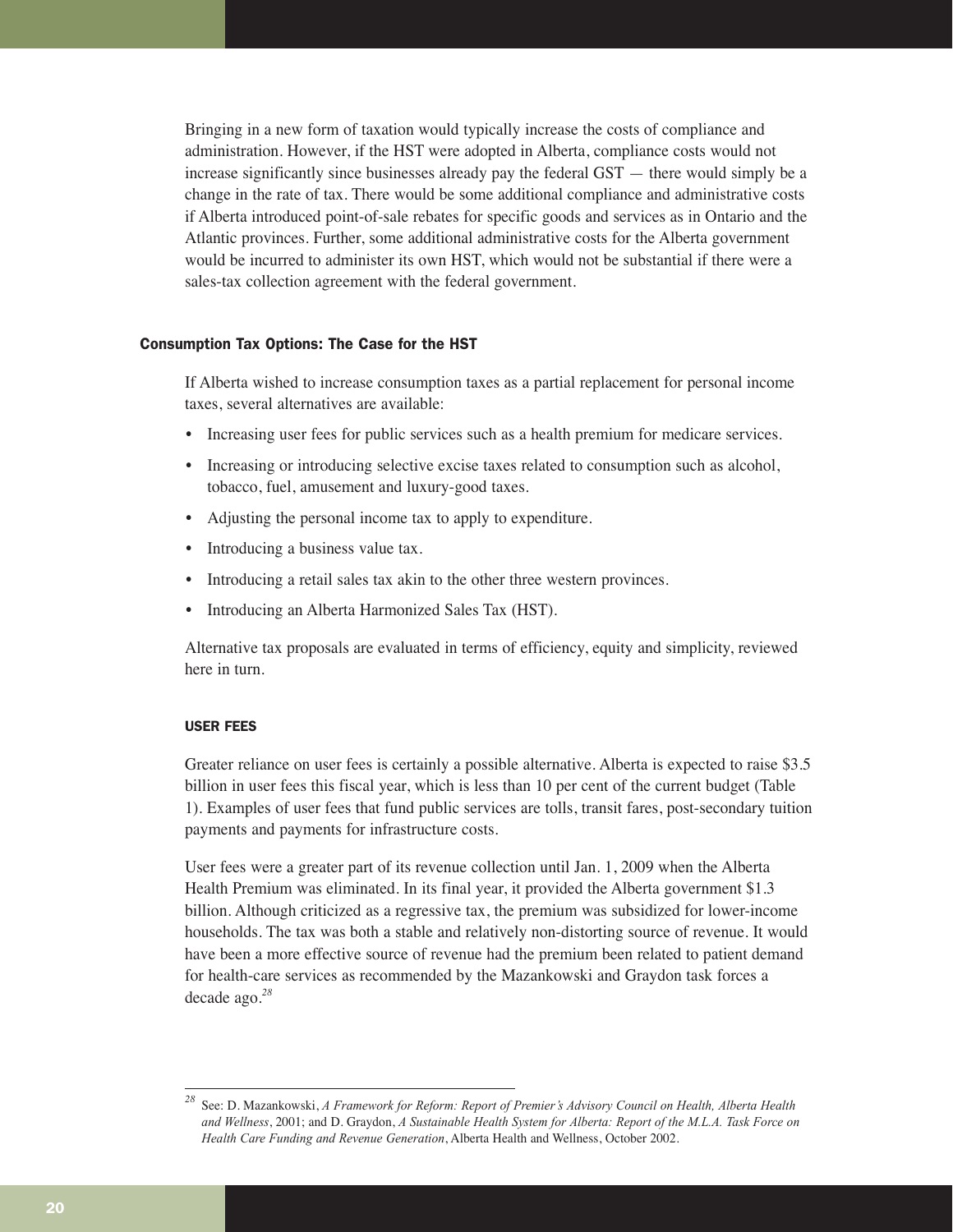Bringing in a new form of taxation would typically increase the costs of compliance and administration. However, if the HST were adopted in Alberta, compliance costs would not increase significantly since businesses already pay the federal GST — there would simply be a change in the rate of tax. There would be some additional compliance and administrative costs if Alberta introduced point-of-sale rebates for specific goods and services as in Ontario and the Atlantic provinces. Further, some additional administrative costs for the Alberta government would be incurred to administer its own HST, which would not be substantial if there were a sales-tax collection agreement with the federal government.

## Consumption Tax Options: The Case for the HST

If Alberta wished to increase consumption taxes as a partial replacement for personal income taxes, several alternatives are available:

- Increasing user fees for public services such as a health premium for medicare services.
- Increasing or introducing selective excise taxes related to consumption such as alcohol, tobacco, fuel, amusement and luxury-good taxes.
- Adjusting the personal income tax to apply to expenditure.
- Introducing a business value tax.
- Introducing a retail sales tax akin to the other three western provinces.
- Introducing an Alberta Harmonized Sales Tax (HST).

Alternative tax proposals are evaluated in terms of efficiency, equity and simplicity, reviewed here in turn.

### USER FEES

Greater reliance on user fees is certainly a possible alternative. Alberta is expected to raise $3.5 billion in user fees this fiscal year, which is less than 10 per cent of the current budget (Table 1). Examples of user fees that fund public services are tolls, transit fares, post-secondary tuition payments and payments for infrastructure costs.

User fees were a greater part of its revenue collection until Jan. 1, 2009 when the Alberta Health Premium was eliminated. In its final year, it provided the Alberta government $1.3 billion. Although criticized as a regressive tax, the premium was subsidized for lower-income households. The tax was both a stable and relatively non-distorting source of revenue. It would have been a more effective source of revenue had the premium been related to patient demand for health-care services as recommended by the Mazankowski and Graydon task forces a decade ago.[28]

[28] See: D. Mazankowski, *A Framework for Reform: Report of Premier's Advisory Council on Health, Alberta Health and Wellness*, 2001; and D. Graydon, *A Sustainable Health System for Alberta: Report of the M.L.A. Task Force on Health Care Funding and Revenue Generation*, Alberta Health and Wellness, October 2002.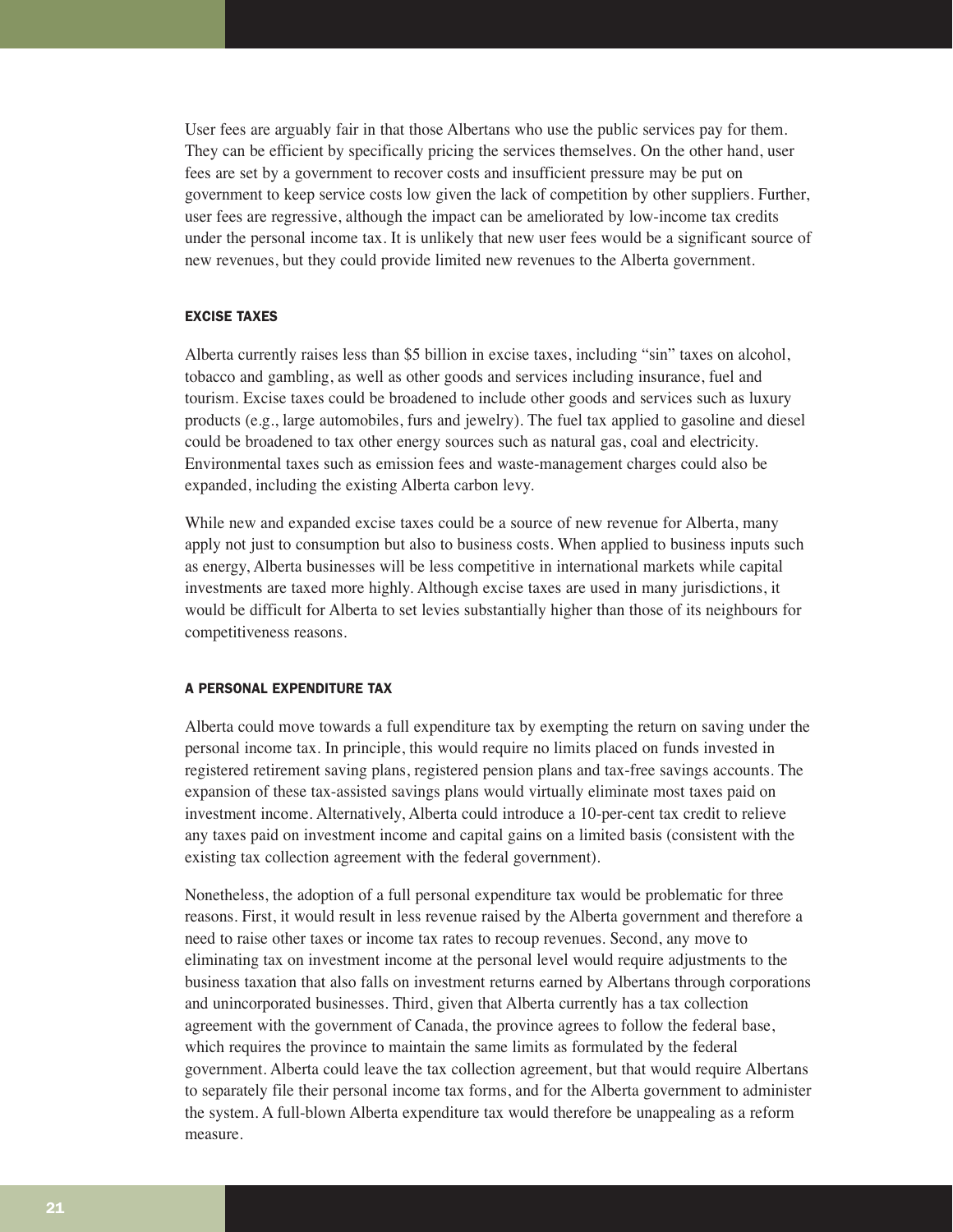User fees are arguably fair in that those Albertans who use the public services pay for them. They can be efficient by specifically pricing the services themselves. On the other hand, user fees are set by a government to recover costs and insufficient pressure may be put on government to keep service costs low given the lack of competition by other suppliers. Further, user fees are regressive, although the impact can be ameliorated by low-income tax credits under the personal income tax. It is unlikely that new user fees would be a significant source of new revenues, but they could provide limited new revenues to the Alberta government.

### EXCISE TAXES

Alberta currently raises less than $5 billion in excise taxes, including "sin" taxes on alcohol, tobacco and gambling, as well as other goods and services including insurance, fuel and tourism. Excise taxes could be broadened to include other goods and services such as luxury products (e.g., large automobiles, furs and jewelry). The fuel tax applied to gasoline and diesel could be broadened to tax other energy sources such as natural gas, coal and electricity. Environmental taxes such as emission fees and waste-management charges could also be expanded, including the existing Alberta carbon levy.

While new and expanded excise taxes could be a source of new revenue for Alberta, many apply not just to consumption but also to business costs. When applied to business inputs such as energy, Alberta businesses will be less competitive in international markets while capital investments are taxed more highly. Although excise taxes are used in many jurisdictions, it would be difficult for Alberta to set levies substantially higher than those of its neighbours for competitiveness reasons.

### A PERSONAL EXPENDITURE TAX

Alberta could move towards a full expenditure tax by exempting the return on saving under the personal income tax. In principle, this would require no limits placed on funds invested in registered retirement saving plans, registered pension plans and tax-free savings accounts. The expansion of these tax-assisted savings plans would virtually eliminate most taxes paid on investment income. Alternatively, Alberta could introduce a 10-per-cent tax credit to relieve any taxes paid on investment income and capital gains on a limited basis (consistent with the existing tax collection agreement with the federal government).

Nonetheless, the adoption of a full personal expenditure tax would be problematic for three reasons. First, it would result in less revenue raised by the Alberta government and therefore a need to raise other taxes or income tax rates to recoup revenues. Second, any move to eliminating tax on investment income at the personal level would require adjustments to the business taxation that also falls on investment returns earned by Albertans through corporations and unincorporated businesses. Third, given that Alberta currently has a tax collection agreement with the government of Canada, the province agrees to follow the federal base, which requires the province to maintain the same limits as formulated by the federal government. Alberta could leave the tax collection agreement, but that would require Albertans to separately file their personal income tax forms, and for the Alberta government to administer the system. A full-blown Alberta expenditure tax would therefore be unappealing as a reform measure.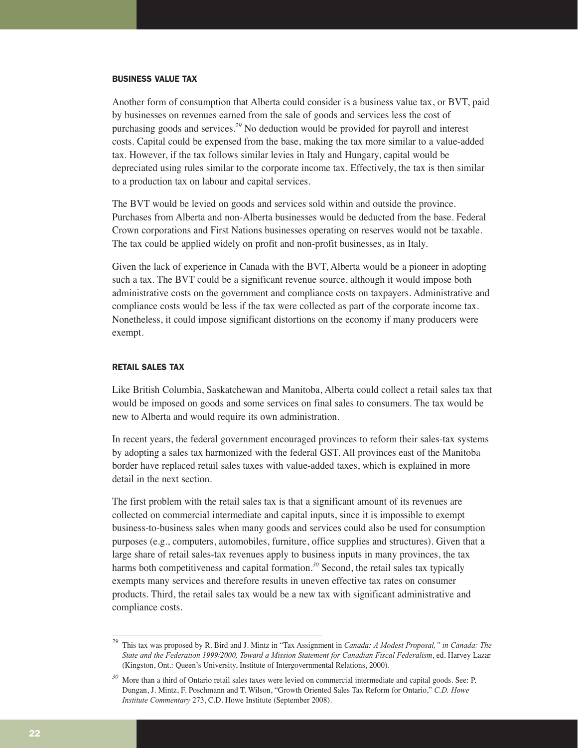### BUSINESS VALUE TAX

Another form of consumption that Alberta could consider is a business value tax, or BVT, paid by businesses on revenues earned from the sale of goods and services less the cost of purchasing goods and services.[29] No deduction would be provided for payroll and interest costs. Capital could be expensed from the base, making the tax more similar to a value-added tax. However, if the tax follows similar levies in Italy and Hungary, capital would be depreciated using rules similar to the corporate income tax. Effectively, the tax is then similar to a production tax on labour and capital services.

The BVT would be levied on goods and services sold within and outside the province. Purchases from Alberta and non-Alberta businesses would be deducted from the base. Federal Crown corporations and First Nations businesses operating on reserves would not be taxable. The tax could be applied widely on profit and non-profit businesses, as in Italy.

Given the lack of experience in Canada with the BVT, Alberta would be a pioneer in adopting such a tax. The BVT could be a significant revenue source, although it would impose both administrative costs on the government and compliance costs on taxpayers. Administrative and compliance costs would be less if the tax were collected as part of the corporate income tax. Nonetheless, it could impose significant distortions on the economy if many producers were exempt.

### RETAIL SALES TAX

Like British Columbia, Saskatchewan and Manitoba, Alberta could collect a retail sales tax that would be imposed on goods and some services on final sales to consumers. The tax would be new to Alberta and would require its own administration.

In recent years, the federal government encouraged provinces to reform their sales-tax systems by adopting a sales tax harmonized with the federal GST. All provinces east of the Manitoba border have replaced retail sales taxes with value-added taxes, which is explained in more detail in the next section.

The first problem with the retail sales tax is that a significant amount of its revenues are collected on commercial intermediate and capital inputs, since it is impossible to exempt business-to-business sales when many goods and services could also be used for consumption purposes (e.g., computers, automobiles, furniture, office supplies and structures). Given that a large share of retail sales-tax revenues apply to business inputs in many provinces, the tax harms both competitiveness and capital formation.[30] Second, the retail sales tax typically exempts many services and therefore results in uneven effective tax rates on consumer products. Third, the retail sales tax would be a new tax with significant administrative and compliance costs.

---

[29] This tax was proposed by R. Bird and J. Mintz in "Tax Assignment in *Canada: A Modest Proposal," in Canada: The State and the Federation 1999/2000, Toward a Mission Statement for Canadian Fiscal Federalism*, ed. Harvey Lazar (Kingston, Ont.: Queen's University, Institute of Intergovernmental Relations, 2000).

[30] More than a third of Ontario retail sales taxes were levied on commercial intermediate and capital goods. See: P. Dungan, J. Mintz, F. Poschmann and T. Wilson, "Growth Oriented Sales Tax Reform for Ontario," *C.D. Howe Institute Commentary* 273, C.D. Howe Institute (September 2008).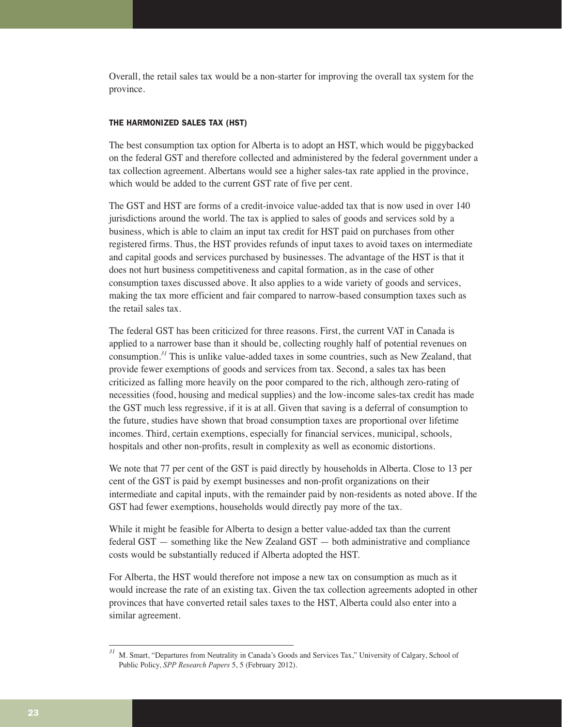Overall, the retail sales tax would be a non-starter for improving the overall tax system for the province.

#### THE HARMONIZED SALES TAX (HST)

The best consumption tax option for Alberta is to adopt an HST, which would be piggybacked on the federal GST and therefore collected and administered by the federal government under a tax collection agreement. Albertans would see a higher sales-tax rate applied in the province, which would be added to the current GST rate of five per cent.

The GST and HST are forms of a credit-invoice value-added tax that is now used in over 140 jurisdictions around the world. The tax is applied to sales of goods and services sold by a business, which is able to claim an input tax credit for HST paid on purchases from other registered firms. Thus, the HST provides refunds of input taxes to avoid taxes on intermediate and capital goods and services purchased by businesses. The advantage of the HST is that it does not hurt business competitiveness and capital formation, as in the case of other consumption taxes discussed above. It also applies to a wide variety of goods and services, making the tax more efficient and fair compared to narrow-based consumption taxes such as the retail sales tax.

The federal GST has been criticized for three reasons. First, the current VAT in Canada is applied to a narrower base than it should be, collecting roughly half of potential revenues on consumption.[31] This is unlike value-added taxes in some countries, such as New Zealand, that provide fewer exemptions of goods and services from tax. Second, a sales tax has been criticized as falling more heavily on the poor compared to the rich, although zero-rating of necessities (food, housing and medical supplies) and the low-income sales-tax credit has made the GST much less regressive, if it is at all. Given that saving is a deferral of consumption to the future, studies have shown that broad consumption taxes are proportional over lifetime incomes. Third, certain exemptions, especially for financial services, municipal, schools, hospitals and other non-profits, result in complexity as well as economic distortions.

We note that 77 per cent of the GST is paid directly by households in Alberta. Close to 13 per cent of the GST is paid by exempt businesses and non-profit organizations on their intermediate and capital inputs, with the remainder paid by non-residents as noted above. If the GST had fewer exemptions, households would directly pay more of the tax.

While it might be feasible for Alberta to design a better value-added tax than the current federal GST — something like the New Zealand GST — both administrative and compliance costs would be substantially reduced if Alberta adopted the HST.

For Alberta, the HST would therefore not impose a new tax on consumption as much as it would increase the rate of an existing tax. Given the tax collection agreements adopted in other provinces that have converted retail sales taxes to the HST, Alberta could also enter into a similar agreement.

---

[31] M. Smart, "Departures from Neutrality in Canada's Goods and Services Tax," University of Calgary, School of Public Policy, *SPP Research Papers* 5, 5 (February 2012).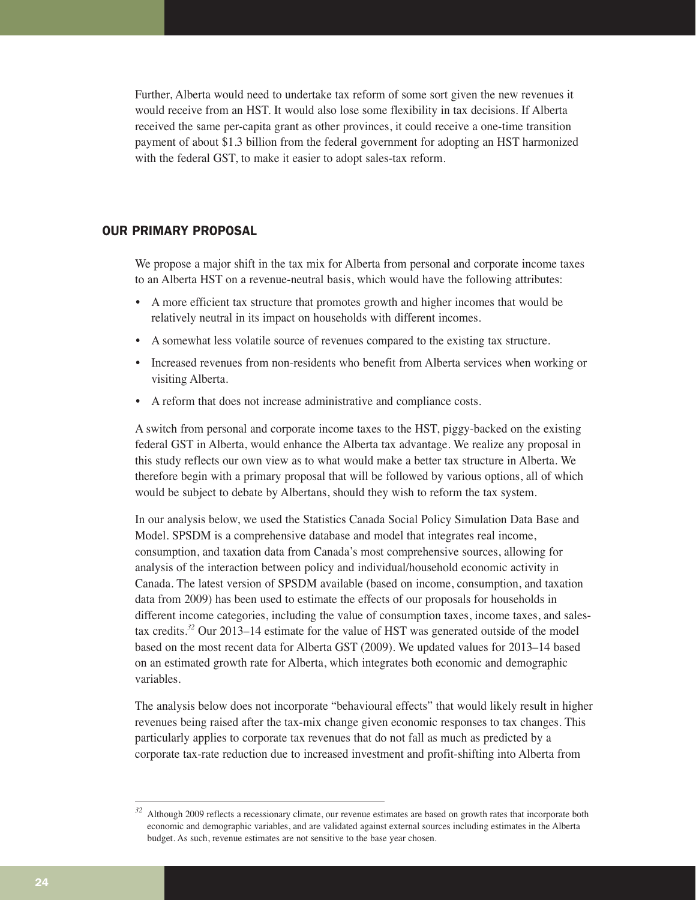Further, Alberta would need to undertake tax reform of some sort given the new revenues it would receive from an HST. It would also lose some flexibility in tax decisions. If Alberta received the same per-capita grant as other provinces, it could receive a one-time transition payment of about $1.3 billion from the federal government for adopting an HST harmonized with the federal GST, to make it easier to adopt sales-tax reform.

## OUR PRIMARY PROPOSAL

We propose a major shift in the tax mix for Alberta from personal and corporate income taxes to an Alberta HST on a revenue-neutral basis, which would have the following attributes:

- A more efficient tax structure that promotes growth and higher incomes that would be relatively neutral in its impact on households with different incomes.
- A somewhat less volatile source of revenues compared to the existing tax structure.
- Increased revenues from non-residents who benefit from Alberta services when working or visiting Alberta.
- A reform that does not increase administrative and compliance costs.

A switch from personal and corporate income taxes to the HST, piggy-backed on the existing federal GST in Alberta, would enhance the Alberta tax advantage. We realize any proposal in this study reflects our own view as to what would make a better tax structure in Alberta. We therefore begin with a primary proposal that will be followed by various options, all of which would be subject to debate by Albertans, should they wish to reform the tax system.

In our analysis below, we used the Statistics Canada Social Policy Simulation Data Base and Model. SPSDM is a comprehensive database and model that integrates real income, consumption, and taxation data from Canada's most comprehensive sources, allowing for analysis of the interaction between policy and individual/household economic activity in Canada. The latest version of SPSDM available (based on income, consumption, and taxation data from 2009) has been used to estimate the effects of our proposals for households in different income categories, including the value of consumption taxes, income taxes, and sales-tax credits.[32] Our 2013–14 estimate for the value of HST was generated outside of the model based on the most recent data for Alberta GST (2009). We updated values for 2013–14 based on an estimated growth rate for Alberta, which integrates both economic and demographic variables.

The analysis below does not incorporate "behavioural effects" that would likely result in higher revenues being raised after the tax-mix change given economic responses to tax changes. This particularly applies to corporate tax revenues that do not fall as much as predicted by a corporate tax-rate reduction due to increased investment and profit-shifting into Alberta from

[32] Although 2009 reflects a recessionary climate, our revenue estimates are based on growth rates that incorporate both economic and demographic variables, and are validated against external sources including estimates in the Alberta budget. As such, revenue estimates are not sensitive to the base year chosen.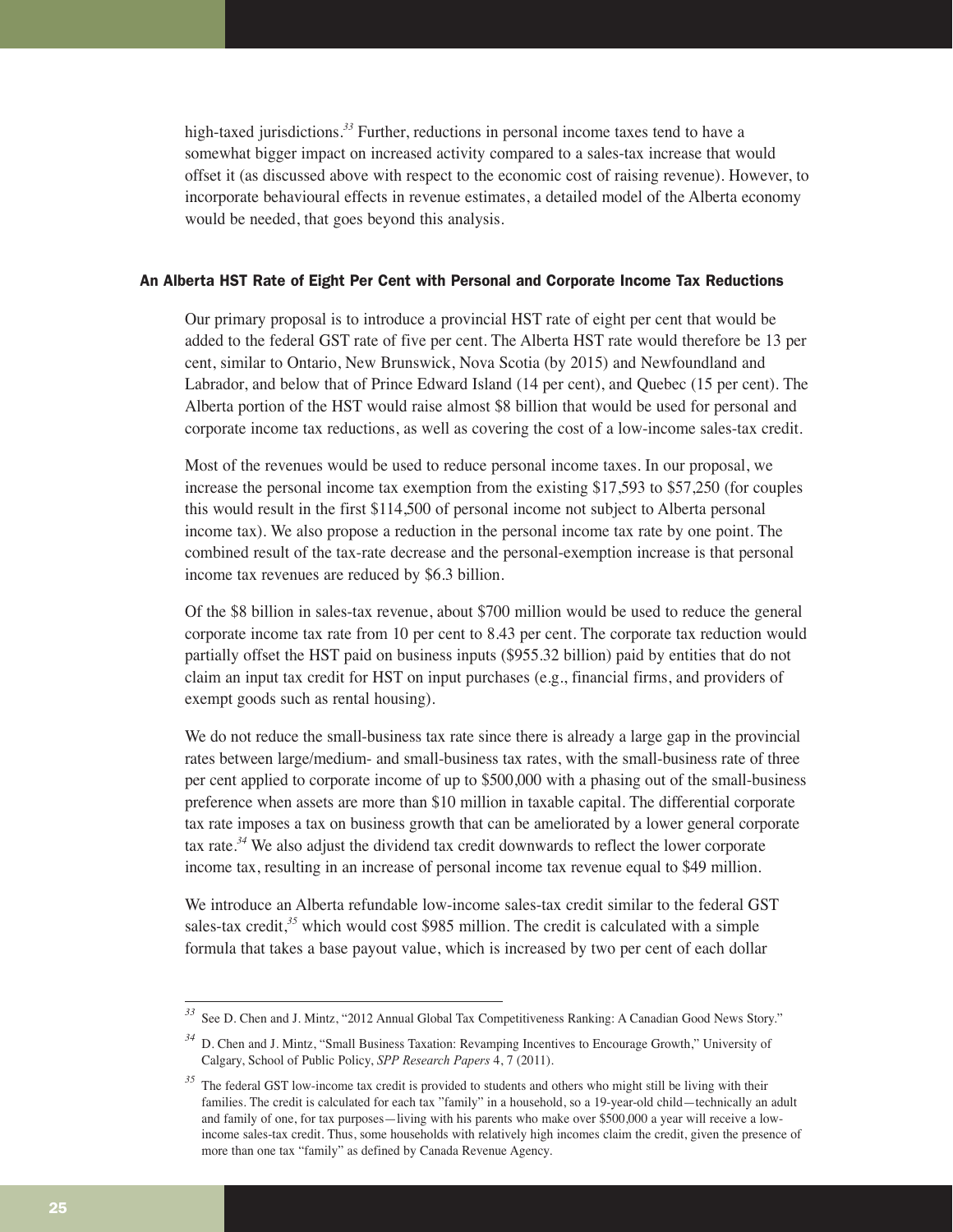high-taxed jurisdictions.[33] Further, reductions in personal income taxes tend to have a somewhat bigger impact on increased activity compared to a sales-tax increase that would offset it (as discussed above with respect to the economic cost of raising revenue). However, to incorporate behavioural effects in revenue estimates, a detailed model of the Alberta economy would be needed, that goes beyond this analysis.

### An Alberta HST Rate of Eight Per Cent with Personal and Corporate Income Tax Reductions

Our primary proposal is to introduce a provincial HST rate of eight per cent that would be added to the federal GST rate of five per cent. The Alberta HST rate would therefore be 13 per cent, similar to Ontario, New Brunswick, Nova Scotia (by 2015) and Newfoundland and Labrador, and below that of Prince Edward Island (14 per cent), and Quebec (15 per cent). The Alberta portion of the HST would raise almost $8 billion that would be used for personal and corporate income tax reductions, as well as covering the cost of a low-income sales-tax credit.

Most of the revenues would be used to reduce personal income taxes. In our proposal, we increase the personal income tax exemption from the existing $17,593 to $57,250 (for couples this would result in the first $114,500 of personal income not subject to Alberta personal income tax). We also propose a reduction in the personal income tax rate by one point. The combined result of the tax-rate decrease and the personal-exemption increase is that personal income tax revenues are reduced by $6.3 billion.

Of the $8 billion in sales-tax revenue, about $700 million would be used to reduce the general corporate income tax rate from 10 per cent to 8.43 per cent. The corporate tax reduction would partially offset the HST paid on business inputs ($955.32 billion) paid by entities that do not claim an input tax credit for HST on input purchases (e.g., financial firms, and providers of exempt goods such as rental housing).

We do not reduce the small-business tax rate since there is already a large gap in the provincial rates between large/medium- and small-business tax rates, with the small-business rate of three per cent applied to corporate income of up to $500,000 with a phasing out of the small-business preference when assets are more than $10 million in taxable capital. The differential corporate tax rate imposes a tax on business growth that can be ameliorated by a lower general corporate tax rate.[34] We also adjust the dividend tax credit downwards to reflect the lower corporate income tax, resulting in an increase of personal income tax revenue equal to $49 million.

We introduce an Alberta refundable low-income sales-tax credit similar to the federal GST sales-tax credit,[35] which would cost $985 million. The credit is calculated with a simple formula that takes a base payout value, which is increased by two per cent of each dollar

---

[33] See D. Chen and J. Mintz, "2012 Annual Global Tax Competitiveness Ranking: A Canadian Good News Story."

[34] D. Chen and J. Mintz, "Small Business Taxation: Revamping Incentives to Encourage Growth," University of Calgary, School of Public Policy, *SPP Research Papers* 4, 7 (2011).

[35] The federal GST low-income tax credit is provided to students and others who might still be living with their families. The credit is calculated for each tax "family" in a household, so a 19-year-old child—technically an adult and family of one, for tax purposes—living with his parents who make over $500,000 a year will receive a low-income sales-tax credit. Thus, some households with relatively high incomes claim the credit, given the presence of more than one tax "family" as defined by Canada Revenue Agency.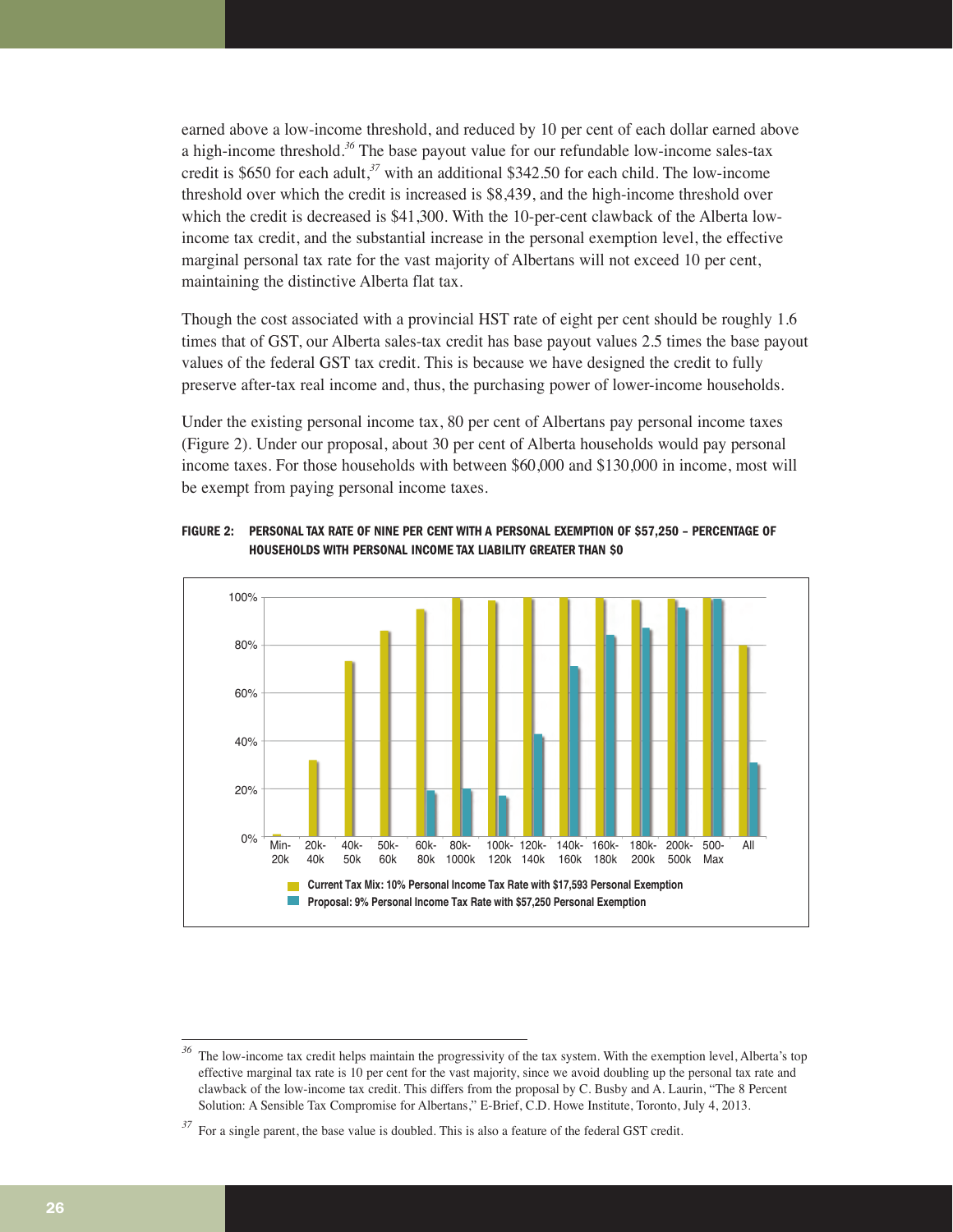earned above a low-income threshold, and reduced by 10 per cent of each dollar earned above a high-income threshold.[36] The base payout value for our refundable low-income sales-tax credit is $650 for each adult,[37] with an additional $342.50 for each child. The low-income threshold over which the credit is increased is $8,439, and the high-income threshold over which the credit is decreased is $41,300. With the 10-per-cent clawback of the Alberta low-income tax credit, and the substantial increase in the personal exemption level, the effective marginal personal tax rate for the vast majority of Albertans will not exceed 10 per cent, maintaining the distinctive Alberta flat tax.

Though the cost associated with a provincial HST rate of eight per cent should be roughly 1.6 times that of GST, our Alberta sales-tax credit has base payout values 2.5 times the base payout values of the federal GST tax credit. This is because we have designed the credit to fully preserve after-tax real income and, thus, the purchasing power of lower-income households.

Under the existing personal income tax, 80 per cent of Albertans pay personal income taxes (Figure 2). Under our proposal, about 30 per cent of Alberta households would pay personal income taxes. For those households with between $60,000 and $130,000 in income, most will be exempt from paying personal income taxes.

**FIGURE 2: PERSONAL TAX RATE OF NINE PER CENT WITH A PERSONAL EXEMPTION OF $57,250 – PERCENTAGE OF HOUSEHOLDS WITH PERSONAL INCOME TAX LIABILITY GREATER THAN $0**

Current Tax Mix: 10% Personal Income Tax Rate with $17,593 Personal Exemption

Proposal: 9% Personal Income Tax Rate with $57,250 Personal Exemption

---

[36] The low-income tax credit helps maintain the progressivity of the tax system. With the exemption level, Alberta's top effective marginal tax rate is 10 per cent for the vast majority, since we avoid doubling up the personal tax rate and clawback of the low-income tax credit. This differs from the proposal by C. Busby and A. Laurin, "The 8 Percent Solution: A Sensible Tax Compromise for Albertans," E-Brief, C.D. Howe Institute, Toronto, July 4, 2013.

[37] For a single parent, the base value is doubled. This is also a feature of the federal GST credit.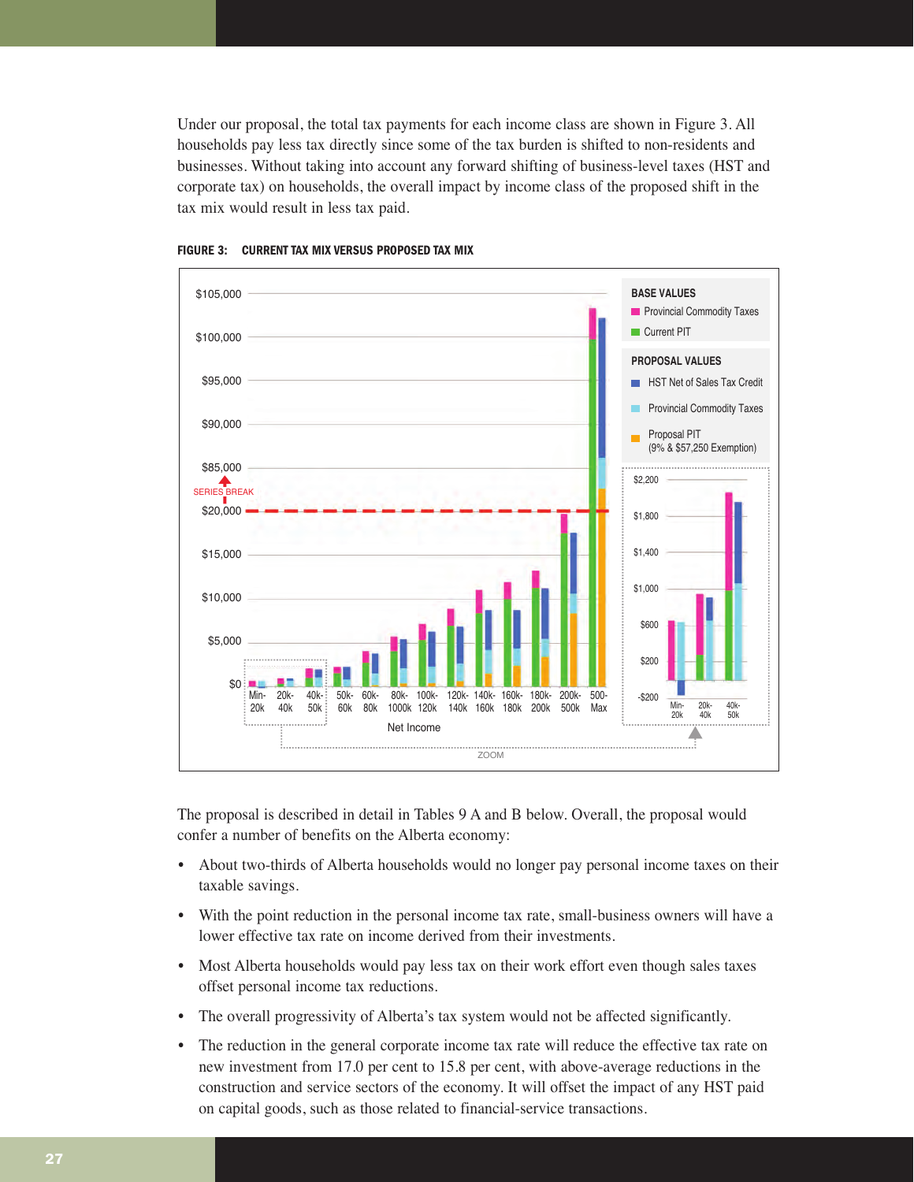Under our proposal, the total tax payments for each income class are shown in Figure 3. All households pay less tax directly since some of the tax burden is shifted to non-residents and businesses. Without taking into account any forward shifting of business-level taxes (HST and corporate tax) on households, the overall impact by income class of the proposed shift in the tax mix would result in less tax paid.

**FIGURE 3: CURRENT TAX MIX VERSUS PROPOSED TAX MIX**

The proposal is described in detail in Tables 9 A and B below. Overall, the proposal would confer a number of benefits on the Alberta economy:

- About two-thirds of Alberta households would no longer pay personal income taxes on their taxable savings.
- With the point reduction in the personal income tax rate, small-business owners will have a lower effective tax rate on income derived from their investments.
- Most Alberta households would pay less tax on their work effort even though sales taxes offset personal income tax reductions.
- The overall progressivity of Alberta's tax system would not be affected significantly.
- The reduction in the general corporate income tax rate will reduce the effective tax rate on new investment from 17.0 per cent to 15.8 per cent, with above-average reductions in the construction and service sectors of the economy. It will offset the impact of any HST paid on capital goods, such as those related to financial-service transactions.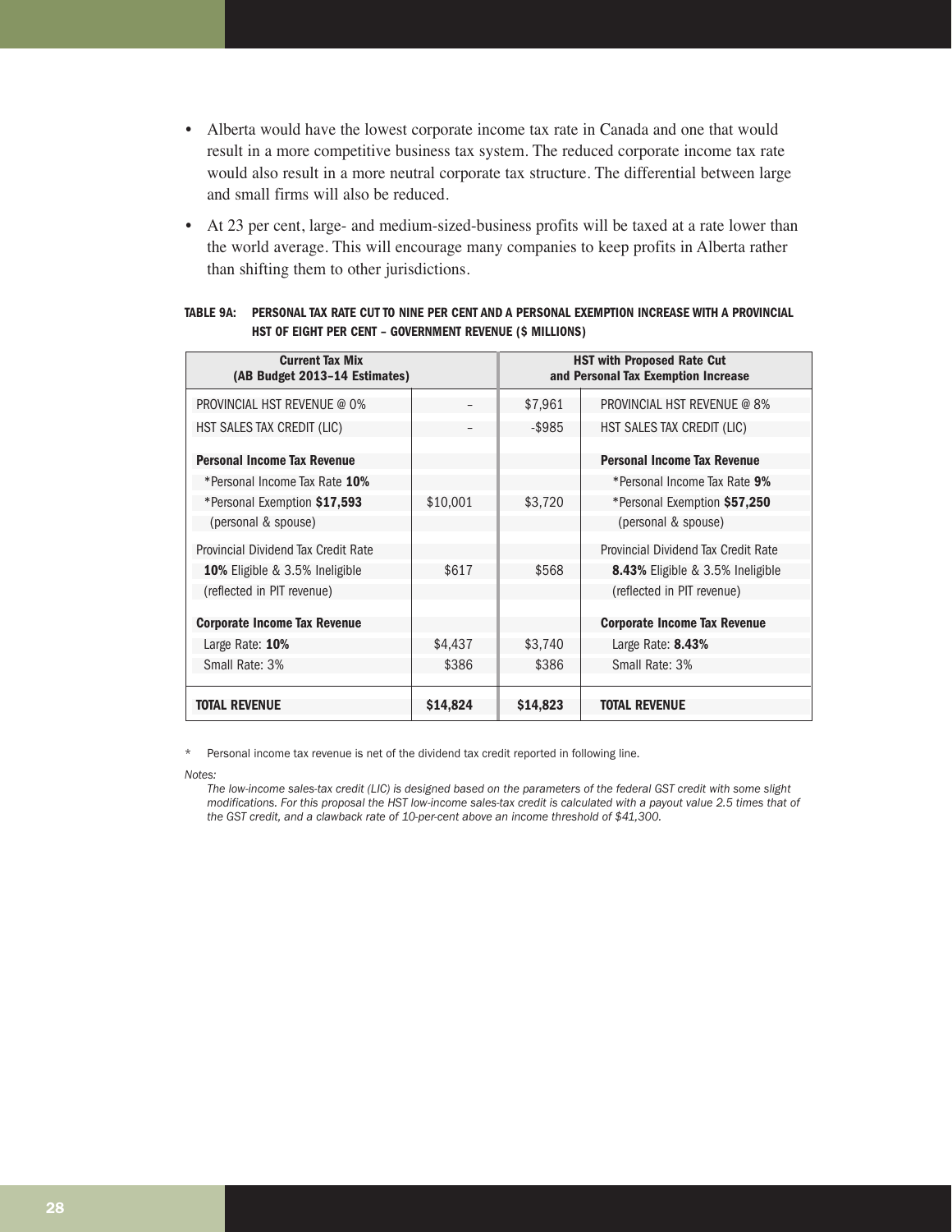- Alberta would have the lowest corporate income tax rate in Canada and one that would result in a more competitive business tax system. The reduced corporate income tax rate would also result in a more neutral corporate tax structure. The differential between large and small firms will also be reduced.
- At 23 per cent, large- and medium-sized-business profits will be taxed at a rate lower than the world average. This will encourage many companies to keep profits in Alberta rather than shifting them to other jurisdictions.

**TABLE 9A: PERSONAL TAX RATE CUT TO NINE PER CENT AND A PERSONAL EXEMPTION INCREASE WITH A PROVINCIAL HST OF EIGHT PER CENT – GOVERNMENT REVENUE ($ MILLIONS)**

| Current Tax Mix (AB Budget 2013–14 Estimates) | | HST with Proposed Rate Cut and Personal Tax Exemption Increase | |
|---|---|---|---|
| PROVINCIAL HST REVENUE @ 0% | – | $7,961 | PROVINCIAL HST REVENUE @ 8% |
| HST SALES TAX CREDIT (LIC) | – | -$985 | HST SALES TAX CREDIT (LIC) |
| **Personal Income Tax Revenue** | | | **Personal Income Tax Revenue** |
| *Personal Income Tax Rate **10%** | | | *Personal Income Tax Rate **9%** |
| *Personal Exemption **$17,593** (personal & spouse) | $10,001 | $3,720 | *Personal Exemption **$57,250** (personal & spouse) |
| Provincial Dividend Tax Credit Rate | | | Provincial Dividend Tax Credit Rate |
| **10%** Eligible & 3.5% Ineligible (reflected in PIT revenue) | $617 | $568 | **8.43%** Eligible & 3.5% Ineligible (reflected in PIT revenue) |
| **Corporate Income Tax Revenue** | | | **Corporate Income Tax Revenue** |
| Large Rate: **10%** | $4,437 | $3,740 | Large Rate: **8.43%** |
| Small Rate: 3% | $386 | $386 | Small Rate: 3% |
| **TOTAL REVENUE** | **$14,824** | **$14,823** | **TOTAL REVENUE** |

\* Personal income tax revenue is net of the dividend tax credit reported in following line.

*Notes:*

*The low-income sales-tax credit (LIC) is designed based on the parameters of the federal GST credit with some slight modifications. For this proposal the HST low-income sales-tax credit is calculated with a payout value 2.5 times that of the GST credit, and a clawback rate of 10-per-cent above an income threshold of $41,300.*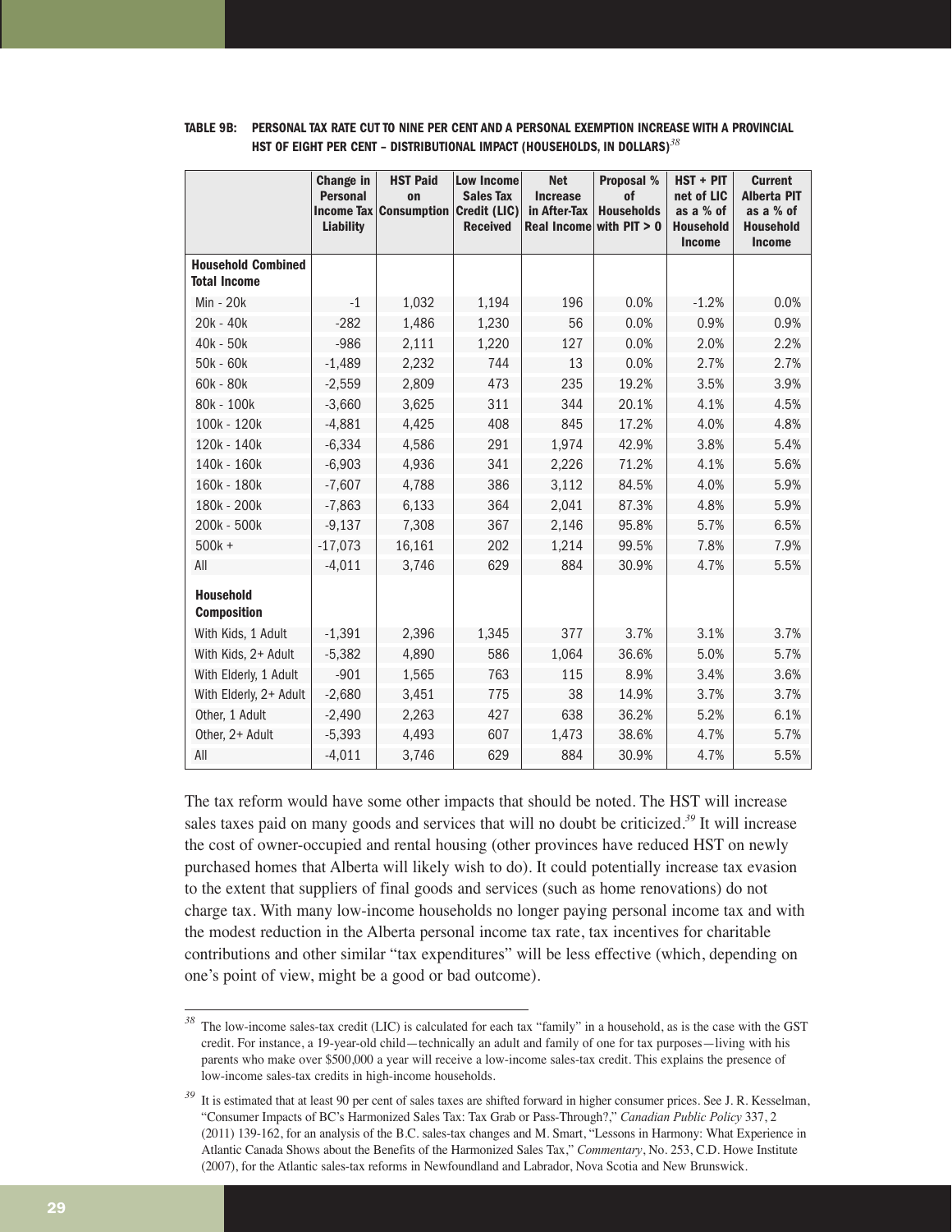**TABLE 9B: PERSONAL TAX RATE CUT TO NINE PER CENT AND A PERSONAL EXEMPTION INCREASE WITH A PROVINCIAL HST OF EIGHT PER CENT – DISTRIBUTIONAL IMPACT (HOUSEHOLDS, IN DOLLARS)**[38]

| | Change in Personal Income Tax Liability | HST Paid on Consumption | Low Income Sales Tax Credit (LIC) Received | Net Increase in After-Tax Real Income | Proposal % of Households with PIT > 0 | HST + PIT net of LIC as a % of Household Income | Current Alberta PIT as a % of Household Income |
|---|---|---|---|---|---|---|---|
| **Household Combined Total Income** | | | | | | | |
| Min - 20k | -1 | 1,032 | 1,194 | 196 | 0.0% | -1.2% | 0.0% |
| 20k - 40k | -282 | 1,486 | 1,230 | 56 | 0.0% | 0.9% | 0.9% |
| 40k - 50k | -986 | 2,111 | 1,220 | 127 | 0.0% | 2.0% | 2.2% |
| 50k - 60k | -1,489 | 2,232 | 744 | 13 | 0.0% | 2.7% | 2.7% |
| 60k - 80k | -2,559 | 2,809 | 473 | 235 | 19.2% | 3.5% | 3.9% |
| 80k - 100k | -3,660 | 3,625 | 311 | 344 | 20.1% | 4.1% | 4.5% |
| 100k - 120k | -4,881 | 4,425 | 408 | 845 | 17.2% | 4.0% | 4.8% |
| 120k - 140k | -6,334 | 4,586 | 291 | 1,974 | 42.9% | 3.8% | 5.4% |
| 140k - 160k | -6,903 | 4,936 | 341 | 2,226 | 71.2% | 4.1% | 5.6% |
| 160k - 180k | -7,607 | 4,788 | 386 | 3,112 | 84.5% | 4.0% | 5.9% |
| 180k - 200k | -7,863 | 6,133 | 364 | 2,041 | 87.3% | 4.8% | 5.9% |
| 200k - 500k | -9,137 | 7,308 | 367 | 2,146 | 95.8% | 5.7% | 6.5% |
| 500k + | -17,073 | 16,161 | 202 | 1,214 | 99.5% | 7.8% | 7.9% |
| All | -4,011 | 3,746 | 629 | 884 | 30.9% | 4.7% | 5.5% |
| **Household Composition** | | | | | | | |
| With Kids, 1 Adult | -1,391 | 2,396 | 1,345 | 377 | 3.7% | 3.1% | 3.7% |
| With Kids, 2+ Adult | -5,382 | 4,890 | 586 | 1,064 | 36.6% | 5.0% | 5.7% |
| With Elderly, 1 Adult | -901 | 1,565 | 763 | 115 | 8.9% | 3.4% | 3.6% |
| With Elderly, 2+ Adult | -2,680 | 3,451 | 775 | 38 | 14.9% | 3.7% | 3.7% |
| Other, 1 Adult | -2,490 | 2,263 | 427 | 638 | 36.2% | 5.2% | 6.1% |
| Other, 2+ Adult | -5,393 | 4,493 | 607 | 1,473 | 38.6% | 4.7% | 5.7% |
| All | -4,011 | 3,746 | 629 | 884 | 30.9% | 4.7% | 5.5% |

The tax reform would have some other impacts that should be noted. The HST will increase sales taxes paid on many goods and services that will no doubt be criticized.[39] It will increase the cost of owner-occupied and rental housing (other provinces have reduced HST on newly purchased homes that Alberta will likely wish to do). It could potentially increase tax evasion to the extent that suppliers of final goods and services (such as home renovations) do not charge tax. With many low-income households no longer paying personal income tax and with the modest reduction in the Alberta personal income tax rate, tax incentives for charitable contributions and other similar "tax expenditures" will be less effective (which, depending on one's point of view, might be a good or bad outcome).

---

[38] The low-income sales-tax credit (LIC) is calculated for each tax "family" in a household, as is the case with the GST credit. For instance, a 19-year-old child—technically an adult and family of one for tax purposes—living with his parents who make over $500,000 a year will receive a low-income sales-tax credit. This explains the presence of low-income sales-tax credits in high-income households.

[39] It is estimated that at least 90 per cent of sales taxes are shifted forward in higher consumer prices. See J. R. Kesselman, "Consumer Impacts of BC's Harmonized Sales Tax: Tax Grab or Pass-Through?," *Canadian Public Policy* 337, 2 (2011) 139-162, for an analysis of the B.C. sales-tax changes and M. Smart, "Lessons in Harmony: What Experience in Atlantic Canada Shows about the Benefits of the Harmonized Sales Tax," *Commentary*, No. 253, C.D. Howe Institute (2007), for the Atlantic sales-tax reforms in Newfoundland and Labrador, Nova Scotia and New Brunswick.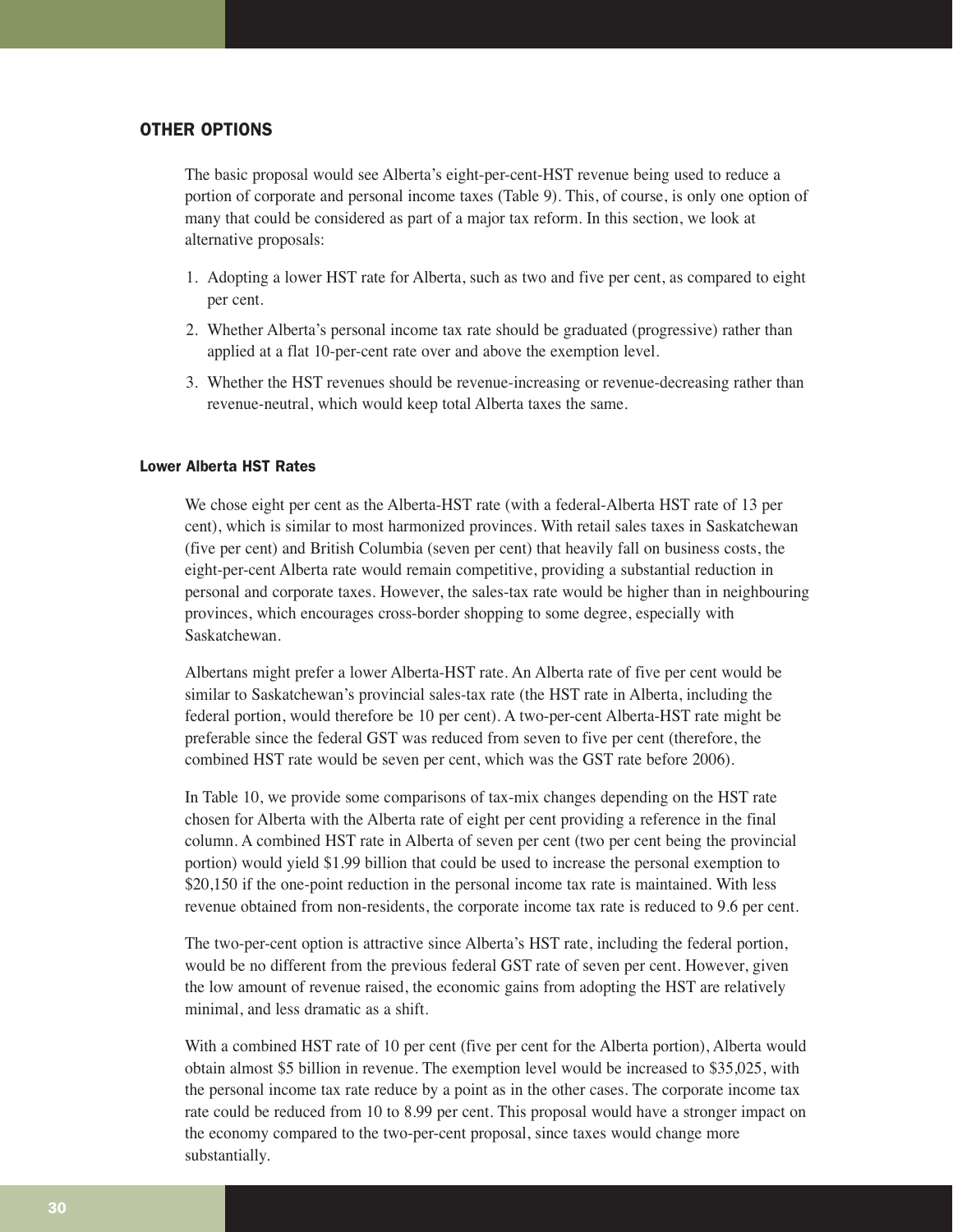## OTHER OPTIONS

The basic proposal would see Alberta's eight-per-cent-HST revenue being used to reduce a portion of corporate and personal income taxes (Table 9). This, of course, is only one option of many that could be considered as part of a major tax reform. In this section, we look at alternative proposals:

1. Adopting a lower HST rate for Alberta, such as two and five per cent, as compared to eight per cent.
2. Whether Alberta's personal income tax rate should be graduated (progressive) rather than applied at a flat 10-per-cent rate over and above the exemption level.
3. Whether the HST revenues should be revenue-increasing or revenue-decreasing rather than revenue-neutral, which would keep total Alberta taxes the same.

### Lower Alberta HST Rates

We chose eight per cent as the Alberta-HST rate (with a federal-Alberta HST rate of 13 per cent), which is similar to most harmonized provinces. With retail sales taxes in Saskatchewan (five per cent) and British Columbia (seven per cent) that heavily fall on business costs, the eight-per-cent Alberta rate would remain competitive, providing a substantial reduction in personal and corporate taxes. However, the sales-tax rate would be higher than in neighbouring provinces, which encourages cross-border shopping to some degree, especially with Saskatchewan.

Albertans might prefer a lower Alberta-HST rate. An Alberta rate of five per cent would be similar to Saskatchewan's provincial sales-tax rate (the HST rate in Alberta, including the federal portion, would therefore be 10 per cent). A two-per-cent Alberta-HST rate might be preferable since the federal GST was reduced from seven to five per cent (therefore, the combined HST rate would be seven per cent, which was the GST rate before 2006).

In Table 10, we provide some comparisons of tax-mix changes depending on the HST rate chosen for Alberta with the Alberta rate of eight per cent providing a reference in the final column. A combined HST rate in Alberta of seven per cent (two per cent being the provincial portion) would yield $1.99 billion that could be used to increase the personal exemption to $20,150 if the one-point reduction in the personal income tax rate is maintained. With less revenue obtained from non-residents, the corporate income tax rate is reduced to 9.6 per cent.

The two-per-cent option is attractive since Alberta's HST rate, including the federal portion, would be no different from the previous federal GST rate of seven per cent. However, given the low amount of revenue raised, the economic gains from adopting the HST are relatively minimal, and less dramatic as a shift.

With a combined HST rate of 10 per cent (five per cent for the Alberta portion), Alberta would obtain almost $5 billion in revenue. The exemption level would be increased to $35,025, with the personal income tax rate reduce by a point as in the other cases. The corporate income tax rate could be reduced from 10 to 8.99 per cent. This proposal would have a stronger impact on the economy compared to the two-per-cent proposal, since taxes would change more substantially.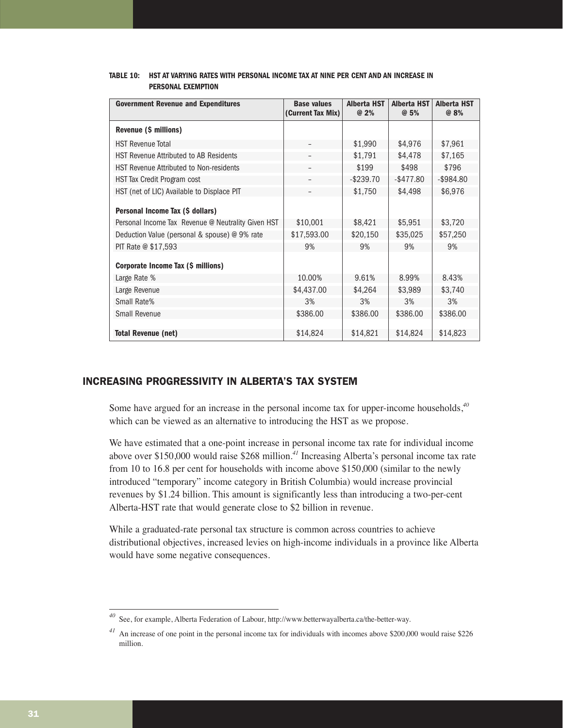**TABLE 10: HST AT VARYING RATES WITH PERSONAL INCOME TAX AT NINE PER CENT AND AN INCREASE IN PERSONAL EXEMPTION**

| Government Revenue and Expenditures | Base values (Current Tax Mix) | Alberta HST @ 2% | Alberta HST @ 5% | Alberta HST @ 8% |
|---|---|---|---|---|
| **Revenue ($ millions)** | | | | |
| HST Revenue Total | – | $1,990 | $4,976 | $7,961 |
| HST Revenue Attributed to AB Residents | – | $1,791 | $4,478 | $7,165 |
| HST Revenue Attributed to Non-residents | – | $199 | $498 | $796 |
| HST Tax Credit Program cost | – | -$239.70 | -$477.80 | -$984.80 |
| HST (net of LIC) Available to Displace PIT | – | $1,750 | $4,498 | $6,976 |
| **Personal Income Tax ($ dollars)** | | | | |
| Personal Income Tax Revenue @ Neutrality Given HST | $10,001 | $8,421 | $5,951 | $3,720 |
| Deduction Value (personal & spouse) @ 9% rate | $17,593.00 | $20,150 | $35,025 | $57,250 |
| PIT Rate @ $17,593 | 9% | 9% | 9% | 9% |
| **Corporate Income Tax ($ millions)** | | | | |
| Large Rate % | 10.00% | 9.61% | 8.99% | 8.43% |
| Large Revenue | $4,437.00 | $4,264 | $3,989 | $3,740 |
| Small Rate% | 3% | 3% | 3% | 3% |
| Small Revenue | $386.00 | $386.00 | $386.00 | $386.00 |
| **Total Revenue (net)** | $14,824 | $14,821 | $14,824 | $14,823 |

## INCREASING PROGRESSIVITY IN ALBERTA'S TAX SYSTEM

Some have argued for an increase in the personal income tax for upper-income households,[40] which can be viewed as an alternative to introducing the HST as we propose.

We have estimated that a one-point increase in personal income tax rate for individual income above over $150,000 would raise $268 million.[41] Increasing Alberta's personal income tax rate from 10 to 16.8 per cent for households with income above $150,000 (similar to the newly introduced "temporary" income category in British Columbia) would increase provincial revenues by $1.24 billion. This amount is significantly less than introducing a two-per-cent Alberta-HST rate that would generate close to $2 billion in revenue.

While a graduated-rate personal tax structure is common across countries to achieve distributional objectives, increased levies on high-income individuals in a province like Alberta would have some negative consequences.

---

[40] See, for example, Alberta Federation of Labour, http://www.betterwayalberta.ca/the-better-way.

[41] An increase of one point in the personal income tax for individuals with incomes above $200,000 would raise $226 million.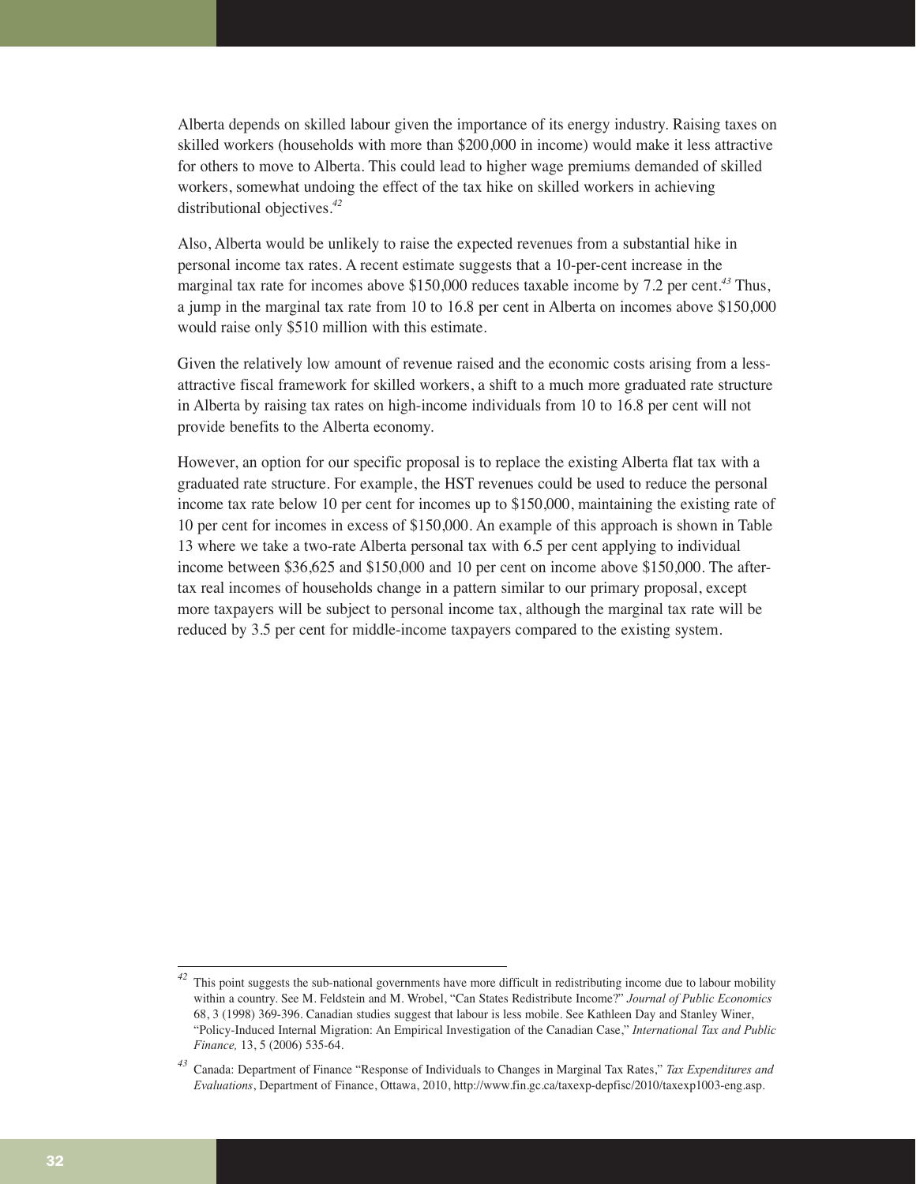Alberta depends on skilled labour given the importance of its energy industry. Raising taxes on skilled workers (households with more than $200,000 in income) would make it less attractive for others to move to Alberta. This could lead to higher wage premiums demanded of skilled workers, somewhat undoing the effect of the tax hike on skilled workers in achieving distributional objectives.[42]

Also, Alberta would be unlikely to raise the expected revenues from a substantial hike in personal income tax rates. A recent estimate suggests that a 10-per-cent increase in the marginal tax rate for incomes above $150,000 reduces taxable income by 7.2 per cent.[43] Thus, a jump in the marginal tax rate from 10 to 16.8 per cent in Alberta on incomes above $150,000 would raise only $510 million with this estimate.

Given the relatively low amount of revenue raised and the economic costs arising from a less-attractive fiscal framework for skilled workers, a shift to a much more graduated rate structure in Alberta by raising tax rates on high-income individuals from 10 to 16.8 per cent will not provide benefits to the Alberta economy.

However, an option for our specific proposal is to replace the existing Alberta flat tax with a graduated rate structure. For example, the HST revenues could be used to reduce the personal income tax rate below 10 per cent for incomes up to $150,000, maintaining the existing rate of 10 per cent for incomes in excess of $150,000. An example of this approach is shown in Table 13 where we take a two-rate Alberta personal tax with 6.5 per cent applying to individual income between $36,625 and $150,000 and 10 per cent on income above $150,000. The after-tax real incomes of households change in a pattern similar to our primary proposal, except more taxpayers will be subject to personal income tax, although the marginal tax rate will be reduced by 3.5 per cent for middle-income taxpayers compared to the existing system.

---

[42] This point suggests the sub-national governments have more difficult in redistributing income due to labour mobility within a country. See M. Feldstein and M. Wrobel, "Can States Redistribute Income?" *Journal of Public Economics* 68, 3 (1998) 369-396. Canadian studies suggest that labour is less mobile. See Kathleen Day and Stanley Winer, "Policy-Induced Internal Migration: An Empirical Investigation of the Canadian Case," *International Tax and Public Finance,* 13, 5 (2006) 535-64.

[43] Canada: Department of Finance "Response of Individuals to Changes in Marginal Tax Rates," *Tax Expenditures and Evaluations*, Department of Finance, Ottawa, 2010, http://www.fin.gc.ca/taxexp-depfisc/2010/taxexp1003-eng.asp.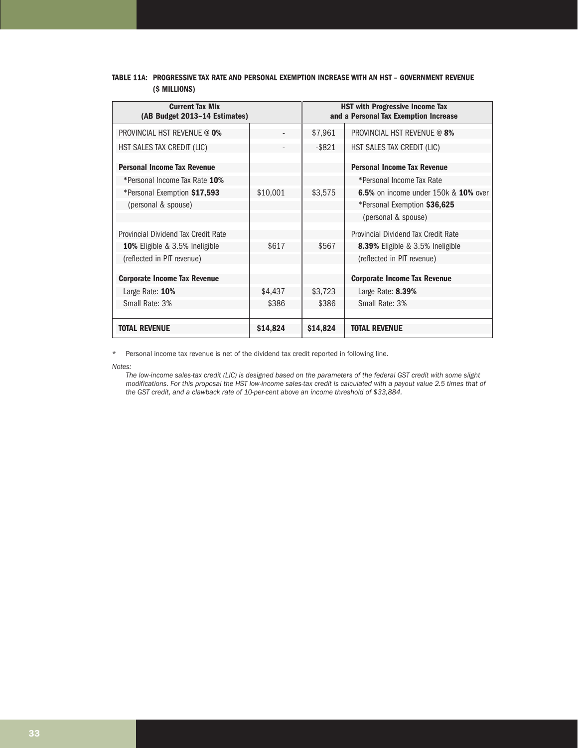**TABLE 11A: PROGRESSIVE TAX RATE AND PERSONAL EXEMPTION INCREASE WITH AN HST – GOVERNMENT REVENUE ($ MILLIONS)**

| **Current Tax Mix (AB Budget 2013–14 Estimates)** | | | **HST with Progressive Income Tax and a Personal Tax Exemption Increase** |
|---|---|---|---|
| PROVINCIAL HST REVENUE @ **0%** | - | $7,961 | PROVINCIAL HST REVENUE @ **8%** |
| HST SALES TAX CREDIT (LIC) | - | -$821 | HST SALES TAX CREDIT (LIC) |
| **Personal Income Tax Revenue** | | | **Personal Income Tax Revenue** |
| *Personal Income Tax Rate **10%** | | | *Personal Income Tax Rate |
| *Personal Exemption **$17,593** | $10,001 | $3,575 | **6.5%** on income under 150k & **10%** over |
| (personal & spouse) | | | *Personal Exemption **$36,625** |
| | | | (personal & spouse) |
| Provincial Dividend Tax Credit Rate | | | Provincial Dividend Tax Credit Rate |
| **10%** Eligible & 3.5% Ineligible | $617 | $567 | **8.39%** Eligible & 3.5% Ineligible |
| (reflected in PIT revenue) | | | (reflected in PIT revenue) |
| **Corporate Income Tax Revenue** | | | **Corporate Income Tax Revenue** |
| Large Rate: **10%** | $4,437 | $3,723 | Large Rate: **8.39%** |
| Small Rate: 3% | $386 | $386 | Small Rate: 3% |
| **TOTAL REVENUE** | **$14,824** | **$14,824** | **TOTAL REVENUE** |

\* Personal income tax revenue is net of the dividend tax credit reported in following line.

*Notes:*

*The low-income sales-tax credit (LIC) is designed based on the parameters of the federal GST credit with some slight modifications. For this proposal the HST low-income sales-tax credit is calculated with a payout value 2.5 times that of the GST credit, and a clawback rate of 10-per-cent above an income threshold of $33,884.*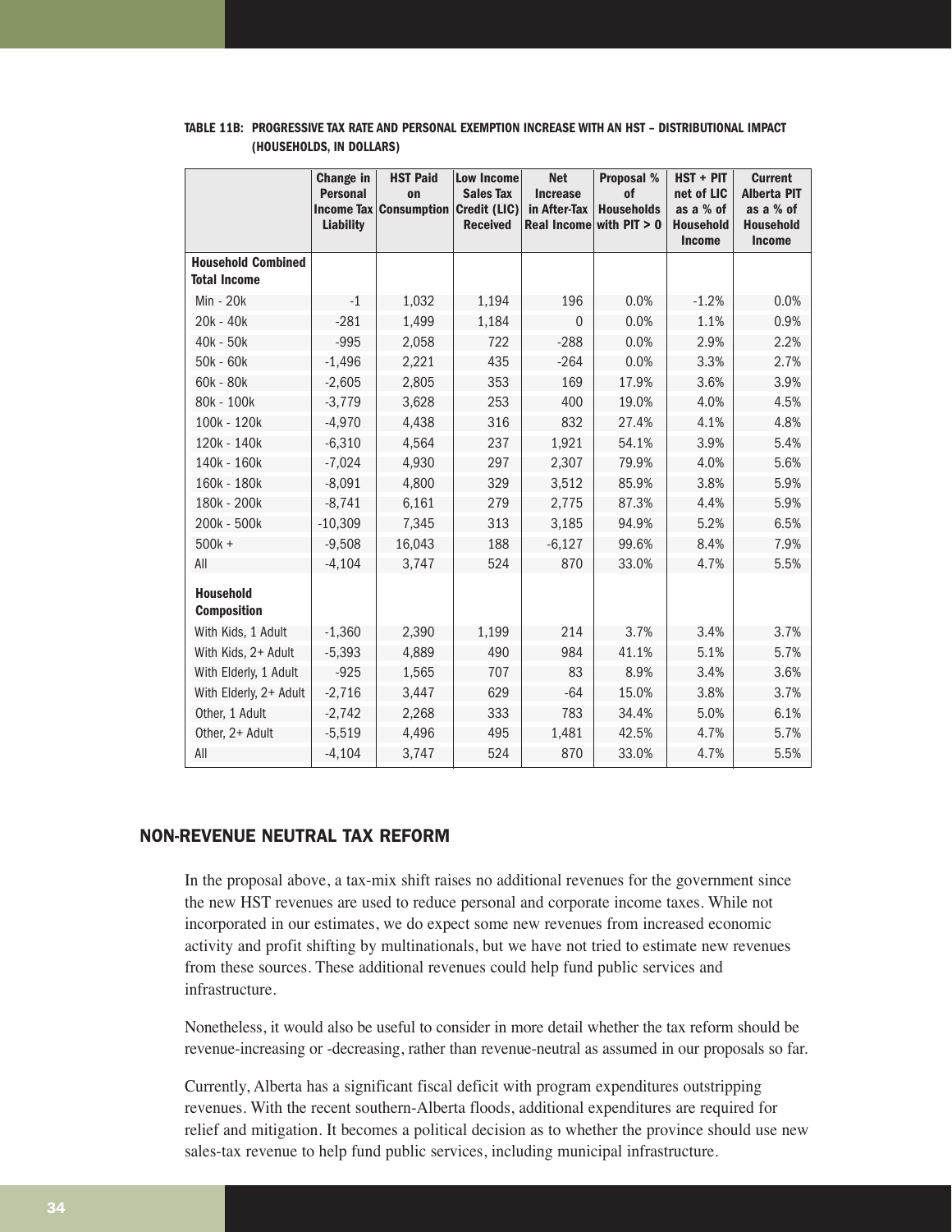**TABLE 11B: PROGRESSIVE TAX RATE AND PERSONAL EXEMPTION INCREASE WITH AN HST – DISTRIBUTIONAL IMPACT (HOUSEHOLDS, IN DOLLARS)**

| | Change in Personal Income Tax Liability | HST Paid on Consumption | Low Income Sales Tax Credit (LIC) Received | Net Increase in After-Tax Real Income | Proposal % of Households with PIT > 0 | HST + PIT net of LIC as a % of Household Income | Current Alberta PIT as a % of Household Income |
|---|---|---|---|---|---|---|---|
| **Household Combined Total Income** | | | | | | | |
| Min - 20k | -1 | 1,032 | 1,194 | 196 | 0.0% | -1.2% | 0.0% |
| 20k - 40k | -281 | 1,499 | 1,184 | 0 | 0.0% | 1.1% | 0.9% |
| 40k - 50k | -995 | 2,058 | 722 | -288 | 0.0% | 2.9% | 2.2% |
| 50k - 60k | -1,496 | 2,221 | 435 | -264 | 0.0% | 3.3% | 2.7% |
| 60k - 80k | -2,605 | 2,805 | 353 | 169 | 17.9% | 3.6% | 3.9% |
| 80k - 100k | -3,779 | 3,628 | 253 | 400 | 19.0% | 4.0% | 4.5% |
| 100k - 120k | -4,970 | 4,438 | 316 | 832 | 27.4% | 4.1% | 4.8% |
| 120k - 140k | -6,310 | 4,564 | 237 | 1,921 | 54.1% | 3.9% | 5.4% |
| 140k - 160k | -7,024 | 4,930 | 297 | 2,307 | 79.9% | 4.0% | 5.6% |
| 160k - 180k | -8,091 | 4,800 | 329 | 3,512 | 85.9% | 3.8% | 5.9% |
| 180k - 200k | -8,741 | 6,161 | 279 | 2,775 | 87.3% | 4.4% | 5.9% |
| 200k - 500k | -10,309 | 7,345 | 313 | 3,185 | 94.9% | 5.2% | 6.5% |
| 500k + | -9,508 | 16,043 | 188 | -6,127 | 99.6% | 8.4% | 7.9% |
| All | -4,104 | 3,747 | 524 | 870 | 33.0% | 4.7% | 5.5% |
| **Household Composition** | | | | | | | |
| With Kids, 1 Adult | -1,360 | 2,390 | 1,199 | 214 | 3.7% | 3.4% | 3.7% |
| With Kids, 2+ Adult | -5,393 | 4,889 | 490 | 984 | 41.1% | 5.1% | 5.7% |
| With Elderly, 1 Adult | -925 | 1,565 | 707 | 83 | 8.9% | 3.4% | 3.6% |
| With Elderly, 2+ Adult | -2,716 | 3,447 | 629 | -64 | 15.0% | 3.8% | 3.7% |
| Other, 1 Adult | -2,742 | 2,268 | 333 | 783 | 34.4% | 5.0% | 6.1% |
| Other, 2+ Adult | -5,519 | 4,496 | 495 | 1,481 | 42.5% | 4.7% | 5.7% |
| All | -4,104 | 3,747 | 524 | 870 | 33.0% | 4.7% | 5.5% |

## NON-REVENUE NEUTRAL TAX REFORM

In the proposal above, a tax-mix shift raises no additional revenues for the government since the new HST revenues are used to reduce personal and corporate income taxes. While not incorporated in our estimates, we do expect some new revenues from increased economic activity and profit shifting by multinationals, but we have not tried to estimate new revenues from these sources. These additional revenues could help fund public services and infrastructure.

Nonetheless, it would also be useful to consider in more detail whether the tax reform should be revenue-increasing or -decreasing, rather than revenue-neutral as assumed in our proposals so far.

Currently, Alberta has a significant fiscal deficit with program expenditures outstripping revenues. With the recent southern-Alberta floods, additional expenditures are required for relief and mitigation. It becomes a political decision as to whether the province should use new sales-tax revenue to help fund public services, including municipal infrastructure.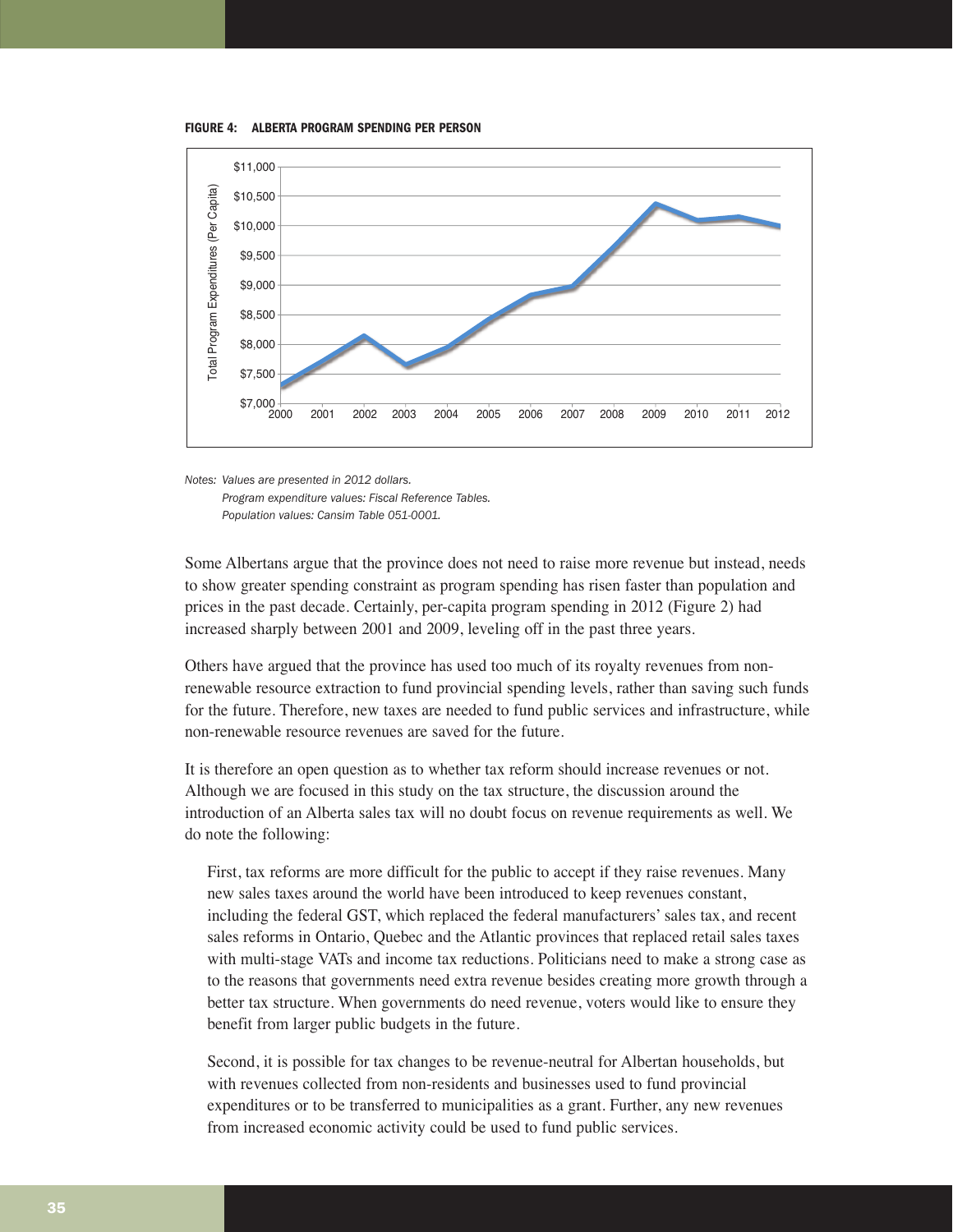**FIGURE 4: ALBERTA PROGRAM SPENDING PER PERSON**

*Notes: Values are presented in 2012 dollars.*
*Program expenditure values: Fiscal Reference Tables.*
*Population values: Cansim Table 051-0001.*

Some Albertans argue that the province does not need to raise more revenue but instead, needs to show greater spending constraint as program spending has risen faster than population and prices in the past decade. Certainly, per-capita program spending in 2012 (Figure 2) had increased sharply between 2001 and 2009, leveling off in the past three years.

Others have argued that the province has used too much of its royalty revenues from non-renewable resource extraction to fund provincial spending levels, rather than saving such funds for the future. Therefore, new taxes are needed to fund public services and infrastructure, while non-renewable resource revenues are saved for the future.

It is therefore an open question as to whether tax reform should increase revenues or not. Although we are focused in this study on the tax structure, the discussion around the introduction of an Alberta sales tax will no doubt focus on revenue requirements as well. We do note the following:

First, tax reforms are more difficult for the public to accept if they raise revenues. Many new sales taxes around the world have been introduced to keep revenues constant, including the federal GST, which replaced the federal manufacturers' sales tax, and recent sales reforms in Ontario, Quebec and the Atlantic provinces that replaced retail sales taxes with multi-stage VATs and income tax reductions. Politicians need to make a strong case as to the reasons that governments need extra revenue besides creating more growth through a better tax structure. When governments do need revenue, voters would like to ensure they benefit from larger public budgets in the future.

Second, it is possible for tax changes to be revenue-neutral for Albertan households, but with revenues collected from non-residents and businesses used to fund provincial expenditures or to be transferred to municipalities as a grant. Further, any new revenues from increased economic activity could be used to fund public services.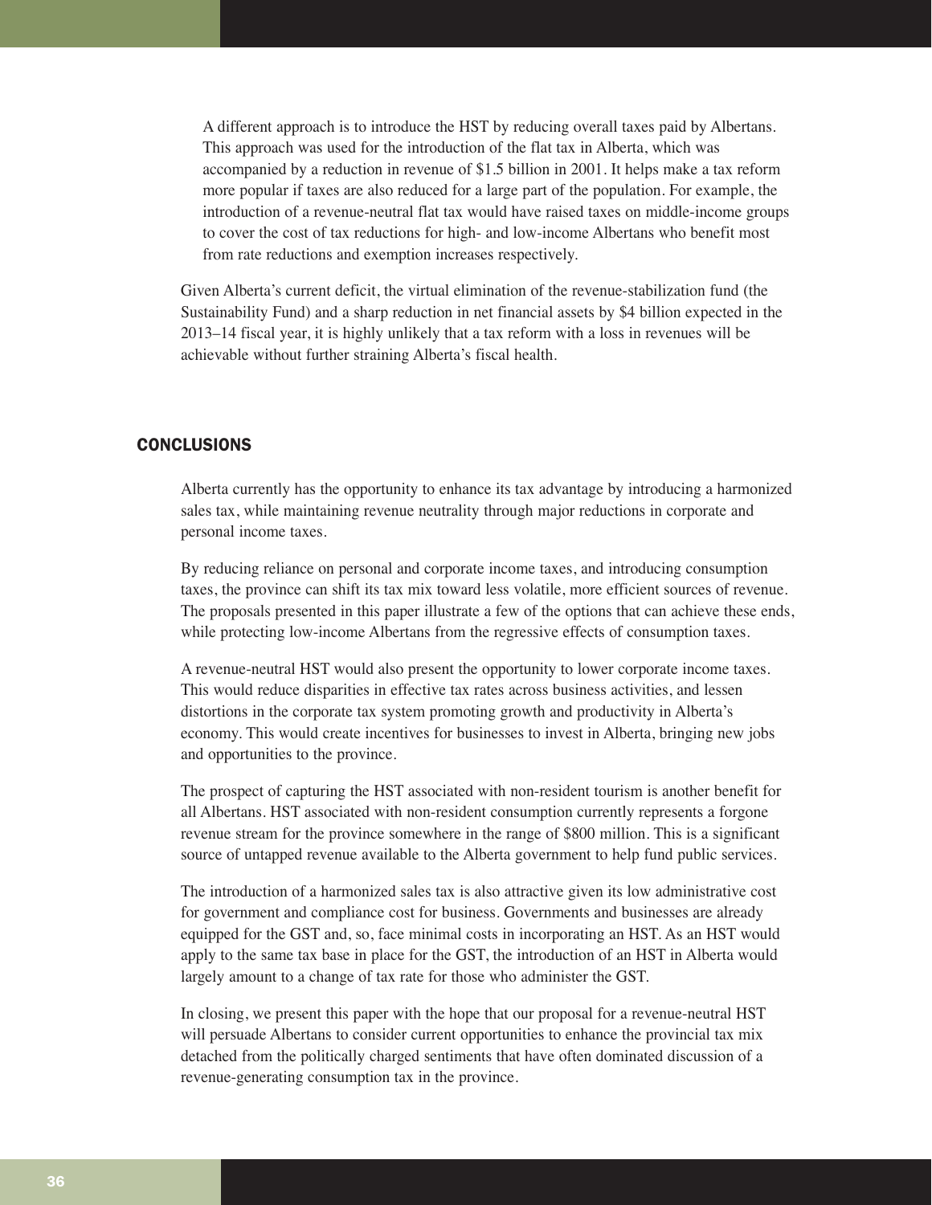A different approach is to introduce the HST by reducing overall taxes paid by Albertans. This approach was used for the introduction of the flat tax in Alberta, which was accompanied by a reduction in revenue of $1.5 billion in 2001. It helps make a tax reform more popular if taxes are also reduced for a large part of the population. For example, the introduction of a revenue-neutral flat tax would have raised taxes on middle-income groups to cover the cost of tax reductions for high- and low-income Albertans who benefit most from rate reductions and exemption increases respectively.

Given Alberta's current deficit, the virtual elimination of the revenue-stabilization fund (the Sustainability Fund) and a sharp reduction in net financial assets by $4 billion expected in the 2013–14 fiscal year, it is highly unlikely that a tax reform with a loss in revenues will be achievable without further straining Alberta's fiscal health.

## CONCLUSIONS

Alberta currently has the opportunity to enhance its tax advantage by introducing a harmonized sales tax, while maintaining revenue neutrality through major reductions in corporate and personal income taxes.

By reducing reliance on personal and corporate income taxes, and introducing consumption taxes, the province can shift its tax mix toward less volatile, more efficient sources of revenue. The proposals presented in this paper illustrate a few of the options that can achieve these ends, while protecting low-income Albertans from the regressive effects of consumption taxes.

A revenue-neutral HST would also present the opportunity to lower corporate income taxes. This would reduce disparities in effective tax rates across business activities, and lessen distortions in the corporate tax system promoting growth and productivity in Alberta's economy. This would create incentives for businesses to invest in Alberta, bringing new jobs and opportunities to the province.

The prospect of capturing the HST associated with non-resident tourism is another benefit for all Albertans. HST associated with non-resident consumption currently represents a forgone revenue stream for the province somewhere in the range of $800 million. This is a significant source of untapped revenue available to the Alberta government to help fund public services.

The introduction of a harmonized sales tax is also attractive given its low administrative cost for government and compliance cost for business. Governments and businesses are already equipped for the GST and, so, face minimal costs in incorporating an HST. As an HST would apply to the same tax base in place for the GST, the introduction of an HST in Alberta would largely amount to a change of tax rate for those who administer the GST.

In closing, we present this paper with the hope that our proposal for a revenue-neutral HST will persuade Albertans to consider current opportunities to enhance the provincial tax mix detached from the politically charged sentiments that have often dominated discussion of a revenue-generating consumption tax in the province.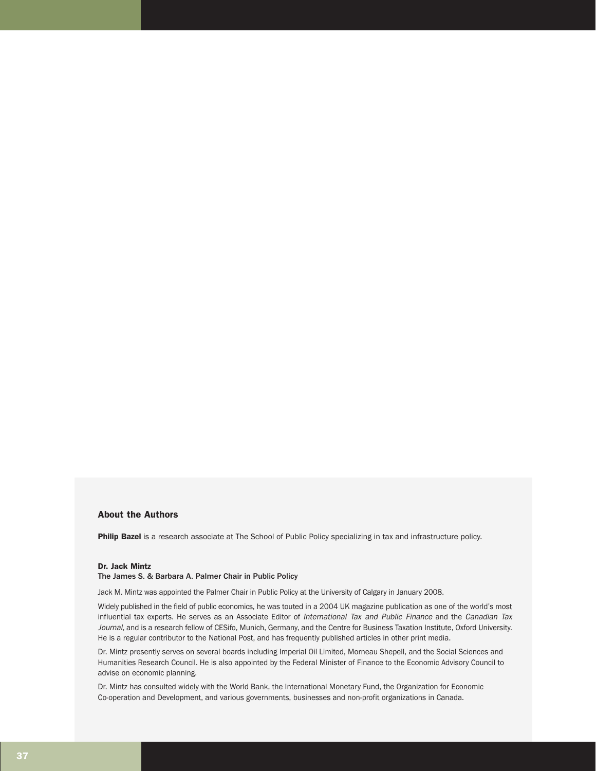## About the Authors

**Philip Bazel** is a research associate at The School of Public Policy specializing in tax and infrastructure policy.

**Dr. Jack Mintz**
**The James S. & Barbara A. Palmer Chair in Public Policy**

Jack M. Mintz was appointed the Palmer Chair in Public Policy at the University of Calgary in January 2008.

Widely published in the field of public economics, he was touted in a 2004 UK magazine publication as one of the world's most influential tax experts. He serves as an Associate Editor of *International Tax and Public Finance* and the *Canadian Tax Journal*, and is a research fellow of CESifo, Munich, Germany, and the Centre for Business Taxation Institute, Oxford University. He is a regular contributor to the National Post, and has frequently published articles in other print media.

Dr. Mintz presently serves on several boards including Imperial Oil Limited, Morneau Shepell, and the Social Sciences and Humanities Research Council. He is also appointed by the Federal Minister of Finance to the Economic Advisory Council to advise on economic planning.

Dr. Mintz has consulted widely with the World Bank, the International Monetary Fund, the Organization for Economic Co-operation and Development, and various governments, businesses and non-profit organizations in Canada.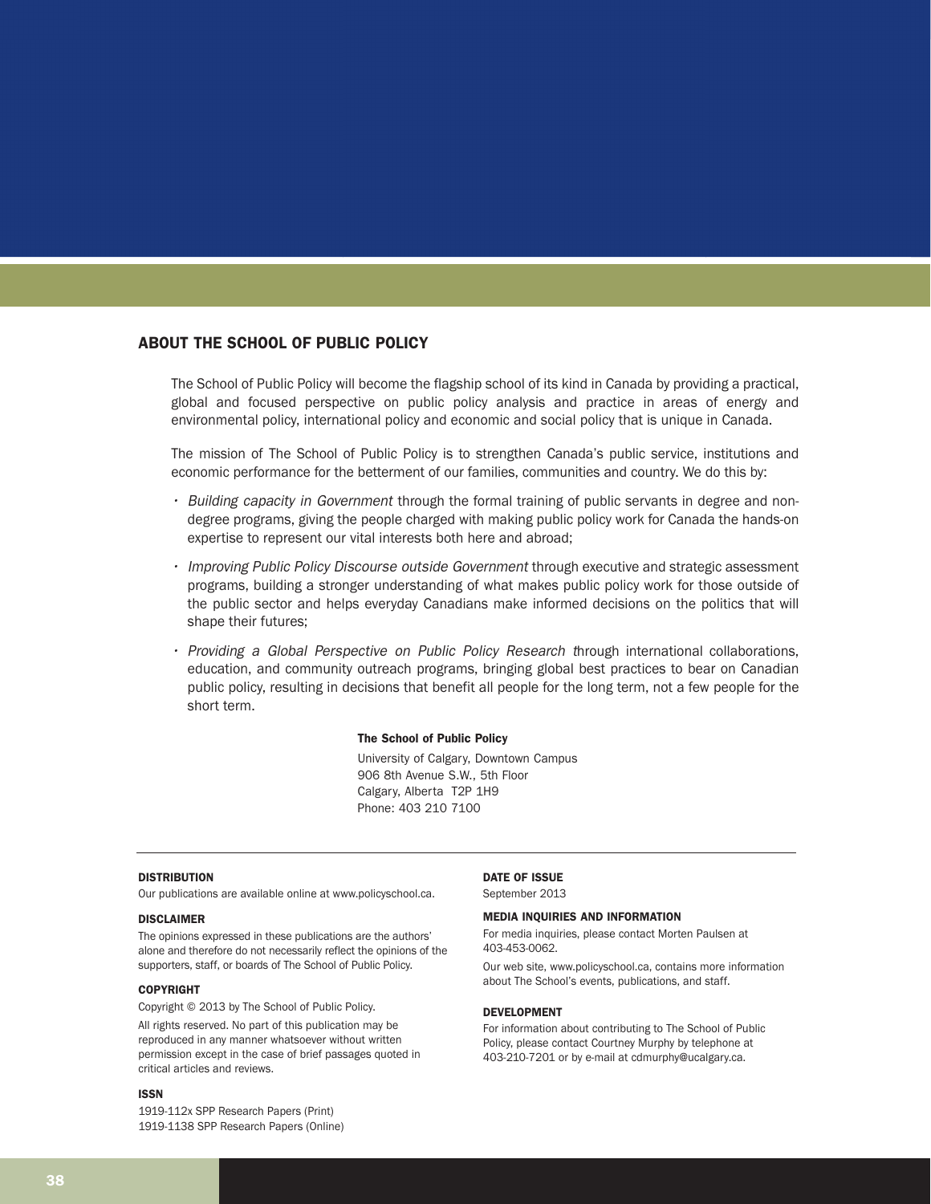## ABOUT THE SCHOOL OF PUBLIC POLICY

The School of Public Policy will become the flagship school of its kind in Canada by providing a practical, global and focused perspective on public policy analysis and practice in areas of energy and environmental policy, international policy and economic and social policy that is unique in Canada.

The mission of The School of Public Policy is to strengthen Canada's public service, institutions and economic performance for the betterment of our families, communities and country. We do this by:

- *Building capacity in Government* through the formal training of public servants in degree and non-degree programs, giving the people charged with making public policy work for Canada the hands-on expertise to represent our vital interests both here and abroad;
- *Improving Public Policy Discourse outside Government* through executive and strategic assessment programs, building a stronger understanding of what makes public policy work for those outside of the public sector and helps everyday Canadians make informed decisions on the politics that will shape their futures;
- *Providing a Global Perspective on Public Policy Research t*hrough international collaborations, education, and community outreach programs, bringing global best practices to bear on Canadian public policy, resulting in decisions that benefit all people for the long term, not a few people for the short term.

**The School of Public Policy**
University of Calgary, Downtown Campus
906 8th Avenue S.W., 5th Floor
Calgary, Alberta T2P 1H9
Phone: 403 210 7100

---

#### DISTRIBUTION

Our publications are available online at www.policyschool.ca.

#### DISCLAIMER

The opinions expressed in these publications are the authors' alone and therefore do not necessarily reflect the opinions of the supporters, staff, or boards of The School of Public Policy.

#### COPYRIGHT

Copyright © 2013 by The School of Public Policy.

All rights reserved. No part of this publication may be reproduced in any manner whatsoever without written permission except in the case of brief passages quoted in critical articles and reviews.

#### ISSN

1919-112x SPP Research Papers (Print)
1919-1138 SPP Research Papers (Online)

#### DATE OF ISSUE

September 2013

#### MEDIA INQUIRIES AND INFORMATION

For media inquiries, please contact Morten Paulsen at 403-453-0062.

Our web site, www.policyschool.ca, contains more information about The School's events, publications, and staff.

#### DEVELOPMENT

For information about contributing to The School of Public Policy, please contact Courtney Murphy by telephone at 403-210-7201 or by e-mail at cdmurphy@ucalgary.ca.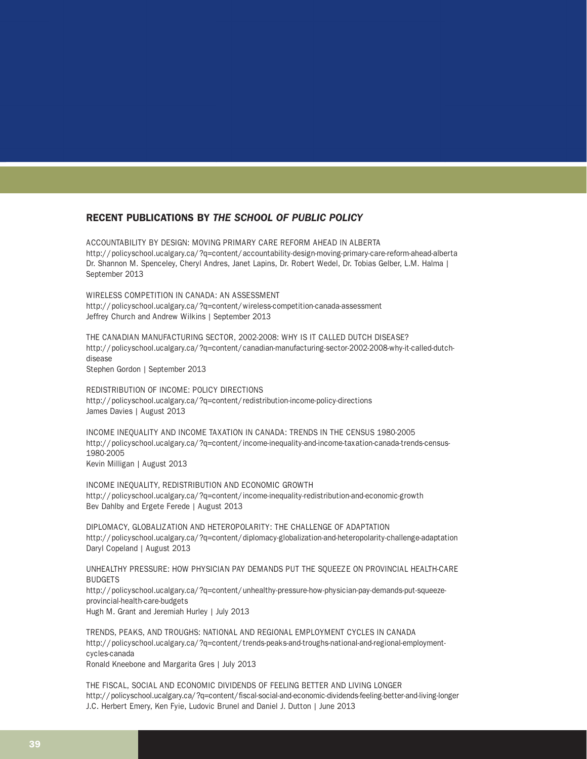## RECENT PUBLICATIONS BY *THE SCHOOL OF PUBLIC POLICY*

ACCOUNTABILITY BY DESIGN: MOVING PRIMARY CARE REFORM AHEAD IN ALBERTA
http://policyschool.ucalgary.ca/?q=content/accountability-design-moving-primary-care-reform-ahead-alberta
Dr. Shannon M. Spenceley, Cheryl Andres, Janet Lapins, Dr. Robert Wedel, Dr. Tobias Gelber, L.M. Halma | September 2013

WIRELESS COMPETITION IN CANADA: AN ASSESSMENT
http://policyschool.ucalgary.ca/?q=content/wireless-competition-canada-assessment
Jeffrey Church and Andrew Wilkins | September 2013

THE CANADIAN MANUFACTURING SECTOR, 2002-2008: WHY IS IT CALLED DUTCH DISEASE?
http://policyschool.ucalgary.ca/?q=content/canadian-manufacturing-sector-2002-2008-why-it-called-dutch-disease
Stephen Gordon | September 2013

REDISTRIBUTION OF INCOME: POLICY DIRECTIONS
http://policyschool.ucalgary.ca/?q=content/redistribution-income-policy-directions
James Davies | August 2013

INCOME INEQUALITY AND INCOME TAXATION IN CANADA: TRENDS IN THE CENSUS 1980-2005
http://policyschool.ucalgary.ca/?q=content/income-inequality-and-income-taxation-canada-trends-census-1980-2005
Kevin Milligan | August 2013

INCOME INEQUALITY, REDISTRIBUTION AND ECONOMIC GROWTH
http://policyschool.ucalgary.ca/?q=content/income-inequality-redistribution-and-economic-growth
Bev Dahlby and Ergete Ferede | August 2013

DIPLOMACY, GLOBALIZATION AND HETEROPOLARITY: THE CHALLENGE OF ADAPTATION
http://policyschool.ucalgary.ca/?q=content/diplomacy-globalization-and-heteropolarity-challenge-adaptation
Daryl Copeland | August 2013

UNHEALTHY PRESSURE: HOW PHYSICIAN PAY DEMANDS PUT THE SQUEEZE ON PROVINCIAL HEALTH-CARE BUDGETS
http://policyschool.ucalgary.ca/?q=content/unhealthy-pressure-how-physician-pay-demands-put-squeeze-provincial-health-care-budgets
Hugh M. Grant and Jeremiah Hurley | July 2013

TRENDS, PEAKS, AND TROUGHS: NATIONAL AND REGIONAL EMPLOYMENT CYCLES IN CANADA
http://policyschool.ucalgary.ca/?q=content/trends-peaks-and-troughs-national-and-regional-employment-cycles-canada
Ronald Kneebone and Margarita Gres | July 2013

THE FISCAL, SOCIAL AND ECONOMIC DIVIDENDS OF FEELING BETTER AND LIVING LONGER
http://policyschool.ucalgary.ca/?q=content/fiscal-social-and-economic-dividends-feeling-better-and-living-longer
J.C. Herbert Emery, Ken Fyie, Ludovic Brunel and Daniel J. Dutton | June 2013